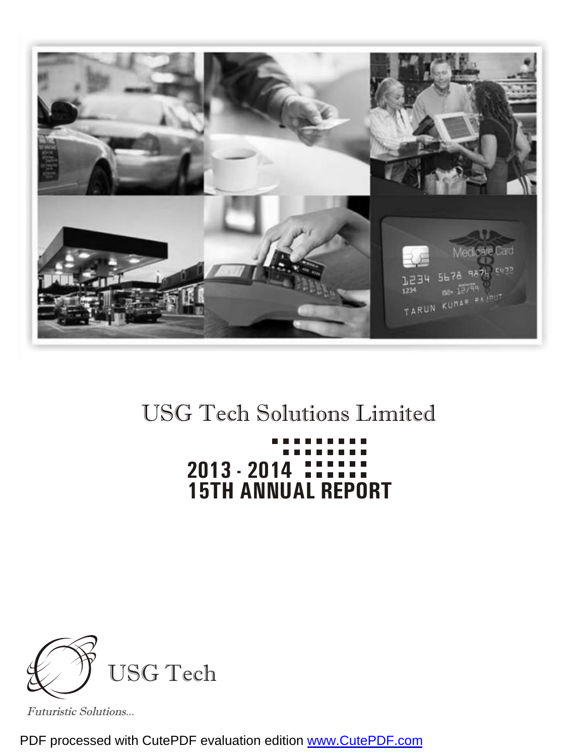# USG Tech Solutions Limited

**2013 - 2014**
**15TH ANNUAL REPORT**

USG Tech

*Futuristic Solutions...*

PDF processed with CutePDF evaluation edition www.CutePDF.com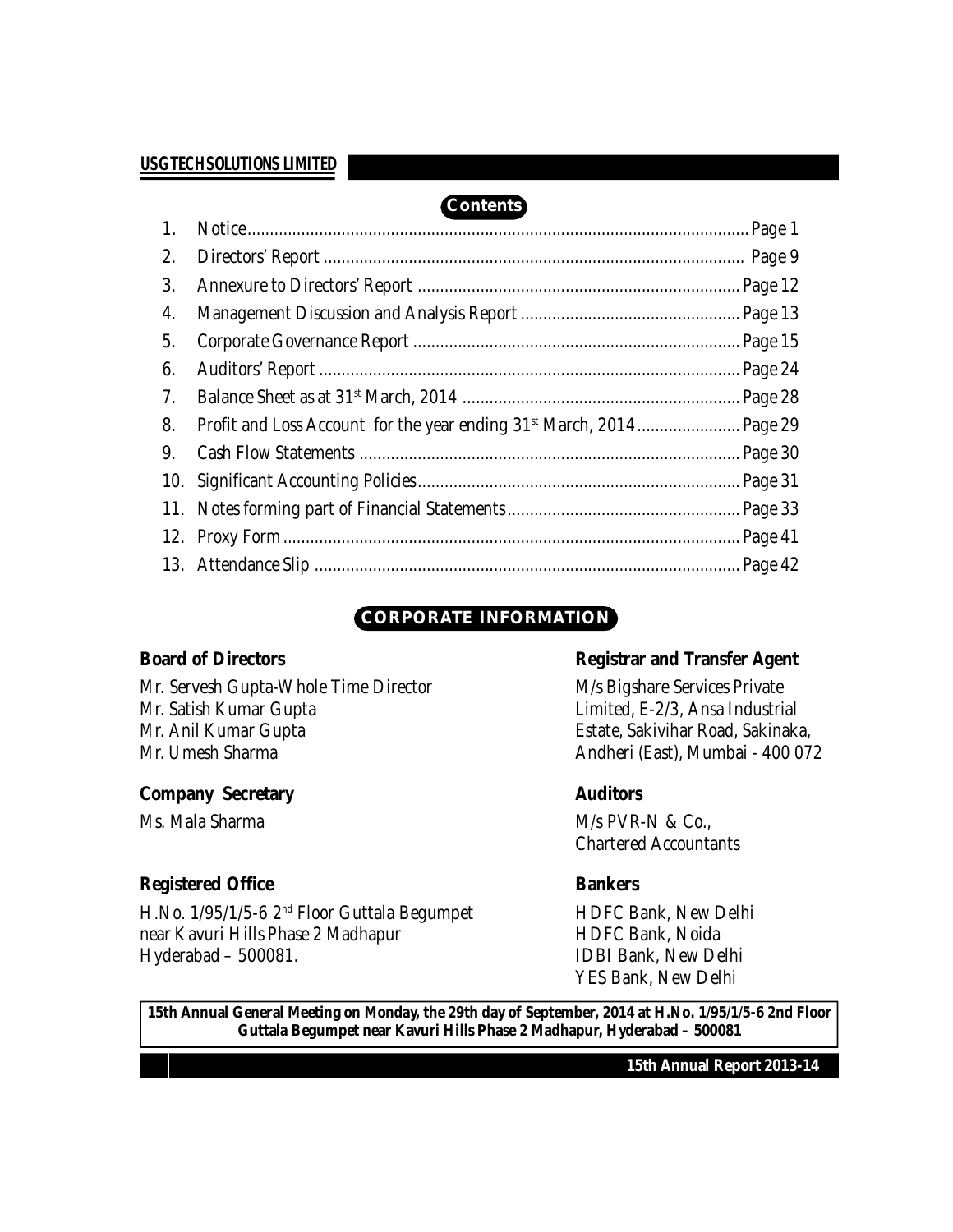## Contents

| | | |
|---|---|---|
| 1. | Notice | Page 1 |
| 2. | Directors' Report | Page 9 |
| 3. | Annexure to Directors' Report | Page 12 |
| 4. | Management Discussion and Analysis Report | Page 13 |
| 5. | Corporate Governance Report | Page 15 |
| 6. | Auditors' Report | Page 24 |
| 7. | Balance Sheet as at 31st March, 2014 | Page 28 |
| 8. | Profit and Loss Account for the year ending 31st March, 2014 | Page 29 |
| 9. | Cash Flow Statements | Page 30 |
| 10. | Significant Accounting Policies | Page 31 |
| 11. | Notes forming part of Financial Statements | Page 33 |
| 12. | Proxy Form | Page 41 |
| 13. | Attendance Slip | Page 42 |

## CORPORATE INFORMATION

**Board of Directors**

Mr. Servesh Gupta-Whole Time Director
Mr. Satish Kumar Gupta
Mr. Anil Kumar Gupta
Mr. Umesh Sharma

**Company Secretary**

Ms. Mala Sharma

**Registered Office**

H.No. 1/95/1/5-6 2nd Floor Guttala Begumpet
near Kavuri Hills Phase 2 Madhapur
Hyderabad – 500081.

**Registrar and Transfer Agent**

M/s Bigshare Services Private Limited, E-2/3, Ansa Industrial Estate, Sakivihar Road, Sakinaka, Andheri (East), Mumbai - 400 072

**Auditors**

M/s PVR-N & Co.,
Chartered Accountants

**Bankers**

HDFC Bank, New Delhi
HDFC Bank, Noida
IDBI Bank, New Delhi
YES Bank, New Delhi

**15th Annual General Meeting on Monday, the 29th day of September, 2014 at H.No. 1/95/1/5-6 2nd Floor Guttala Begumpet near Kavuri Hills Phase 2 Madhapur, Hyderabad – 500081**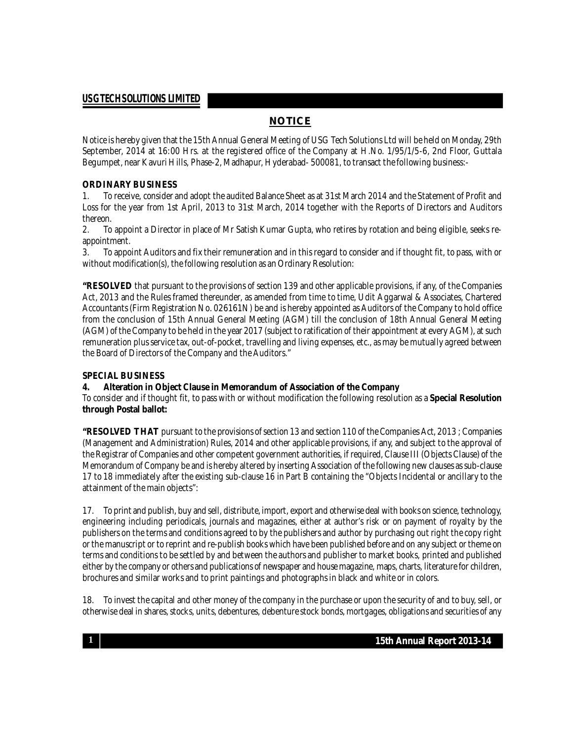## NOTICE

Notice is hereby given that the 15th Annual General Meeting of USG Tech Solutions Ltd will be held on Monday, 29th September, 2014 at 16:00 Hrs. at the registered office of the Company at H.No. 1/95/1/5-6, 2nd Floor, Guttala Begumpet, near Kavuri Hills, Phase-2, Madhapur, Hyderabad- 500081, to transact the following business:-

### ORDINARY BUSINESS

1. To receive, consider and adopt the audited Balance Sheet as at 31st March 2014 and the Statement of Profit and Loss for the year from 1st April, 2013 to 31st March, 2014 together with the Reports of Directors and Auditors thereon.
2. To appoint a Director in place of Mr Satish Kumar Gupta, who retires by rotation and being eligible, seeks re-appointment.
3. To appoint Auditors and fix their remuneration and in this regard to consider and if thought fit, to pass, with or without modification(s), the following resolution as an Ordinary Resolution:

**"RESOLVED** that pursuant to the provisions of section 139 and other applicable provisions, if any, of the Companies Act, 2013 and the Rules framed thereunder, as amended from time to time, Udit Aggarwal & Associates, Chartered Accountants (Firm Registration No. 026161N) be and is hereby appointed as Auditors of the Company to hold office from the conclusion of 15th Annual General Meeting (AGM) till the conclusion of 18th Annual General Meeting (AGM) of the Company to be held in the year 2017 (subject to ratification of their appointment at every AGM), at such remuneration plus service tax, out-of-pocket, travelling and living expenses, etc., as may be mutually agreed between the Board of Directors of the Company and the Auditors."

### SPECIAL BUSINESS

**4. Alteration in Object Clause in Memorandum of Association of the Company**

To consider and if thought fit, to pass with or without modification the following resolution as a **Special Resolution through Postal ballot:**

**"RESOLVED THAT** pursuant to the provisions of section 13 and section 110 of the Companies Act, 2013 ; Companies (Management and Administration) Rules, 2014 and other applicable provisions, if any, and subject to the approval of the Registrar of Companies and other competent government authorities, if required, Clause III (Objects Clause) of the Memorandum of Company be and is hereby altered by inserting Association of the following new clauses as sub-clause 17 to 18 immediately after the existing sub-clause 16 in Part B containing the "Objects Incidental or ancillary to the attainment of the main objects":

17. To print and publish, buy and sell, distribute, import, export and otherwise deal with books on science, technology, engineering including periodicals, journals and magazines, either at author's risk or on payment of royalty by the publishers on the terms and conditions agreed to by the publishers and author by purchasing out right the copy right or the manuscript or to reprint and re-publish books which have been published before and on any subject or theme on terms and conditions to be settled by and between the authors and publisher to market books, printed and published either by the company or others and publications of newspaper and house magazine, maps, charts, literature for children, brochures and similar works and to print paintings and photographs in black and white or in colors.

18. To invest the capital and other money of the company in the purchase or upon the security of and to buy, sell, or otherwise deal in shares, stocks, units, debentures, debenture stock bonds, mortgages, obligations and securities of any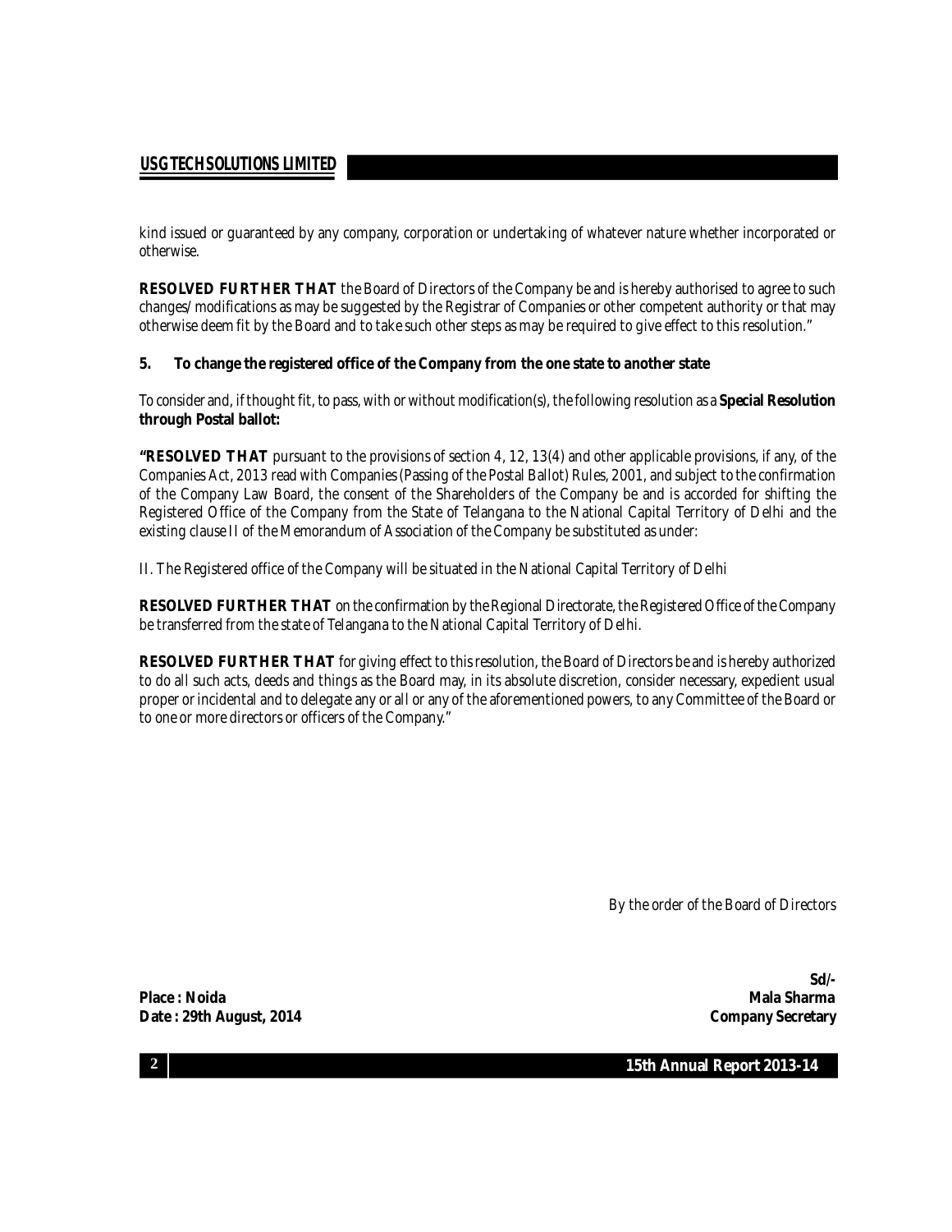kind issued or guaranteed by any company, corporation or undertaking of whatever nature whether incorporated or otherwise.

**RESOLVED FURTHER THAT** the Board of Directors of the Company be and is hereby authorised to agree to such changes/ modifications as may be suggested by the Registrar of Companies or other competent authority or that may otherwise deem fit by the Board and to take such other steps as may be required to give effect to this resolution."

**5. To change the registered office of the Company from the one state to another state**

To consider and, if thought fit, to pass, with or without modification(s), the following resolution as a **Special Resolution through Postal ballot:**

**"RESOLVED THAT** pursuant to the provisions of section 4, 12, 13(4) and other applicable provisions, if any, of the Companies Act, 2013 read with Companies (Passing of the Postal Ballot) Rules, 2001, and subject to the confirmation of the Company Law Board, the consent of the Shareholders of the Company be and is accorded for shifting the Registered Office of the Company from the State of Telangana to the National Capital Territory of Delhi and the existing clause II of the Memorandum of Association of the Company be substituted as under:

II. The Registered office of the Company will be situated in the National Capital Territory of Delhi

**RESOLVED FURTHER THAT** on the confirmation by the Regional Directorate, the Registered Office of the Company be transferred from the state of Telangana to the National Capital Territory of Delhi.

**RESOLVED FURTHER THAT** for giving effect to this resolution, the Board of Directors be and is hereby authorized to do all such acts, deeds and things as the Board may, in its absolute discretion, consider necessary, expedient usual proper or incidental and to delegate any or all or any of the aforementioned powers, to any Committee of the Board or to one or more directors or officers of the Company."

By the order of the Board of Directors

**Sd/-**

**Place : Noida** — **Mala Sharma**

**Date : 29th August, 2014** — **Company Secretary**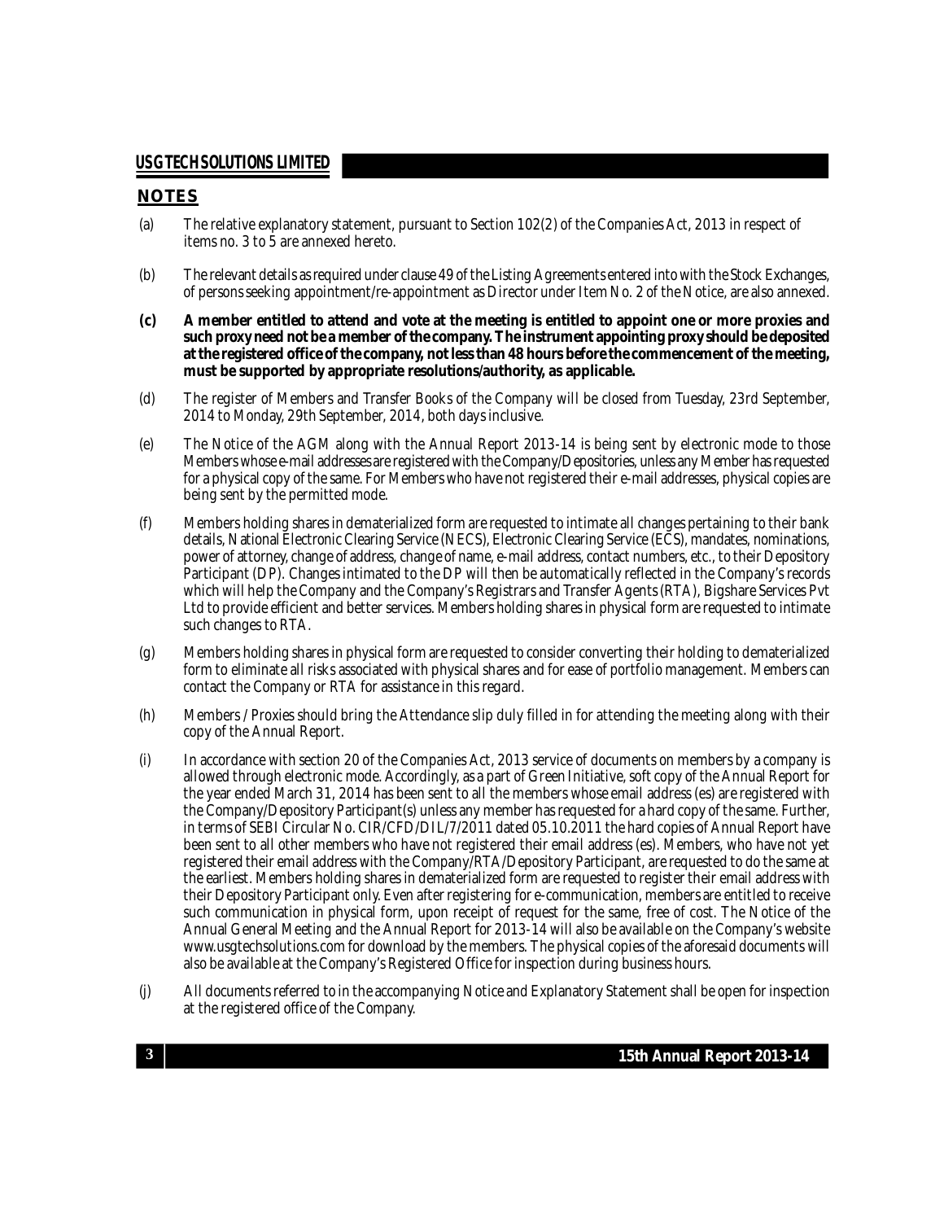## NOTES

(a) The relative explanatory statement, pursuant to Section 102(2) of the Companies Act, 2013 in respect of items no. 3 to 5 are annexed hereto.

(b) The relevant details as required under clause 49 of the Listing Agreements entered into with the Stock Exchanges, of persons seeking appointment/re-appointment as Director under Item No. 2 of the Notice, are also annexed.

**(c) A member entitled to attend and vote at the meeting is entitled to appoint one or more proxies and such proxy need not be a member of the company. The instrument appointing proxy should be deposited at the registered office of the company, not less than 48 hours before the commencement of the meeting, must be supported by appropriate resolutions/authority, as applicable.**

(d) The register of Members and Transfer Books of the Company will be closed from Tuesday, 23rd September, 2014 to Monday, 29th September, 2014, both days inclusive.

(e) The Notice of the AGM along with the Annual Report 2013-14 is being sent by electronic mode to those Members whose e-mail addresses are registered with the Company/Depositories, unless any Member has requested for a physical copy of the same. For Members who have not registered their e-mail addresses, physical copies are being sent by the permitted mode.

(f) Members holding shares in dematerialized form are requested to intimate all changes pertaining to their bank details, National Electronic Clearing Service (NECS), Electronic Clearing Service (ECS), mandates, nominations, power of attorney, change of address, change of name, e-mail address, contact numbers, etc., to their Depository Participant (DP). Changes intimated to the DP will then be automatically reflected in the Company's records which will help the Company and the Company's Registrars and Transfer Agents (RTA), Bigshare Services Pvt Ltd to provide efficient and better services. Members holding shares in physical form are requested to intimate such changes to RTA.

(g) Members holding shares in physical form are requested to consider converting their holding to dematerialized form to eliminate all risks associated with physical shares and for ease of portfolio management. Members can contact the Company or RTA for assistance in this regard.

(h) Members / Proxies should bring the Attendance slip duly filled in for attending the meeting along with their copy of the Annual Report.

(i) In accordance with section 20 of the Companies Act, 2013 service of documents on members by a company is allowed through electronic mode. Accordingly, as a part of Green Initiative, soft copy of the Annual Report for the year ended March 31, 2014 has been sent to all the members whose email address (es) are registered with the Company/Depository Participant(s) unless any member has requested for a hard copy of the same. Further, in terms of SEBI Circular No. CIR/CFD/DIL/7/2011 dated 05.10.2011 the hard copies of Annual Report have been sent to all other members who have not registered their email address (es). Members, who have not yet registered their email address with the Company/RTA/Depository Participant, are requested to do the same at the earliest. Members holding shares in dematerialized form are requested to register their email address with their Depository Participant only. Even after registering for e-communication, members are entitled to receive such communication in physical form, upon receipt of request for the same, free of cost. The Notice of the Annual General Meeting and the Annual Report for 2013-14 will also be available on the Company's website www.usgtechsolutions.com for download by the members. The physical copies of the aforesaid documents will also be available at the Company's Registered Office for inspection during business hours.

(j) All documents referred to in the accompanying Notice and Explanatory Statement shall be open for inspection at the registered office of the Company.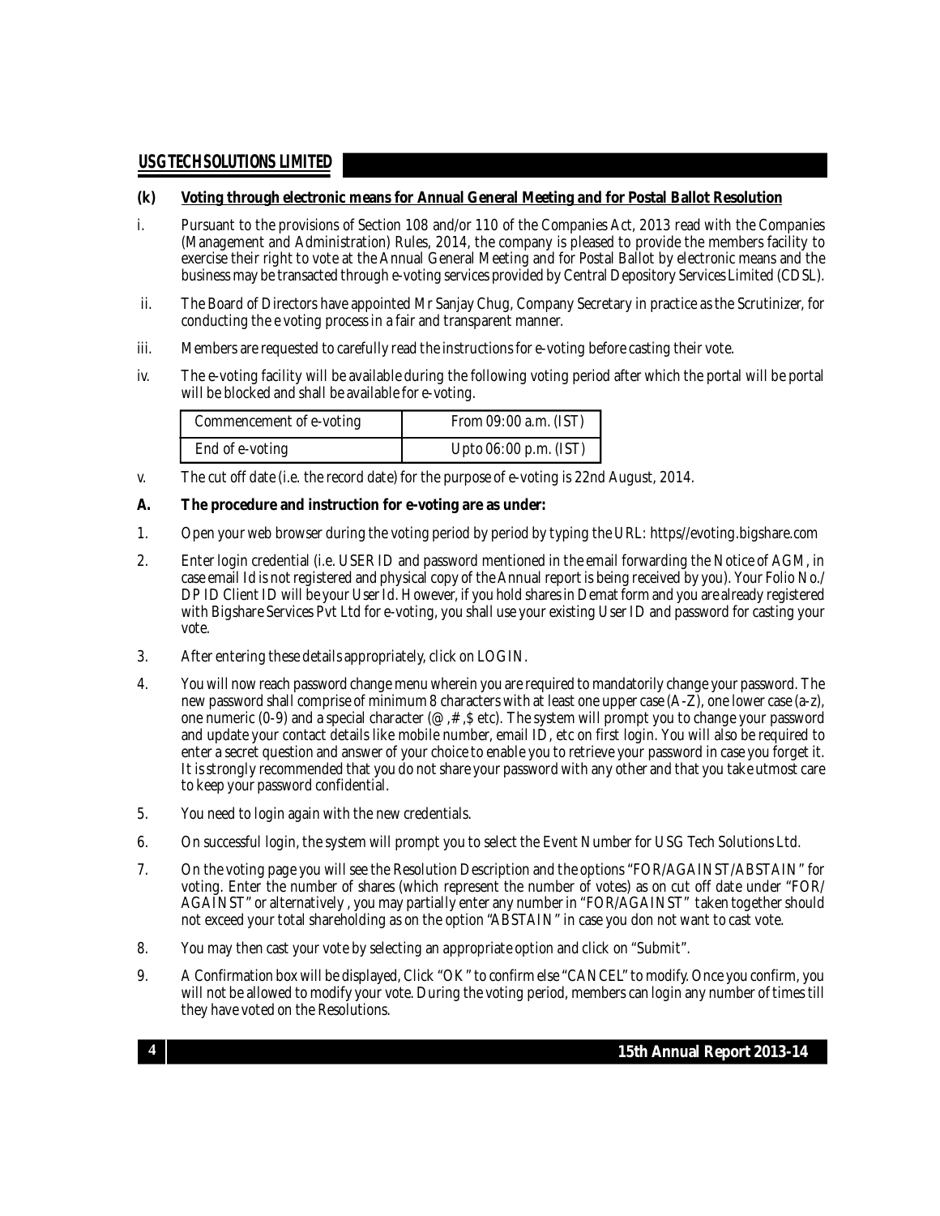**(k) Voting through electronic means for Annual General Meeting and for Postal Ballot Resolution**

i. Pursuant to the provisions of Section 108 and/or 110 of the Companies Act, 2013 read with the Companies (Management and Administration) Rules, 2014, the company is pleased to provide the members facility to exercise their right to vote at the Annual General Meeting and for Postal Ballot by electronic means and the business may be transacted through e-voting services provided by Central Depository Services Limited (CDSL).

ii. The Board of Directors have appointed Mr Sanjay Chug, Company Secretary in practice as the Scrutinizer, for conducting the e voting process in a fair and transparent manner.

iii. Members are requested to carefully read the instructions for e-voting before casting their vote.

iv. The e-voting facility will be available during the following voting period after which the portal will be portal will be blocked and shall be available for e-voting.

| Commencement of e-voting | From 09:00 a.m. (IST) |
|---|---|
| End of e-voting | Upto 06:00 p.m. (IST) |

v. The cut off date (i.e. the record date) for the purpose of e-voting is 22nd August, 2014.

**A. The procedure and instruction for e-voting are as under:**

1. Open your web browser during the voting period by period by typing the URL: https//evoting.bigshare.com

2. Enter login credential (i.e. USER ID and password mentioned in the email forwarding the Notice of AGM, in case email Id is not registered and physical copy of the Annual report is being received by you). Your Folio No./ DP ID Client ID will be your User Id. However, if you hold shares in Demat form and you are already registered with Bigshare Services Pvt Ltd for e-voting, you shall use your existing User ID and password for casting your vote.

3. After entering these details appropriately, click on LOGIN.

4. You will now reach password change menu wherein you are required to mandatorily change your password. The new password shall comprise of minimum 8 characters with at least one upper case (A-Z), one lower case (a-z), one numeric (0-9) and a special character (@,#,$ etc). The system will prompt you to change your password and update your contact details like mobile number, email ID, etc on first login. You will also be required to enter a secret question and answer of your choice to enable you to retrieve your password in case you forget it. It is strongly recommended that you do not share your password with any other and that you take utmost care to keep your password confidential.

5. You need to login again with the new credentials.

6. On successful login, the system will prompt you to select the Event Number for USG Tech Solutions Ltd.

7. On the voting page you will see the Resolution Description and the options "FOR/AGAINST/ABSTAIN" for voting. Enter the number of shares (which represent the number of votes) as on cut off date under "FOR/ AGAINST" or alternatively , you may partially enter any number in "FOR/AGAINST" taken together should not exceed your total shareholding as on the option "ABSTAIN" in case you don not want to cast vote.

8. You may then cast your vote by selecting an appropriate option and click on "Submit".

9. A Confirmation box will be displayed, Click "OK" to confirm else "CANCEL" to modify. Once you confirm, you will not be allowed to modify your vote. During the voting period, members can login any number of times till they have voted on the Resolutions.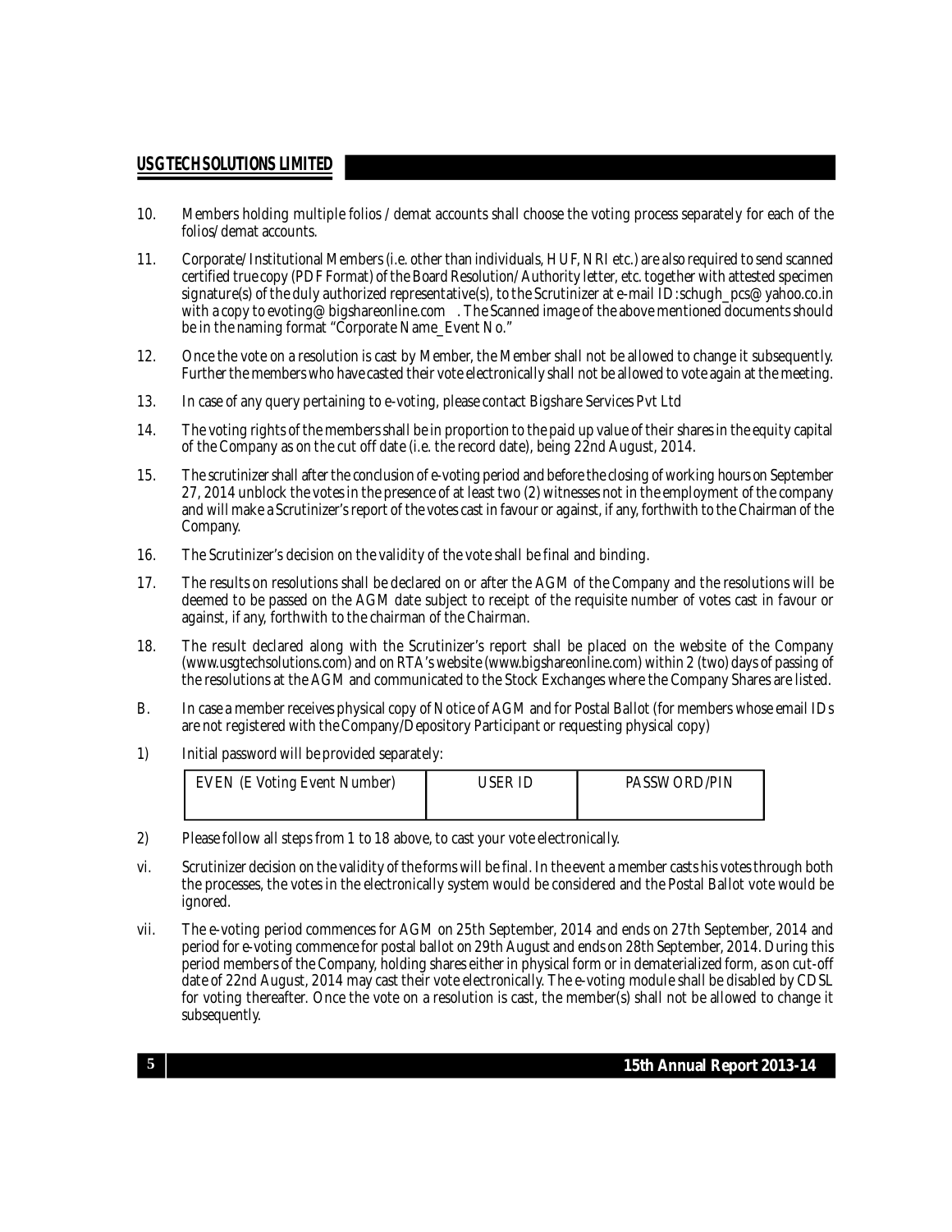10. Members holding multiple folios / demat accounts shall choose the voting process separately for each of the folios/demat accounts.

11. Corporate/Institutional Members (i.e. other than individuals, HUF, NRI etc.) are also required to send scanned certified true copy (PDF Format) of the Board Resolution/Authority letter, etc. together with attested specimen signature(s) of the duly authorized representative(s), to the Scrutinizer at e-mail ID:schugh_pcs@yahoo.co.in with a copy to evoting@bigshareonline.com . The Scanned image of the above mentioned documents should be in the naming format "Corporate Name_Event No."

12. Once the vote on a resolution is cast by Member, the Member shall not be allowed to change it subsequently. Further the members who have casted their vote electronically shall not be allowed to vote again at the meeting.

13. In case of any query pertaining to e-voting, please contact Bigshare Services Pvt Ltd

14. The voting rights of the members shall be in proportion to the paid up value of their shares in the equity capital of the Company as on the cut off date (i.e. the record date), being 22nd August, 2014.

15. The scrutinizer shall after the conclusion of e-voting period and before the closing of working hours on September 27, 2014 unblock the votes in the presence of at least two (2) witnesses not in the employment of the company and will make a Scrutinizer's report of the votes cast in favour or against, if any, forthwith to the Chairman of the Company.

16. The Scrutinizer's decision on the validity of the vote shall be final and binding.

17. The results on resolutions shall be declared on or after the AGM of the Company and the resolutions will be deemed to be passed on the AGM date subject to receipt of the requisite number of votes cast in favour or against, if any, forthwith to the chairman of the Chairman.

18. The result declared along with the Scrutinizer's report shall be placed on the website of the Company (www.usgtechsolutions.com) and on RTA's website (www.bigshareonline.com) within 2 (two) days of passing of the resolutions at the AGM and communicated to the Stock Exchanges where the Company Shares are listed.

B. In case a member receives physical copy of Notice of AGM and for Postal Ballot (for members whose email IDs are not registered with the Company/Depository Participant or requesting physical copy)

1) Initial password will be provided separately:

| EVEN (E Voting Event Number) | USER ID | PASSWORD/PIN |
|---|---|---|
| | | |

2) Please follow all steps from 1 to 18 above, to cast your vote electronically.

vi. Scrutinizer decision on the validity of the forms will be final. In the event a member casts his votes through both the processes, the votes in the electronically system would be considered and the Postal Ballot vote would be ignored.

vii. The e-voting period commences for AGM on 25th September, 2014 and ends on 27th September, 2014 and period for e-voting commence for postal ballot on 29th August and ends on 28th September, 2014. During this period members of the Company, holding shares either in physical form or in dematerialized form, as on cut-off date of 22nd August, 2014 may cast their vote electronically. The e-voting module shall be disabled by CDSL for voting thereafter. Once the vote on a resolution is cast, the member(s) shall not be allowed to change it subsequently.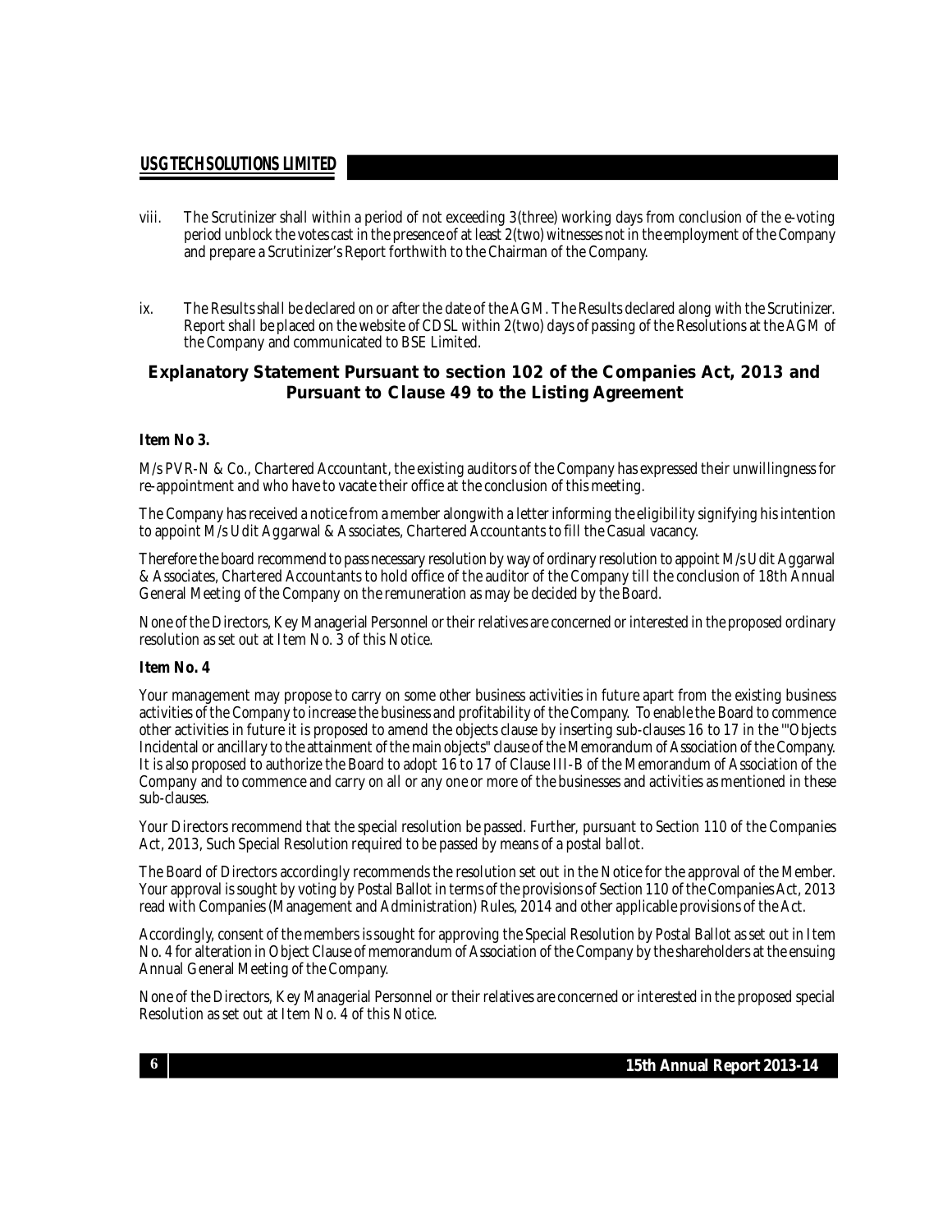viii. The Scrutinizer shall within a period of not exceeding 3(three) working days from conclusion of the e-voting period unblock the votes cast in the presence of at least 2(two) witnesses not in the employment of the Company and prepare a Scrutinizer's Report forthwith to the Chairman of the Company.

ix. The Results shall be declared on or after the date of the AGM. The Results declared along with the Scrutinizer. Report shall be placed on the website of CDSL within 2(two) days of passing of the Resolutions at the AGM of the Company and communicated to BSE Limited.

## Explanatory Statement Pursuant to section 102 of the Companies Act, 2013 and Pursuant to Clause 49 to the Listing Agreement

**Item No 3.**

M/s PVR-N & Co., Chartered Accountant, the existing auditors of the Company has expressed their unwillingness for re-appointment and who have to vacate their office at the conclusion of this meeting.

The Company has received a notice from a member alongwith a letter informing the eligibility signifying his intention to appoint M/s Udit Aggarwal & Associates, Chartered Accountants to fill the Casual vacancy.

Therefore the board recommend to pass necessary resolution by way of ordinary resolution to appoint M/s Udit Aggarwal & Associates, Chartered Accountants to hold office of the auditor of the Company till the conclusion of 18th Annual General Meeting of the Company on the remuneration as may be decided by the Board.

None of the Directors, Key Managerial Personnel or their relatives are concerned or interested in the proposed ordinary resolution as set out at Item No. 3 of this Notice.

**Item No. 4**

Your management may propose to carry on some other business activities in future apart from the existing business activities of the Company to increase the business and profitability of the Company. To enable the Board to commence other activities in future it is proposed to amend the objects clause by inserting sub-clauses 16 to 17 in the '"Objects Incidental or ancillary to the attainment of the main objects" clause of the Memorandum of Association of the Company. It is also proposed to authorize the Board to adopt 16 to 17 of Clause III-B of the Memorandum of Association of the Company and to commence and carry on all or any one or more of the businesses and activities as mentioned in these sub-clauses.

Your Directors recommend that the special resolution be passed. Further, pursuant to Section 110 of the Companies Act, 2013, Such Special Resolution required to be passed by means of a postal ballot.

The Board of Directors accordingly recommends the resolution set out in the Notice for the approval of the Member. Your approval is sought by voting by Postal Ballot in terms of the provisions of Section 110 of the Companies Act, 2013 read with Companies (Management and Administration) Rules, 2014 and other applicable provisions of the Act.

Accordingly, consent of the members is sought for approving the Special Resolution by Postal Ballot as set out in Item No. 4 for alteration in Object Clause of memorandum of Association of the Company by the shareholders at the ensuing Annual General Meeting of the Company.

None of the Directors, Key Managerial Personnel or their relatives are concerned or interested in the proposed special Resolution as set out at Item No. 4 of this Notice.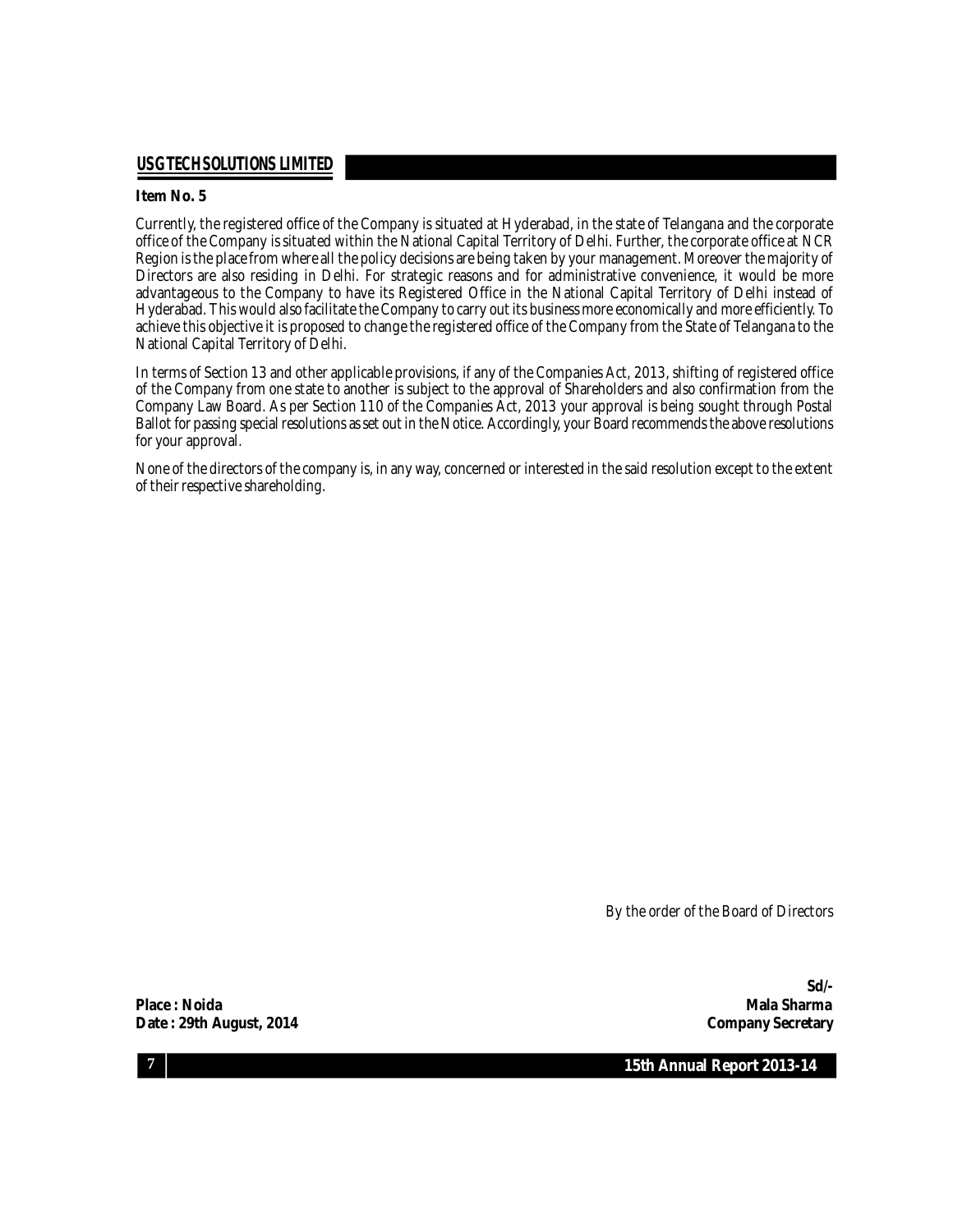**Item No. 5**

Currently, the registered office of the Company is situated at Hyderabad, in the state of Telangana and the corporate office of the Company is situated within the National Capital Territory of Delhi. Further, the corporate office at NCR Region is the place from where all the policy decisions are being taken by your management. Moreover the majority of Directors are also residing in Delhi. For strategic reasons and for administrative convenience, it would be more advantageous to the Company to have its Registered Office in the National Capital Territory of Delhi instead of Hyderabad. This would also facilitate the Company to carry out its business more economically and more efficiently. To achieve this objective it is proposed to change the registered office of the Company from the State of Telangana to the National Capital Territory of Delhi.

In terms of Section 13 and other applicable provisions, if any of the Companies Act, 2013, shifting of registered office of the Company from one state to another is subject to the approval of Shareholders and also confirmation from the Company Law Board. As per Section 110 of the Companies Act, 2013 your approval is being sought through Postal Ballot for passing special resolutions as set out in the Notice. Accordingly, your Board recommends the above resolutions for your approval.

None of the directors of the company is, in any way, concerned or interested in the said resolution except to the extent of their respective shareholding.

By the order of the Board of Directors

**Sd/-**

**Place : Noida**
**Mala Sharma**

**Date : 29th August, 2014**
**Company Secretary**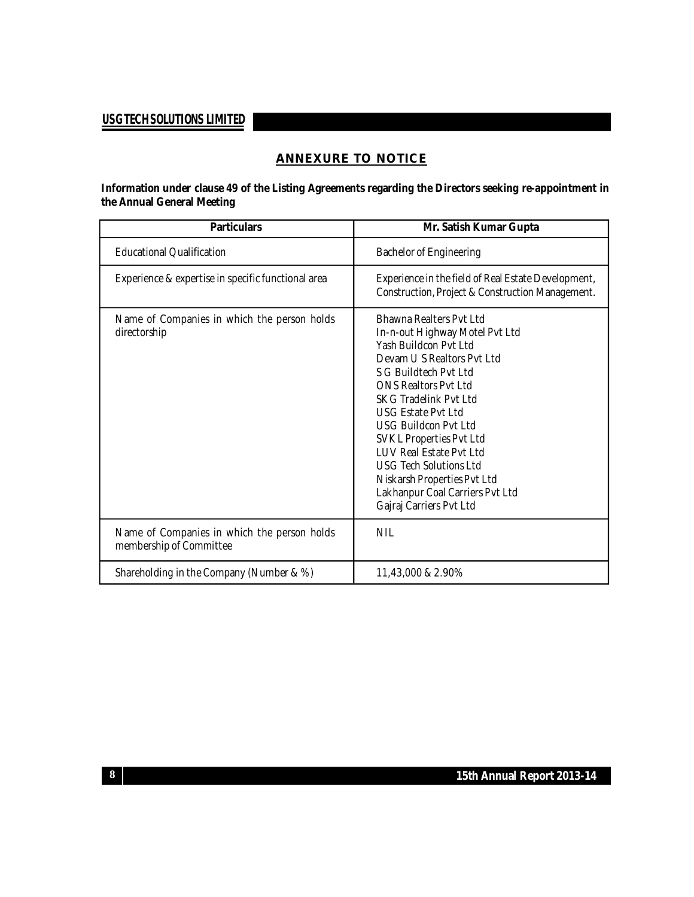## ANNEXURE TO NOTICE

**Information under clause 49 of the Listing Agreements regarding the Directors seeking re-appointment in the Annual General Meeting**

| Particulars | Mr. Satish Kumar Gupta |
| --- | --- |
| Educational Qualification | Bachelor of Engineering |
| Experience & expertise in specific functional area | Experience in the field of Real Estate Development, Construction, Project & Construction Management. |
| Name of Companies in which the person holds directorship | Bhawna Realters Pvt Ltd<br>In-n-out Highway Motel Pvt Ltd<br>Yash Buildcon Pvt Ltd<br>Devam U S Realtors Pvt Ltd<br>S G Buildtech Pvt Ltd<br>ONS Realtors Pvt Ltd<br>SKG Tradelink Pvt Ltd<br>USG Estate Pvt Ltd<br>USG Buildcon Pvt Ltd<br>SVKL Properties Pvt Ltd<br>LUV Real Estate Pvt Ltd<br>USG Tech Solutions Ltd<br>Niskarsh Properties Pvt Ltd<br>Lakhanpur Coal Carriers Pvt Ltd<br>Gajraj Carriers Pvt Ltd |
| Name of Companies in which the person holds membership of Committee | NIL |
| Shareholding in the Company (Number & %) | 11,43,000 & 2.90% |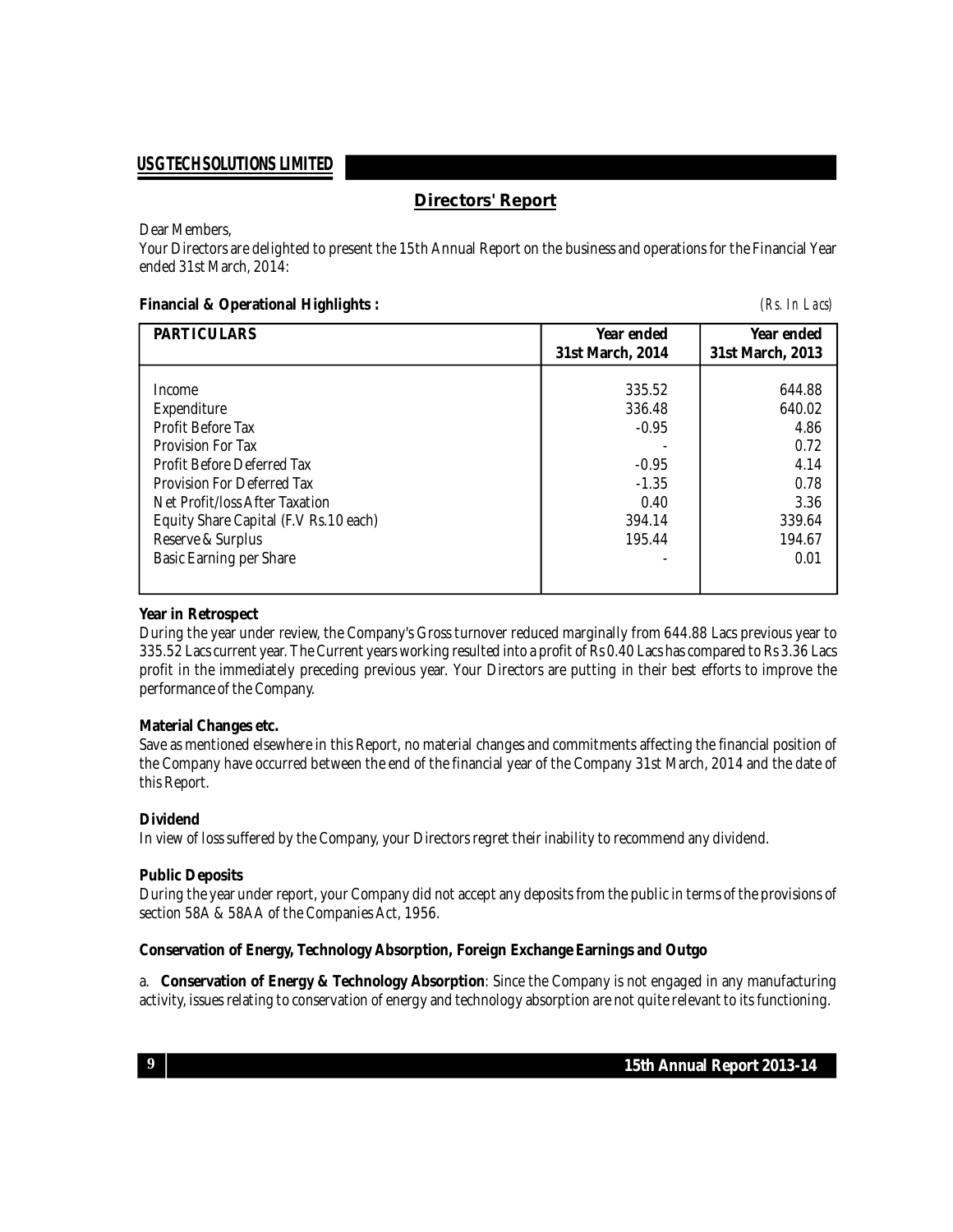## Directors' Report

Dear Members,

Your Directors are delighted to present the 15th Annual Report on the business and operations for the Financial Year ended 31st March, 2014:

**Financial & Operational Highlights :** *(Rs. In Lacs)*

| PARTICULARS | Year ended 31st March, 2014 | Year ended 31st March, 2013 |
|---|---|---|
| Income | 335.52 | 644.88 |
| Expenditure | 336.48 | 640.02 |
| Profit Before Tax | -0.95 | 4.86 |
| Provision For Tax | - | 0.72 |
| Profit Before Deferred Tax | -0.95 | 4.14 |
| Provision For Deferred Tax | -1.35 | 0.78 |
| Net Profit/loss After Taxation | 0.40 | 3.36 |
| Equity Share Capital (F.V Rs.10 each) | 394.14 | 339.64 |
| Reserve & Surplus | 195.44 | 194.67 |
| Basic Earning per Share | - | 0.01 |

**Year in Retrospect**

During the year under review, the Company's Gross turnover reduced marginally from 644.88 Lacs previous year to 335.52 Lacs current year. The Current years working resulted into a profit of Rs 0.40 Lacs has compared to Rs 3.36 Lacs profit in the immediately preceding previous year. Your Directors are putting in their best efforts to improve the performance of the Company.

**Material Changes etc.**

Save as mentioned elsewhere in this Report, no material changes and commitments affecting the financial position of the Company have occurred between the end of the financial year of the Company 31st March, 2014 and the date of this Report.

**Dividend**

In view of loss suffered by the Company, your Directors regret their inability to recommend any dividend.

**Public Deposits**

During the year under report, your Company did not accept any deposits from the public in terms of the provisions of section 58A & 58AA of the Companies Act, 1956.

**Conservation of Energy, Technology Absorption, Foreign Exchange Earnings and Outgo**

a. **Conservation of Energy & Technology Absorption**: Since the Company is not engaged in any manufacturing activity, issues relating to conservation of energy and technology absorption are not quite relevant to its functioning.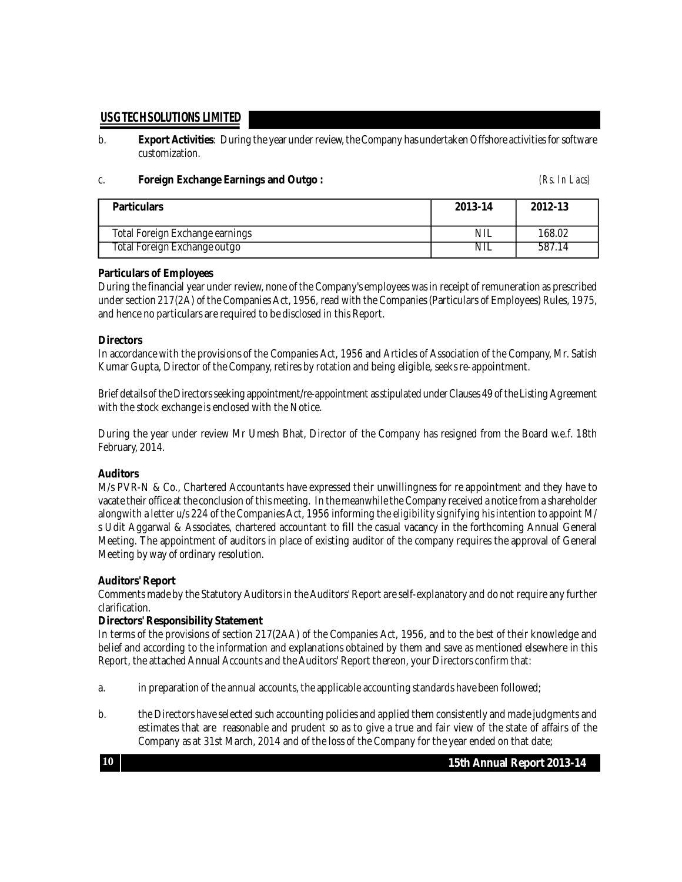b. **Export Activities**: During the year under review, the Company has undertaken Offshore activities for software customization.

c. **Foreign Exchange Earnings and Outgo :** *(Rs. In Lacs)*

| Particulars | 2013-14 | 2012-13 |
|---|---|---|
| Total Foreign Exchange earnings | NIL | 168.02 |
| Total Foreign Exchange outgo | NIL | 587.14 |

**Particulars of Employees**

During the financial year under review, none of the Company's employees was in receipt of remuneration as prescribed under section 217(2A) of the Companies Act, 1956, read with the Companies (Particulars of Employees) Rules, 1975, and hence no particulars are required to be disclosed in this Report.

**Directors**

In accordance with the provisions of the Companies Act, 1956 and Articles of Association of the Company, Mr. Satish Kumar Gupta, Director of the Company, retires by rotation and being eligible, seeks re-appointment.

Brief details of the Directors seeking appointment/re-appointment as stipulated under Clauses 49 of the Listing Agreement with the stock exchange is enclosed with the Notice.

During the year under review Mr Umesh Bhat, Director of the Company has resigned from the Board w.e.f. 18th February, 2014.

**Auditors**

M/s PVR-N & Co., Chartered Accountants have expressed their unwillingness for re appointment and they have to vacate their office at the conclusion of this meeting. In the meanwhile the Company received a notice from a shareholder alongwith a letter u/s 224 of the Companies Act, 1956 informing the eligibility signifying his intention to appoint M/s Udit Aggarwal & Associates, chartered accountant to fill the casual vacancy in the forthcoming Annual General Meeting. The appointment of auditors in place of existing auditor of the company requires the approval of General Meeting by way of ordinary resolution.

**Auditors' Report**

Comments made by the Statutory Auditors in the Auditors' Report are self-explanatory and do not require any further clarification.

**Directors' Responsibility Statement**

In terms of the provisions of section 217(2AA) of the Companies Act, 1956, and to the best of their knowledge and belief and according to the information and explanations obtained by them and save as mentioned elsewhere in this Report, the attached Annual Accounts and the Auditors' Report thereon, your Directors confirm that:

a. in preparation of the annual accounts, the applicable accounting standards have been followed;

b. the Directors have selected such accounting policies and applied them consistently and made judgments and estimates that are reasonable and prudent so as to give a true and fair view of the state of affairs of the Company as at 31st March, 2014 and of the loss of the Company for the year ended on that date;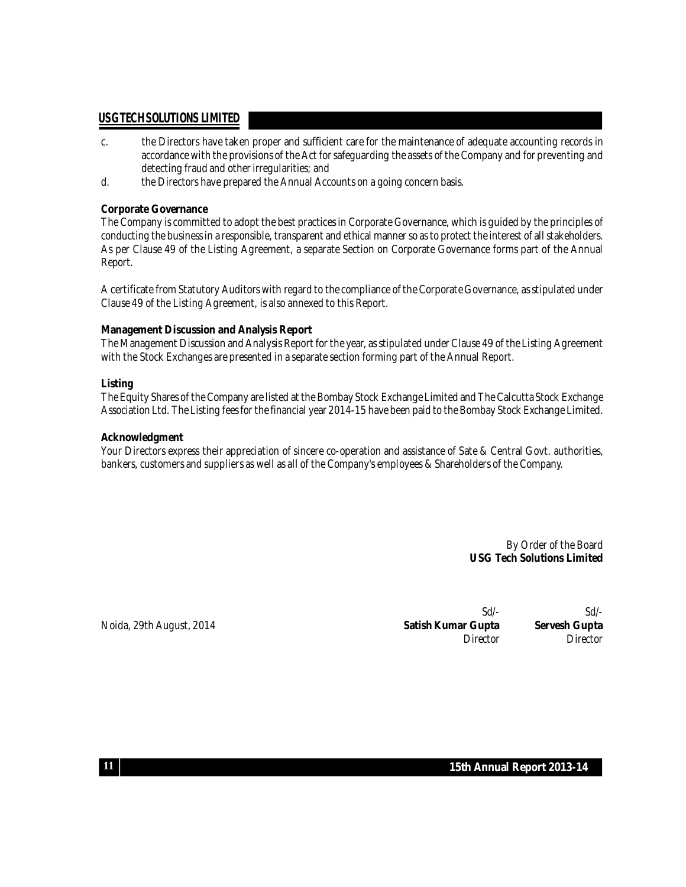c. the Directors have taken proper and sufficient care for the maintenance of adequate accounting records in accordance with the provisions of the Act for safeguarding the assets of the Company and for preventing and detecting fraud and other irregularities; and

d. the Directors have prepared the Annual Accounts on a going concern basis.

**Corporate Governance**

The Company is committed to adopt the best practices in Corporate Governance, which is guided by the principles of conducting the business in a responsible, transparent and ethical manner so as to protect the interest of all stakeholders. As per Clause 49 of the Listing Agreement, a separate Section on Corporate Governance forms part of the Annual Report.

A certificate from Statutory Auditors with regard to the compliance of the Corporate Governance, as stipulated under Clause 49 of the Listing Agreement, is also annexed to this Report.

**Management Discussion and Analysis Report**

The Management Discussion and Analysis Report for the year, as stipulated under Clause 49 of the Listing Agreement with the Stock Exchanges are presented in a separate section forming part of the Annual Report.

**Listing**

The Equity Shares of the Company are listed at the Bombay Stock Exchange Limited and The Calcutta Stock Exchange Association Ltd. The Listing fees for the financial year 2014-15 have been paid to the Bombay Stock Exchange Limited.

**Acknowledgment**

Your Directors express their appreciation of sincere co-operation and assistance of Sate & Central Govt. authorities, bankers, customers and suppliers as well as all of the Company's employees & Shareholders of the Company.

By Order of the Board
**USG Tech Solutions Limited**

Noida, 29th August, 2014

Sd/-
**Satish Kumar Gupta**
*Director*

Sd/-
**Servesh Gupta**
*Director*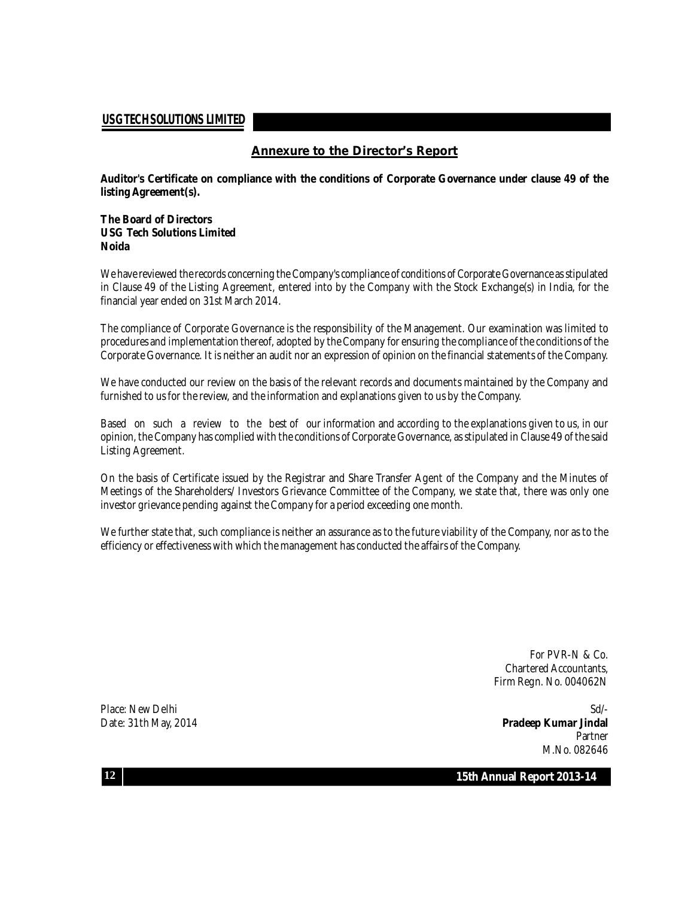## Annexure to the Director's Report

**Auditor's Certificate on compliance with the conditions of Corporate Governance under clause 49 of the listing Agreement(s).**

**The Board of Directors**
**USG Tech Solutions Limited**
**Noida**

We have reviewed the records concerning the Company's compliance of conditions of Corporate Governance as stipulated in Clause 49 of the Listing Agreement, entered into by the Company with the Stock Exchange(s) in India, for the financial year ended on 31st March 2014.

The compliance of Corporate Governance is the responsibility of the Management. Our examination was limited to procedures and implementation thereof, adopted by the Company for ensuring the compliance of the conditions of the Corporate Governance. It is neither an audit nor an expression of opinion on the financial statements of the Company.

We have conducted our review on the basis of the relevant records and documents maintained by the Company and furnished to us for the review, and the information and explanations given to us by the Company.

Based on such a review to the best of our information and according to the explanations given to us, in our opinion, the Company has complied with the conditions of Corporate Governance, as stipulated in Clause 49 of the said Listing Agreement.

On the basis of Certificate issued by the Registrar and Share Transfer Agent of the Company and the Minutes of Meetings of the Shareholders/ Investors Grievance Committee of the Company, we state that, there was only one investor grievance pending against the Company for a period exceeding one month.

We further state that, such compliance is neither an assurance as to the future viability of the Company, nor as to the efficiency or effectiveness with which the management has conducted the affairs of the Company.

For PVR-N & Co.
Chartered Accountants,
Firm Regn. No. 004062N

Place: New Delhi
Date: 31th May, 2014

Sd/-
**Pradeep Kumar Jindal**
Partner
M.No. 082646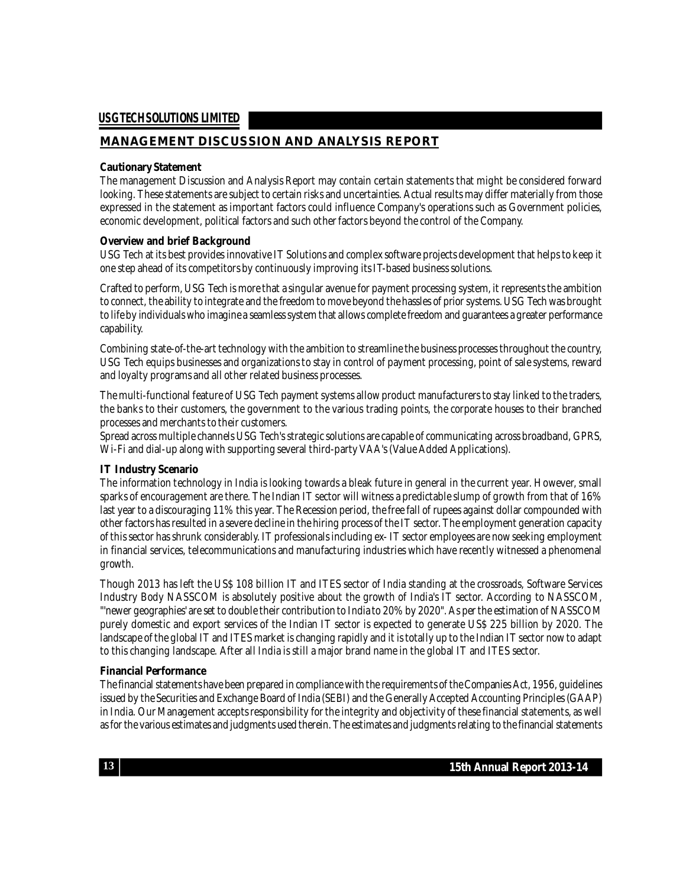## MANAGEMENT DISCUSSION AND ANALYSIS REPORT

**Cautionary Statement**

The management Discussion and Analysis Report may contain certain statements that might be considered forward looking. These statements are subject to certain risks and uncertainties. Actual results may differ materially from those expressed in the statement as important factors could influence Company's operations such as Government policies, economic development, political factors and such other factors beyond the control of the Company.

**Overview and brief Background**

USG Tech at its best provides innovative IT Solutions and complex software projects development that helps to keep it one step ahead of its competitors by continuously improving its IT-based business solutions.

Crafted to perform, USG Tech is more that a singular avenue for payment processing system, it represents the ambition to connect, the ability to integrate and the freedom to move beyond the hassles of prior systems. USG Tech was brought to life by individuals who imagine a seamless system that allows complete freedom and guarantees a greater performance capability.

Combining state-of-the-art technology with the ambition to streamline the business processes throughout the country, USG Tech equips businesses and organizations to stay in control of payment processing, point of sale systems, reward and loyalty programs and all other related business processes.

The multi-functional feature of USG Tech payment systems allow product manufacturers to stay linked to the traders, the banks to their customers, the government to the various trading points, the corporate houses to their branched processes and merchants to their customers.

Spread across multiple channels USG Tech's strategic solutions are capable of communicating across broadband, GPRS, Wi-Fi and dial-up along with supporting several third-party VAA's (Value Added Applications).

**IT Industry Scenario**

The information technology in India is looking towards a bleak future in general in the current year. However, small sparks of encouragement are there. The Indian IT sector will witness a predictable slump of growth from that of 16% last year to a discouraging 11% this year. The Recession period, the free fall of rupees against dollar compounded with other factors has resulted in a severe decline in the hiring process of the IT sector. The employment generation capacity of this sector has shrunk considerably. IT professionals including ex- IT sector employees are now seeking employment in financial services, telecommunications and manufacturing industries which have recently witnessed a phenomenal growth.

Though 2013 has left the US$ 108 billion IT and ITES sector of India standing at the crossroads, Software Services Industry Body NASSCOM is absolutely positive about the growth of India's IT sector. According to NASSCOM, "'newer geographies' are set to double their contribution to India to 20% by 2020". As per the estimation of NASSCOM purely domestic and export services of the Indian IT sector is expected to generate US$ 225 billion by 2020. The landscape of the global IT and ITES market is changing rapidly and it is totally up to the Indian IT sector now to adapt to this changing landscape. After all India is still a major brand name in the global IT and ITES sector.

**Financial Performance**

The financial statements have been prepared in compliance with the requirements of the Companies Act, 1956, guidelines issued by the Securities and Exchange Board of India (SEBI) and the Generally Accepted Accounting Principles (GAAP) in India. Our Management accepts responsibility for the integrity and objectivity of these financial statements, as well as for the various estimates and judgments used therein. The estimates and judgments relating to the financial statements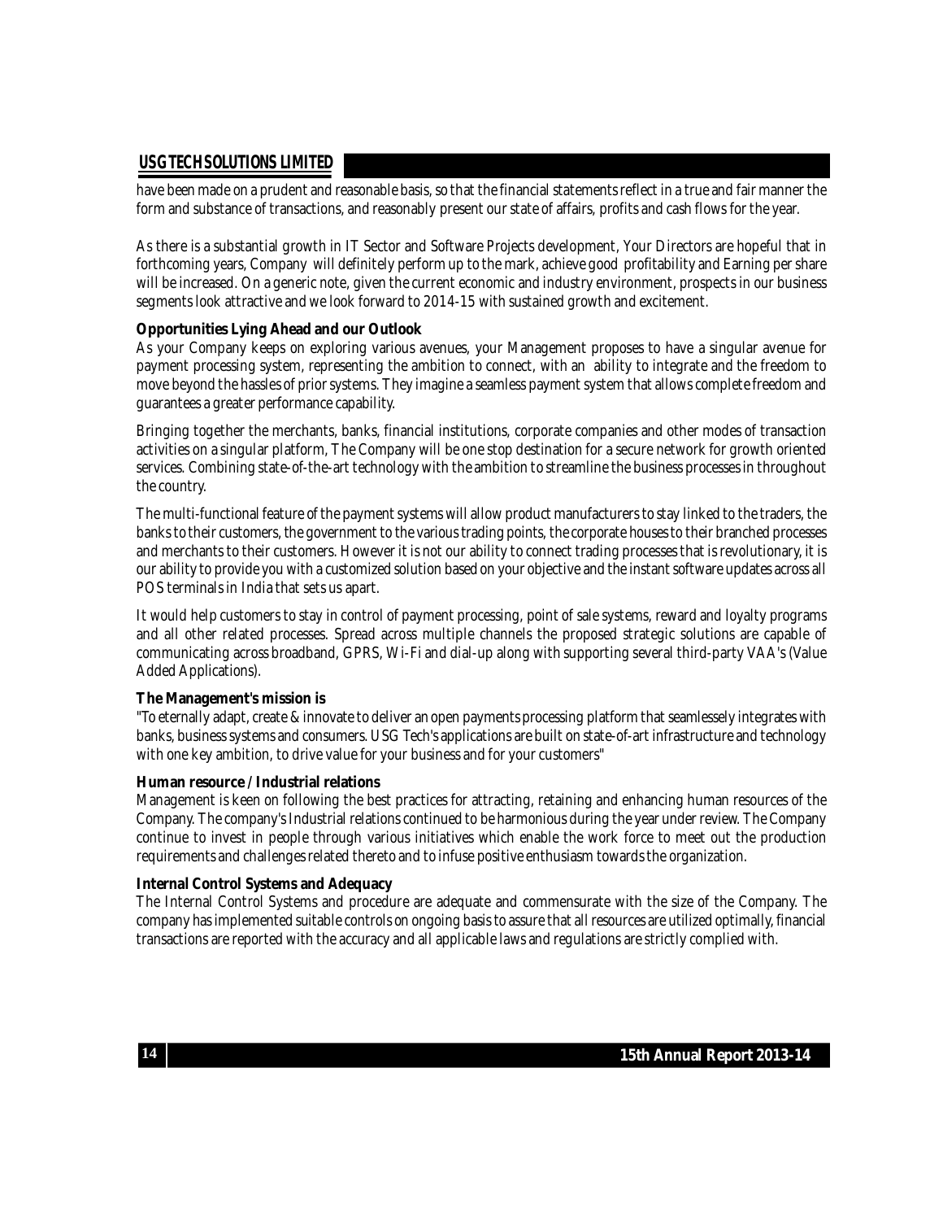have been made on a prudent and reasonable basis, so that the financial statements reflect in a true and fair manner the form and substance of transactions, and reasonably present our state of affairs, profits and cash flows for the year.

As there is a substantial growth in IT Sector and Software Projects development, Your Directors are hopeful that in forthcoming years, Company will definitely perform up to the mark, achieve good profitability and Earning per share will be increased. On a generic note, given the current economic and industry environment, prospects in our business segments look attractive and we look forward to 2014-15 with sustained growth and excitement.

**Opportunities Lying Ahead and our Outlook**

As your Company keeps on exploring various avenues, your Management proposes to have a singular avenue for payment processing system, representing the ambition to connect, with an ability to integrate and the freedom to move beyond the hassles of prior systems. They imagine a seamless payment system that allows complete freedom and guarantees a greater performance capability.

Bringing together the merchants, banks, financial institutions, corporate companies and other modes of transaction activities on a singular platform, The Company will be one stop destination for a secure network for growth oriented services. Combining state-of-the-art technology with the ambition to streamline the business processes in throughout the country.

The multi-functional feature of the payment systems will allow product manufacturers to stay linked to the traders, the banks to their customers, the government to the various trading points, the corporate houses to their branched processes and merchants to their customers. However it is not our ability to connect trading processes that is revolutionary, it is our ability to provide you with a customized solution based on your objective and the instant software updates across all POS terminals in India that sets us apart.

It would help customers to stay in control of payment processing, point of sale systems, reward and loyalty programs and all other related processes. Spread across multiple channels the proposed strategic solutions are capable of communicating across broadband, GPRS, Wi-Fi and dial-up along with supporting several third-party VAA's (Value Added Applications).

**The Management's mission is**

"To eternally adapt, create & innovate to deliver an open payments processing platform that seamlessely integrates with banks, business systems and consumers. USG Tech's applications are built on state-of-art infrastructure and technology with one key ambition, to drive value for your business and for your customers"

**Human resource / Industrial relations**

Management is keen on following the best practices for attracting, retaining and enhancing human resources of the Company. The company's Industrial relations continued to be harmonious during the year under review. The Company continue to invest in people through various initiatives which enable the work force to meet out the production requirements and challenges related thereto and to infuse positive enthusiasm towards the organization.

**Internal Control Systems and Adequacy**

The Internal Control Systems and procedure are adequate and commensurate with the size of the Company. The company has implemented suitable controls on ongoing basis to assure that all resources are utilized optimally, financial transactions are reported with the accuracy and all applicable laws and regulations are strictly complied with.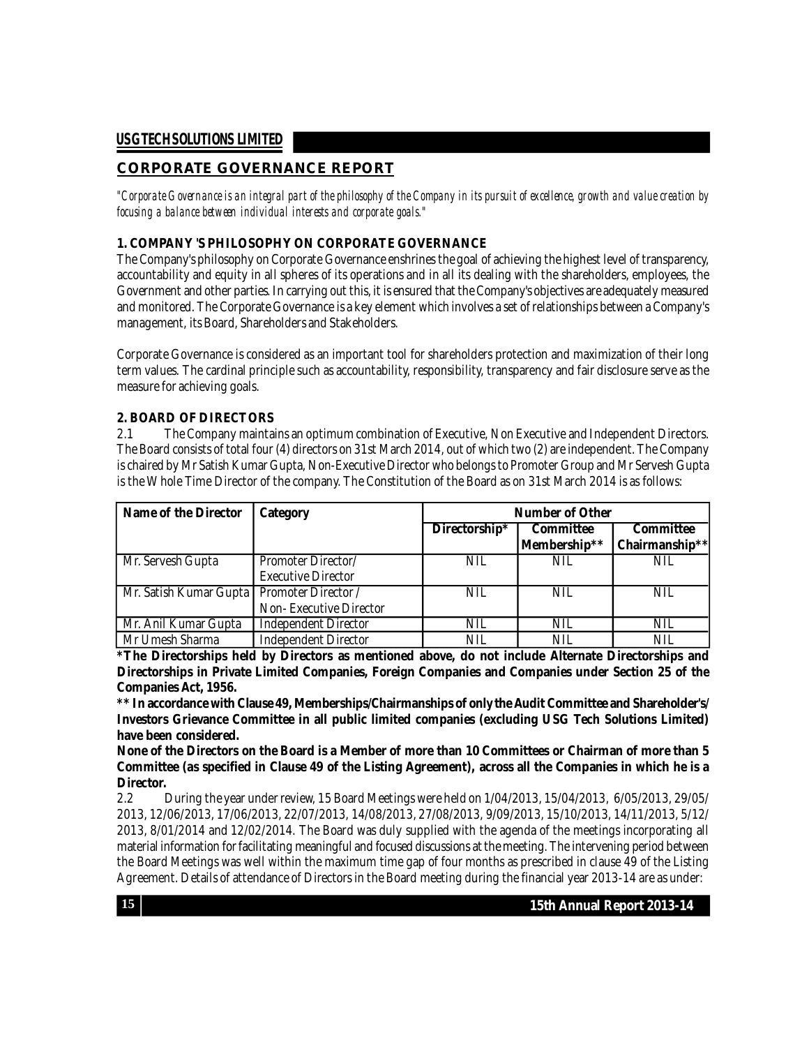## CORPORATE GOVERNANCE REPORT

*"Corporate Governance is an integral part of the philosophy of the Company in its pursuit of excellence, growth and value creation by focusing a balance between individual interests and corporate goals."*

### 1. COMPANY 'S PHILOSOPHY ON CORPORATE GOVERNANCE

The Company's philosophy on Corporate Governance enshrines the goal of achieving the highest level of transparency, accountability and equity in all spheres of its operations and in all its dealing with the shareholders, employees, the Government and other parties. In carrying out this, it is ensured that the Company's objectives are adequately measured and monitored. The Corporate Governance is a key element which involves a set of relationships between a Company's management, its Board, Shareholders and Stakeholders.

Corporate Governance is considered as an important tool for shareholders protection and maximization of their long term values. The cardinal principle such as accountability, responsibility, transparency and fair disclosure serve as the measure for achieving goals.

### 2. BOARD OF DIRECTORS

2.1 The Company maintains an optimum combination of Executive, Non Executive and Independent Directors. The Board consists of total four (4) directors on 31st March 2014, out of which two (2) are independent. The Company is chaired by Mr Satish Kumar Gupta, Non-Executive Director who belongs to Promoter Group and Mr Servesh Gupta is the Whole Time Director of the company. The Constitution of the Board as on 31st March 2014 is as follows:

| Name of the Director | Category | Number of Other | | |
|---|---|---|---|---|
| | | Directorship* | Committee Membership** | Committee Chairmanship** |
| Mr. Servesh Gupta | Promoter Director/ Executive Director | NIL | NIL | NIL |
| Mr. Satish Kumar Gupta | Promoter Director / Non- Executive Director | NIL | NIL | NIL |
| Mr. Anil Kumar Gupta | Independent Director | NIL | NIL | NIL |
| Mr Umesh Sharma | Independent Director | NIL | NIL | NIL |

**\*The Directorships held by Directors as mentioned above, do not include Alternate Directorships and Directorships in Private Limited Companies, Foreign Companies and Companies under Section 25 of the Companies Act, 1956.**

**\*\* In accordance with Clause 49, Memberships/Chairmanships of only the Audit Committee and Shareholder's/ Investors Grievance Committee in all public limited companies (excluding USG Tech Solutions Limited) have been considered.**

**None of the Directors on the Board is a Member of more than 10 Committees or Chairman of more than 5 Committee (as specified in Clause 49 of the Listing Agreement), across all the Companies in which he is a Director.**

2.2 During the year under review, 15 Board Meetings were held on 1/04/2013, 15/04/2013, 6/05/2013, 29/05/2013, 12/06/2013, 17/06/2013, 22/07/2013, 14/08/2013, 27/08/2013, 9/09/2013, 15/10/2013, 14/11/2013, 5/12/2013, 8/01/2014 and 12/02/2014. The Board was duly supplied with the agenda of the meetings incorporating all material information for facilitating meaningful and focused discussions at the meeting. The intervening period between the Board Meetings was well within the maximum time gap of four months as prescribed in clause 49 of the Listing Agreement. Details of attendance of Directors in the Board meeting during the financial year 2013-14 are as under: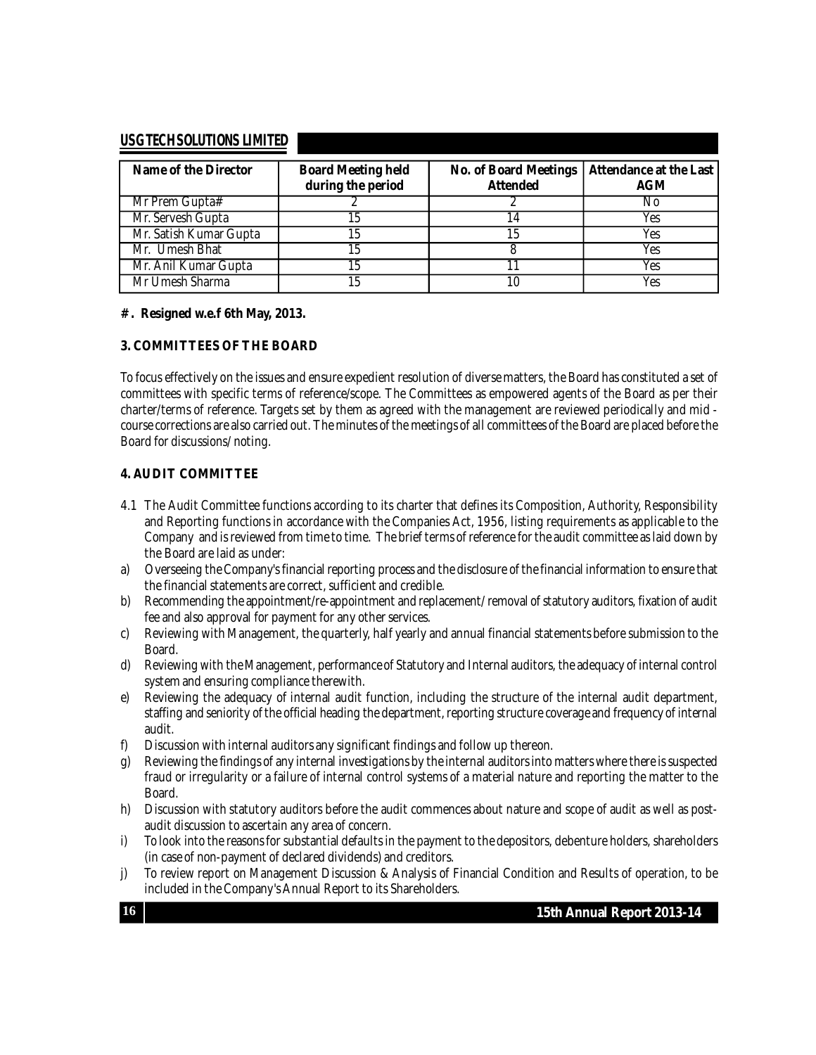| Name of the Director | Board Meeting held during the period | No. of Board Meetings Attended | Attendance at the Last AGM |
|---|---|---|---|
| Mr Prem Gupta# | 2 | 2 | No |
| Mr. Servesh Gupta | 15 | 14 | Yes |
| Mr. Satish Kumar Gupta | 15 | 15 | Yes |
| Mr. Umesh Bhat | 15 | 8 | Yes |
| Mr. Anil Kumar Gupta | 15 | 11 | Yes |
| Mr Umesh Sharma | 15 | 10 | Yes |

**# . Resigned w.e.f 6th May, 2013.**

### 3. COMMITTEES OF THE BOARD

To focus effectively on the issues and ensure expedient resolution of diverse matters, the Board has constituted a set of committees with specific terms of reference/scope. The Committees as empowered agents of the Board as per their charter/terms of reference. Targets set by them as agreed with the management are reviewed periodically and mid - course corrections are also carried out. The minutes of the meetings of all committees of the Board are placed before the Board for discussions/ noting.

### 4. AUDIT COMMITTEE

4.1 The Audit Committee functions according to its charter that defines its Composition, Authority, Responsibility and Reporting functions in accordance with the Companies Act, 1956, listing requirements as applicable to the Company and is reviewed from time to time. The brief terms of reference for the audit committee as laid down by the Board are laid as under:

a) Overseeing the Company's financial reporting process and the disclosure of the financial information to ensure that the financial statements are correct, sufficient and credible.
b) Recommending the appointment/re-appointment and replacement/ removal of statutory auditors, fixation of audit fee and also approval for payment for any other services.
c) Reviewing with Management, the quarterly, half yearly and annual financial statements before submission to the Board.
d) Reviewing with the Management, performance of Statutory and Internal auditors, the adequacy of internal control system and ensuring compliance therewith.
e) Reviewing the adequacy of internal audit function, including the structure of the internal audit department, staffing and seniority of the official heading the department, reporting structure coverage and frequency of internal audit.
f) Discussion with internal auditors any significant findings and follow up thereon.
g) Reviewing the findings of any internal investigations by the internal auditors into matters where there is suspected fraud or irregularity or a failure of internal control systems of a material nature and reporting the matter to the Board.
h) Discussion with statutory auditors before the audit commences about nature and scope of audit as well as post-audit discussion to ascertain any area of concern.
i) To look into the reasons for substantial defaults in the payment to the depositors, debenture holders, shareholders (in case of non-payment of declared dividends) and creditors.
j) To review report on Management Discussion & Analysis of Financial Condition and Results of operation, to be included in the Company's Annual Report to its Shareholders.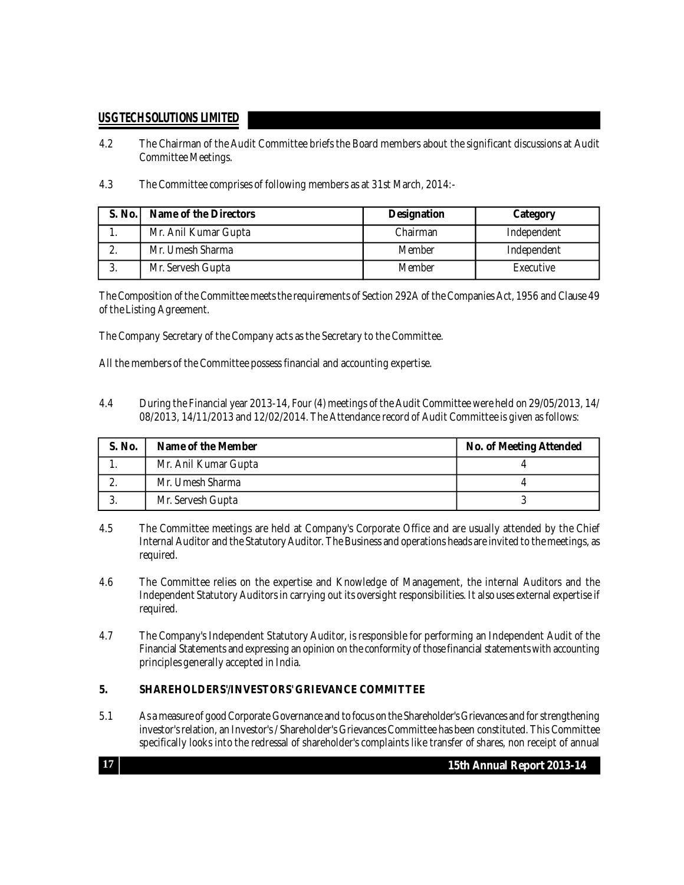4.2 The Chairman of the Audit Committee briefs the Board members about the significant discussions at Audit Committee Meetings.

4.3 The Committee comprises of following members as at 31st March, 2014:-

| S. No. | Name of the Directors | Designation | Category |
|---|---|---|---|
| 1. | Mr. Anil Kumar Gupta | Chairman | Independent |
| 2. | Mr. Umesh Sharma | Member | Independent |
| 3. | Mr. Servesh Gupta | Member | Executive |

The Composition of the Committee meets the requirements of Section 292A of the Companies Act, 1956 and Clause 49 of the Listing Agreement.

The Company Secretary of the Company acts as the Secretary to the Committee.

All the members of the Committee possess financial and accounting expertise.

4.4 During the Financial year 2013-14, Four (4) meetings of the Audit Committee were held on 29/05/2013, 14/08/2013, 14/11/2013 and 12/02/2014. The Attendance record of Audit Committee is given as follows:

| S. No. | Name of the Member | No. of Meeting Attended |
|---|---|---|
| 1. | Mr. Anil Kumar Gupta | 4 |
| 2. | Mr. Umesh Sharma | 4 |
| 3. | Mr. Servesh Gupta | 3 |

4.5 The Committee meetings are held at Company's Corporate Office and are usually attended by the Chief Internal Auditor and the Statutory Auditor. The Business and operations heads are invited to the meetings, as required.

4.6 The Committee relies on the expertise and Knowledge of Management, the internal Auditors and the Independent Statutory Auditors in carrying out its oversight responsibilities. It also uses external expertise if required.

4.7 The Company's Independent Statutory Auditor, is responsible for performing an Independent Audit of the Financial Statements and expressing an opinion on the conformity of those financial statements with accounting principles generally accepted in India.

## 5. SHAREHOLDERS'/INVESTORS' GRIEVANCE COMMITTEE

5.1 As a measure of good Corporate Governance and to focus on the Shareholder's Grievances and for strengthening investor's relation, an Investor's / Shareholder's Grievances Committee has been constituted. This Committee specifically looks into the redressal of shareholder's complaints like transfer of shares, non receipt of annual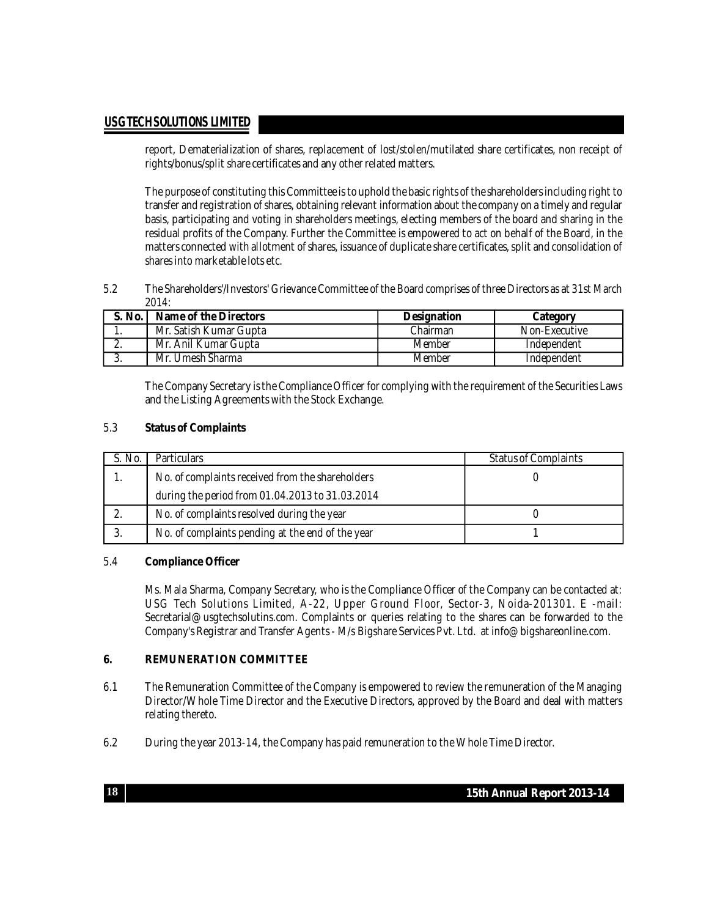report, Dematerialization of shares, replacement of lost/stolen/mutilated share certificates, non receipt of rights/bonus/split share certificates and any other related matters.

The purpose of constituting this Committee is to uphold the basic rights of the shareholders including right to transfer and registration of shares, obtaining relevant information about the company on a timely and regular basis, participating and voting in shareholders meetings, electing members of the board and sharing in the residual profits of the Company. Further the Committee is empowered to act on behalf of the Board, in the matters connected with allotment of shares, issuance of duplicate share certificates, split and consolidation of shares into marketable lots etc.

5.2 The Shareholders'/Investors' Grievance Committee of the Board comprises of three Directors as at 31st March 2014:

| S. No. | Name of the Directors | Designation | Category |
|---|---|---|---|
| 1. | Mr. Satish Kumar Gupta | Chairman | Non-Executive |
| 2. | Mr. Anil Kumar Gupta | Member | Independent |
| 3. | Mr. Umesh Sharma | Member | Independent |

The Company Secretary is the Compliance Officer for complying with the requirement of the Securities Laws and the Listing Agreements with the Stock Exchange.

5.3 **Status of Complaints**

| S. No. | Particulars | Status of Complaints |
|---|---|---|
| 1. | No. of complaints received from the shareholders during the period from 01.04.2013 to 31.03.2014 | 0 |
| 2. | No. of complaints resolved during the year | 0 |
| 3. | No. of complaints pending at the end of the year | 1 |

5.4 **Compliance Officer**

Ms. Mala Sharma, Company Secretary, who is the Compliance Officer of the Company can be contacted at: USG Tech Solutions Limited, A-22, Upper Ground Floor, Sector-3, Noida-201301. E -mail: Secretarial@usgtechsolutins.com. Complaints or queries relating to the shares can be forwarded to the Company's Registrar and Transfer Agents - M/s Bigshare Services Pvt. Ltd. at info@bigshareonline.com.

## 6. REMUNERATION COMMITTEE

6.1 The Remuneration Committee of the Company is empowered to review the remuneration of the Managing Director/Whole Time Director and the Executive Directors, approved by the Board and deal with matters relating thereto.

6.2 During the year 2013-14, the Company has paid remuneration to the Whole Time Director.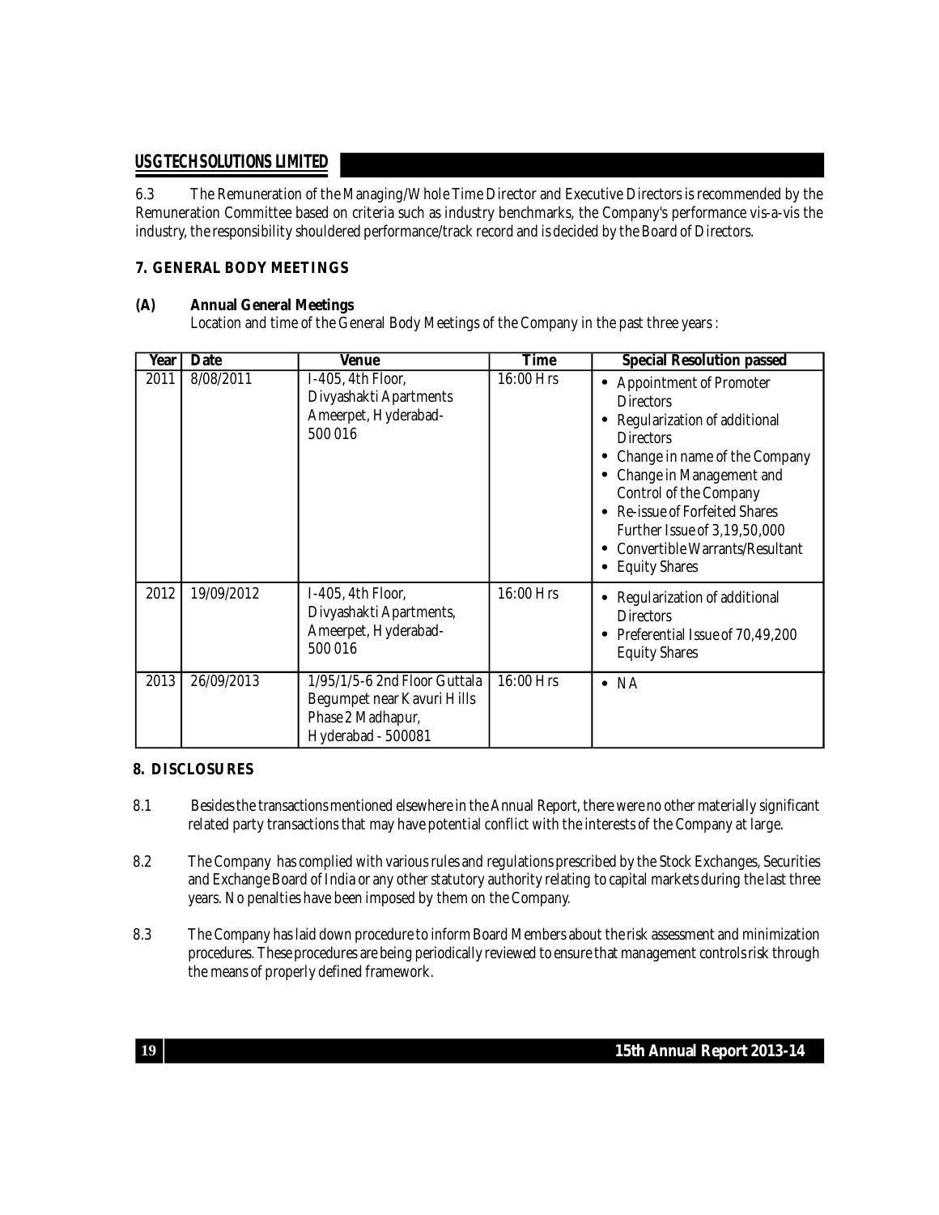6.3 The Remuneration of the Managing/Whole Time Director and Executive Directors is recommended by the Remuneration Committee based on criteria such as industry benchmarks, the Company's performance vis-a-vis the industry, the responsibility shouldered performance/track record and is decided by the Board of Directors.

**7. GENERAL BODY MEETINGS**

**(A) Annual General Meetings**

Location and time of the General Body Meetings of the Company in the past three years :

| Year | Date | Venue | Time | Special Resolution passed |
|---|---|---|---|---|
| 2011 | 8/08/2011 | I-405, 4th Floor, Divyashakti Apartments Ameerpet, Hyderabad-500 016 | 16:00 Hrs | • Appointment of Promoter Directors<br>• Regularization of additional Directors<br>• Change in name of the Company<br>• Change in Management and Control of the Company<br>• Re-issue of Forfeited Shares Further Issue of 3,19,50,000<br>• Convertible Warrants/Resultant<br>• Equity Shares |
| 2012 | 19/09/2012 | I-405, 4th Floor, Divyashakti Apartments, Ameerpet, Hyderabad-500 016 | 16:00 Hrs | • Regularization of additional Directors<br>• Preferential Issue of 70,49,200 Equity Shares |
| 2013 | 26/09/2013 | 1/95/1/5-6 2nd Floor Guttala Begumpet near Kavuri Hills Phase 2 Madhapur, Hyderabad - 500081 | 16:00 Hrs | • NA |

**8. DISCLOSURES**

8.1 Besides the transactions mentioned elsewhere in the Annual Report, there were no other materially significant related party transactions that may have potential conflict with the interests of the Company at large.

8.2 The Company has complied with various rules and regulations prescribed by the Stock Exchanges, Securities and Exchange Board of India or any other statutory authority relating to capital markets during the last three years. No penalties have been imposed by them on the Company.

8.3 The Company has laid down procedure to inform Board Members about the risk assessment and minimization procedures. These procedures are being periodically reviewed to ensure that management controls risk through the means of properly defined framework.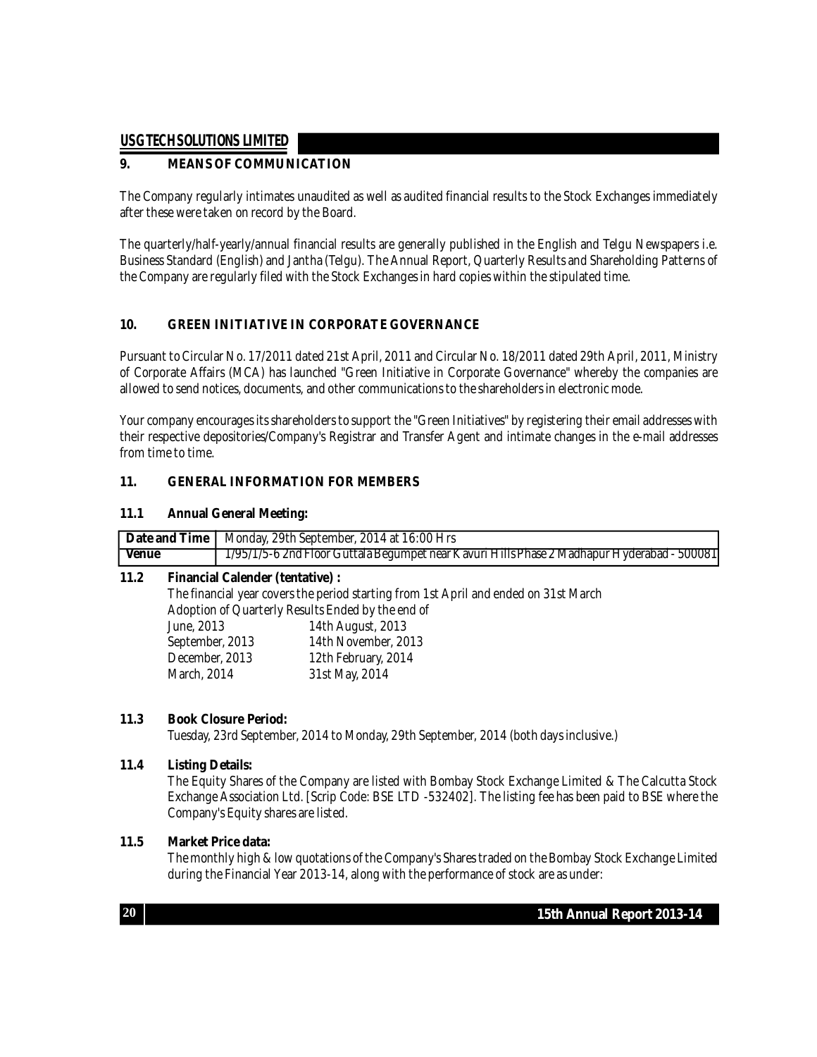## 9. MEANS OF COMMUNICATION

The Company regularly intimates unaudited as well as audited financial results to the Stock Exchanges immediately after these were taken on record by the Board.

The quarterly/half-yearly/annual financial results are generally published in the English and Telgu Newspapers i.e. Business Standard (English) and Jantha (Telgu). The Annual Report, Quarterly Results and Shareholding Patterns of the Company are regularly filed with the Stock Exchanges in hard copies within the stipulated time.

## 10. GREEN INITIATIVE IN CORPORATE GOVERNANCE

Pursuant to Circular No. 17/2011 dated 21st April, 2011 and Circular No. 18/2011 dated 29th April, 2011, Ministry of Corporate Affairs (MCA) has launched "Green Initiative in Corporate Governance" whereby the companies are allowed to send notices, documents, and other communications to the shareholders in electronic mode.

Your company encourages its shareholders to support the "Green Initiatives" by registering their email addresses with their respective depositories/Company's Registrar and Transfer Agent and intimate changes in the e-mail addresses from time to time.

## 11. GENERAL INFORMATION FOR MEMBERS

### 11.1 Annual General Meeting:

| **Date and Time** | Monday, 29th September, 2014 at 16:00 Hrs |
|---|---|
| **Venue** | 1/95/1/5-6 2nd Floor Guttala Begumpet near Kavuri Hills Phase 2 Madhapur Hyderabad - 500081 |

### 11.2 Financial Calender (tentative) :

The financial year covers the period starting from 1st April and ended on 31st March

Adoption of Quarterly Results Ended by the end of

| | |
|---|---|
| June, 2013 | 14th August, 2013 |
| September, 2013 | 14th November, 2013 |
| December, 2013 | 12th February, 2014 |
| March, 2014 | 31st May, 2014 |

### 11.3 Book Closure Period:

Tuesday, 23rd September, 2014 to Monday, 29th September, 2014 (both days inclusive.)

### 11.4 Listing Details:

The Equity Shares of the Company are listed with Bombay Stock Exchange Limited & The Calcutta Stock Exchange Association Ltd. [Scrip Code: BSE LTD -532402]. The listing fee has been paid to BSE where the Company's Equity shares are listed.

### 11.5 Market Price data:

The monthly high & low quotations of the Company's Shares traded on the Bombay Stock Exchange Limited during the Financial Year 2013-14, along with the performance of stock are as under: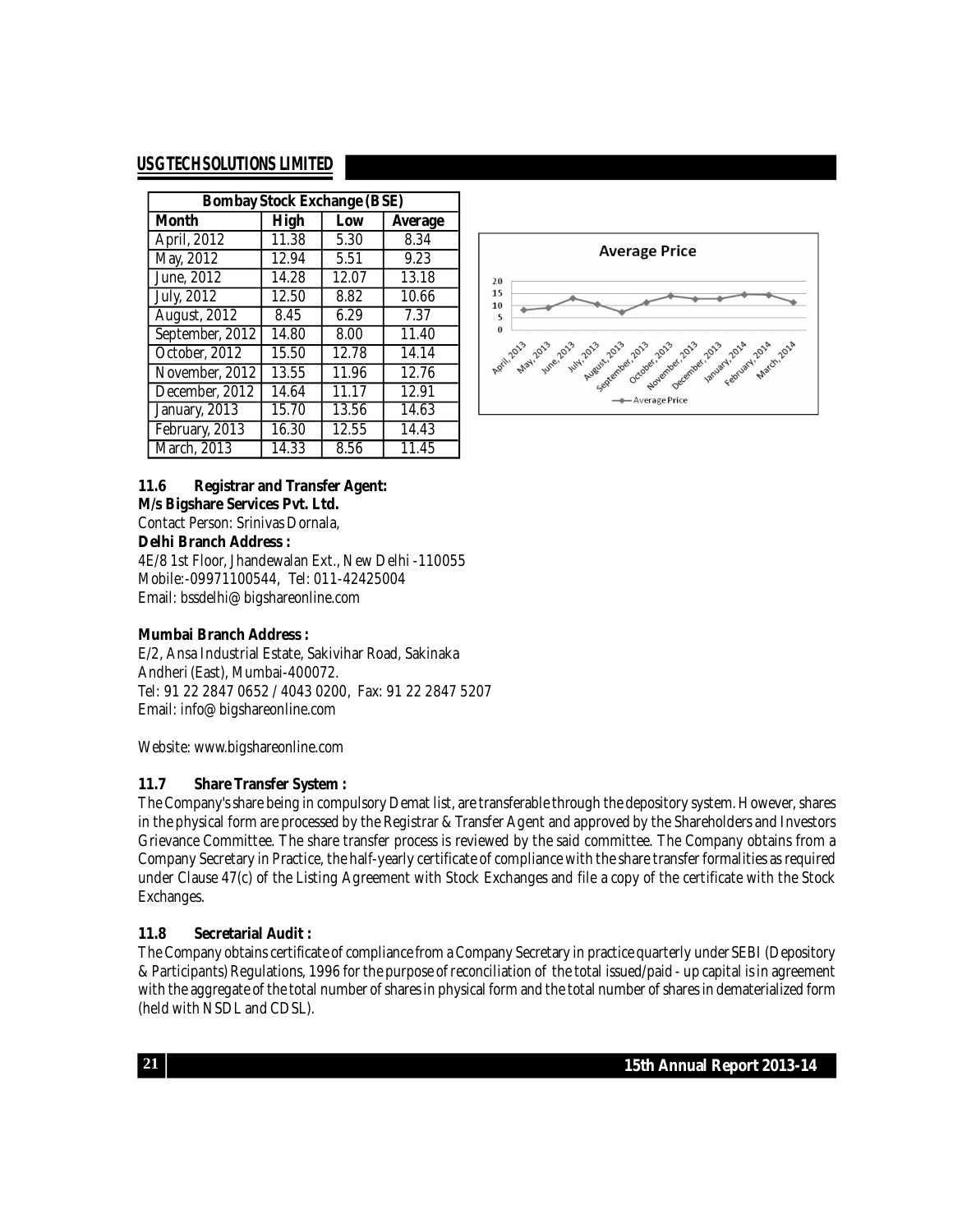| Bombay Stock Exchange (BSE) | | | |
|---|---|---|---|
| Month | High | Low | Average |
| April, 2012 | 11.38 | 5.30 | 8.34 |
| May, 2012 | 12.94 | 5.51 | 9.23 |
| June, 2012 | 14.28 | 12.07 | 13.18 |
| July, 2012 | 12.50 | 8.82 | 10.66 |
| August, 2012 | 8.45 | 6.29 | 7.37 |
| September, 2012 | 14.80 | 8.00 | 11.40 |
| October, 2012 | 15.50 | 12.78 | 14.14 |
| November, 2012 | 13.55 | 11.96 | 12.76 |
| December, 2012 | 14.64 | 11.17 | 12.91 |
| January, 2013 | 15.70 | 13.56 | 14.63 |
| February, 2013 | 16.30 | 12.55 | 14.43 |
| March, 2013 | 14.33 | 8.56 | 11.45 |

**11.6 Registrar and Transfer Agent:**

**M/s Bigshare Services Pvt. Ltd.**

Contact Person: Srinivas Dornala,

**Delhi Branch Address :**

4E/8 1st Floor, Jhandewalan Ext., New Delhi -110055
Mobile:-09971100544, Tel: 011-42425004
Email: bssdelhi@bigshareonline.com

**Mumbai Branch Address :**

E/2, Ansa Industrial Estate, Sakivihar Road, Sakinaka
Andheri (East), Mumbai-400072.
Tel: 91 22 2847 0652 / 4043 0200, Fax: 91 22 2847 5207
Email: info@bigshareonline.com

Website: www.bigshareonline.com

**11.7 Share Transfer System :**

The Company's share being in compulsory Demat list, are transferable through the depository system. However, shares in the physical form are processed by the Registrar & Transfer Agent and approved by the Shareholders and Investors Grievance Committee. The share transfer process is reviewed by the said committee. The Company obtains from a Company Secretary in Practice, the half-yearly certificate of compliance with the share transfer formalities as required under Clause 47(c) of the Listing Agreement with Stock Exchanges and file a copy of the certificate with the Stock Exchanges.

**11.8 Secretarial Audit :**

The Company obtains certificate of compliance from a Company Secretary in practice quarterly under SEBI (Depository & Participants) Regulations, 1996 for the purpose of reconciliation of the total issued/paid - up capital is in agreement with the aggregate of the total number of shares in physical form and the total number of shares in dematerialized form (held with NSDL and CDSL).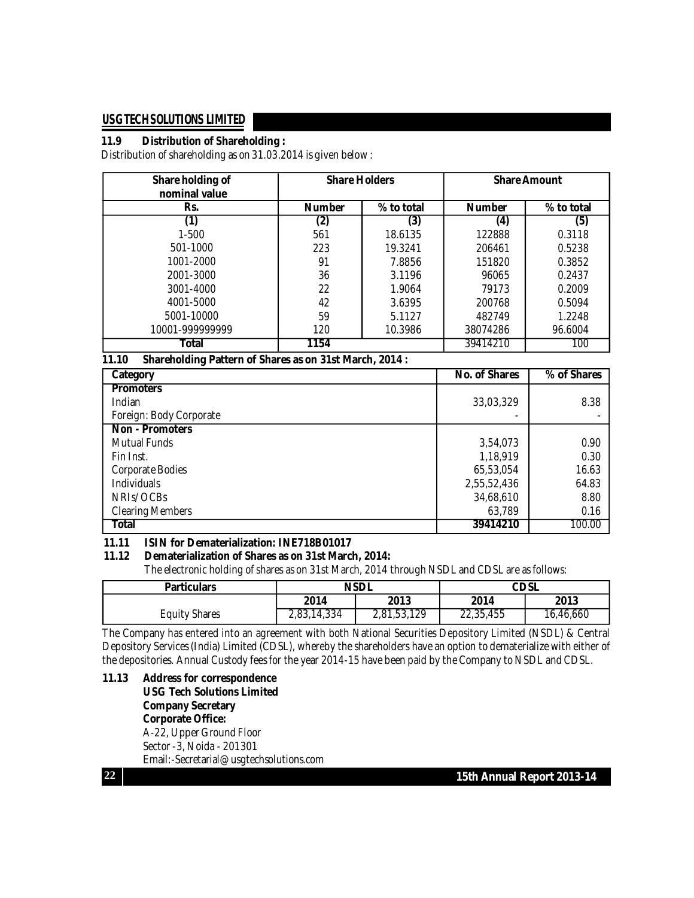### 11.9 Distribution of Shareholding :

Distribution of shareholding as on 31.03.2014 is given below :

| Share holding of nominal value | Share Holders | | Share Amount | |
|---|---|---|---|---|
| Rs. | Number | % to total | Number | % to total |
| (1) | (2) | (3) | (4) | (5) |
| 1-500 | 561 | 18.6135 | 122888 | 0.3118 |
| 501-1000 | 223 | 19.3241 | 206461 | 0.5238 |
| 1001-2000 | 91 | 7.8856 | 151820 | 0.3852 |
| 2001-3000 | 36 | 3.1196 | 96065 | 0.2437 |
| 3001-4000 | 22 | 1.9064 | 79173 | 0.2009 |
| 4001-5000 | 42 | 3.6395 | 200768 | 0.5094 |
| 5001-10000 | 59 | 5.1127 | 482749 | 1.2248 |
| 10001-999999999 | 120 | 10.3986 | 38074286 | 96.6004 |
| **Total** | **1154** | | 39414210 | 100 |

### 11.10 Shareholding Pattern of Shares as on 31st March, 2014 :

| Category | No. of Shares | % of Shares |
|---|---|---|
| **Promoters** | | |
| Indian | 33,03,329 | 8.38 |
| Foreign: Body Corporate | - | - |
| **Non - Promoters** | | |
| Mutual Funds | 3,54,073 | 0.90 |
| Fin Inst. | 1,18,919 | 0.30 |
| Corporate Bodies | 65,53,054 | 16.63 |
| Individuals | 2,55,52,436 | 64.83 |
| NRIs/OCBs | 34,68,610 | 8.80 |
| Clearing Members | 63,789 | 0.16 |
| **Total** | **39414210** | 100.00 |

### 11.11 ISIN for Dematerialization: INE718B01017

### 11.12 Dematerialization of Shares as on 31st March, 2014:

The electronic holding of shares as on 31st March, 2014 through NSDL and CDSL are as follows:

| Particulars | NSDL | | CDSL | |
|---|---|---|---|---|
| | 2014 | 2013 | 2014 | 2013 |
| Equity Shares | 2,83,14,334 | 2,81,53,129 | 22,35,455 | 16,46,660 |

The Company has entered into an agreement with both National Securities Depository Limited (NSDL) & Central Depository Services (India) Limited (CDSL), whereby the shareholders have an option to dematerialize with either of the depositories. Annual Custody fees for the year 2014-15 have been paid by the Company to NSDL and CDSL.

### 11.13 Address for correspondence

**USG Tech Solutions Limited**
**Company Secretary**
**Corporate Office:**
A-22, Upper Ground Floor
Sector -3, Noida - 201301
Email:-Secretarial@usgtechsolutions.com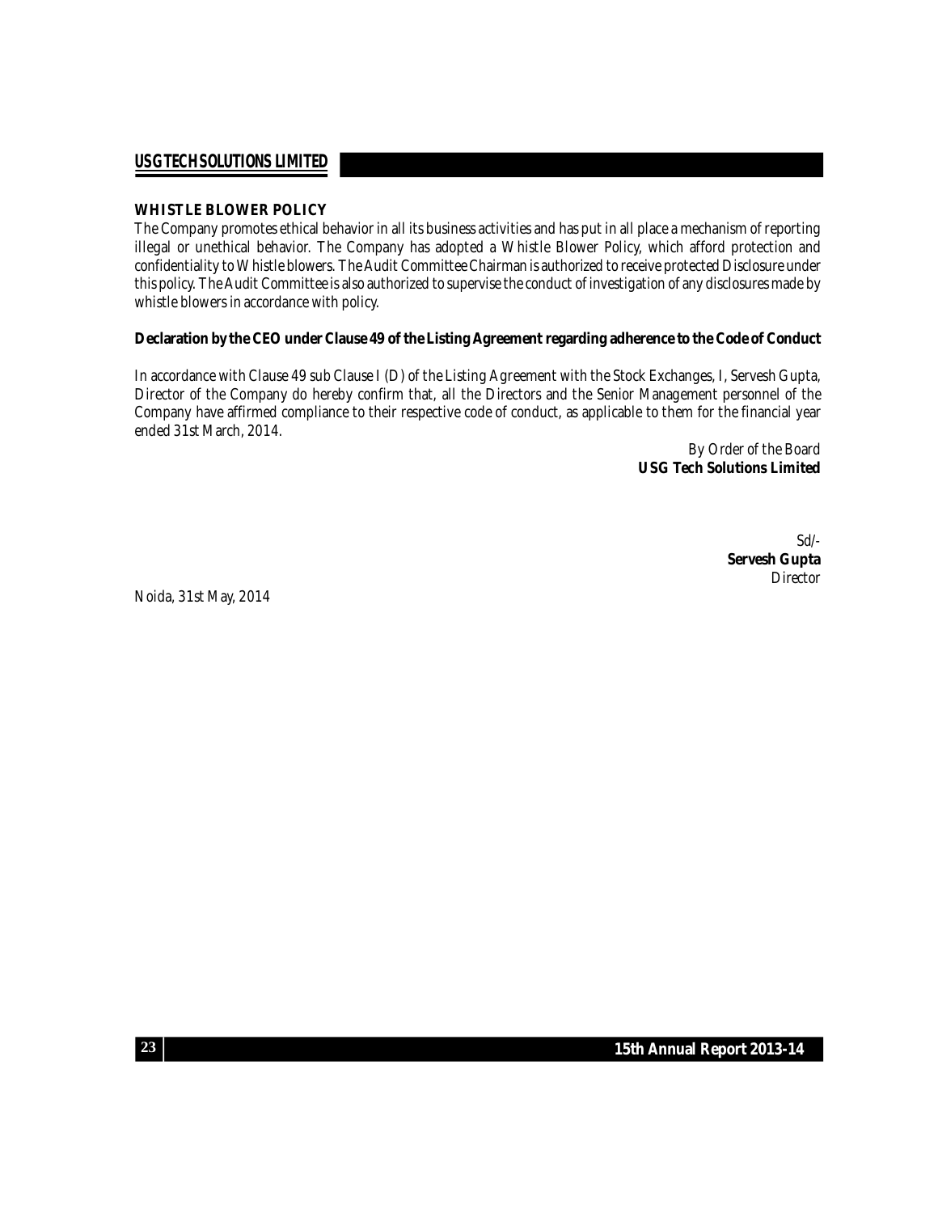## WHISTLE BLOWER POLICY

The Company promotes ethical behavior in all its business activities and has put in all place a mechanism of reporting illegal or unethical behavior. The Company has adopted a Whistle Blower Policy, which afford protection and confidentiality to Whistle blowers. The Audit Committee Chairman is authorized to receive protected Disclosure under this policy. The Audit Committee is also authorized to supervise the conduct of investigation of any disclosures made by whistle blowers in accordance with policy.

**Declaration by the CEO under Clause 49 of the Listing Agreement regarding adherence to the Code of Conduct**

In accordance with Clause 49 sub Clause I (D) of the Listing Agreement with the Stock Exchanges, I, Servesh Gupta, Director of the Company do hereby confirm that, all the Directors and the Senior Management personnel of the Company have affirmed compliance to their respective code of conduct, as applicable to them for the financial year ended 31st March, 2014.

By Order of the Board
**USG Tech Solutions Limited**

Sd/-
**Servesh Gupta**
*Director*

Noida, 31st May, 2014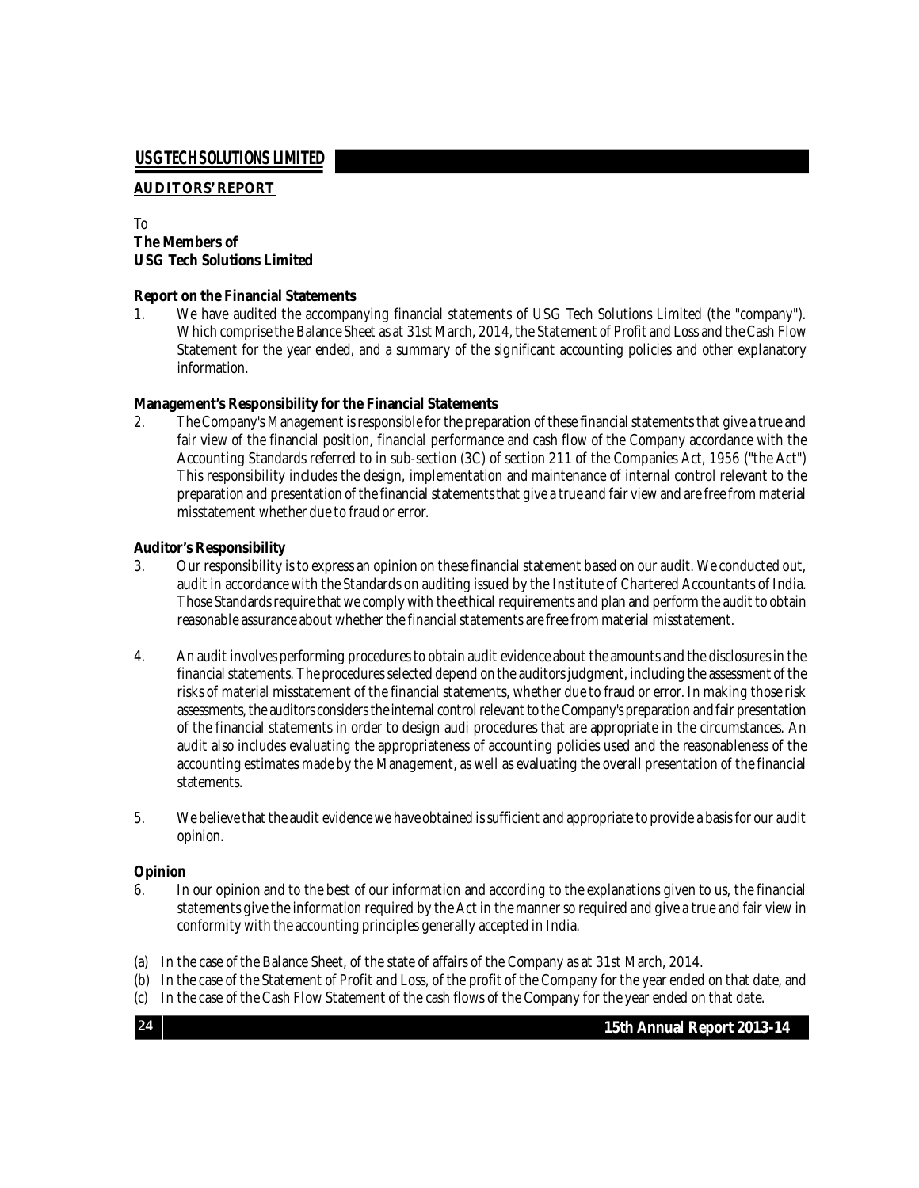## AUDITORS' REPORT

To
**The Members of**
**USG Tech Solutions Limited**

**Report on the Financial Statements**

1. We have audited the accompanying financial statements of USG Tech Solutions Limited (the "company"). Which comprise the Balance Sheet as at 31st March, 2014, the Statement of Profit and Loss and the Cash Flow Statement for the year ended, and a summary of the significant accounting policies and other explanatory information.

**Management's Responsibility for the Financial Statements**

2. The Company's Management is responsible for the preparation of these financial statements that give a true and fair view of the financial position, financial performance and cash flow of the Company accordance with the Accounting Standards referred to in sub-section (3C) of section 211 of the Companies Act, 1956 ("the Act") This responsibility includes the design, implementation and maintenance of internal control relevant to the preparation and presentation of the financial statements that give a true and fair view and are free from material misstatement whether due to fraud or error.

**Auditor's Responsibility**

3. Our responsibility is to express an opinion on these financial statement based on our audit. We conducted out, audit in accordance with the Standards on auditing issued by the Institute of Chartered Accountants of India. Those Standards require that we comply with the ethical requirements and plan and perform the audit to obtain reasonable assurance about whether the financial statements are free from material misstatement.

4. An audit involves performing procedures to obtain audit evidence about the amounts and the disclosures in the financial statements. The procedures selected depend on the auditors judgment, including the assessment of the risks of material misstatement of the financial statements, whether due to fraud or error. In making those risk assessments, the auditors considers the internal control relevant to the Company's preparation and fair presentation of the financial statements in order to design audi procedures that are appropriate in the circumstances. An audit also includes evaluating the appropriateness of accounting policies used and the reasonableness of the accounting estimates made by the Management, as well as evaluating the overall presentation of the financial statements.

5. We believe that the audit evidence we have obtained is sufficient and appropriate to provide a basis for our audit opinion.

**Opinion**

6. In our opinion and to the best of our information and according to the explanations given to us, the financial statements give the information required by the Act in the manner so required and give a true and fair view in conformity with the accounting principles generally accepted in India.

(a) In the case of the Balance Sheet, of the state of affairs of the Company as at 31st March, 2014.

(b) In the case of the Statement of Profit and Loss, of the profit of the Company for the year ended on that date, and

(c) In the case of the Cash Flow Statement of the cash flows of the Company for the year ended on that date.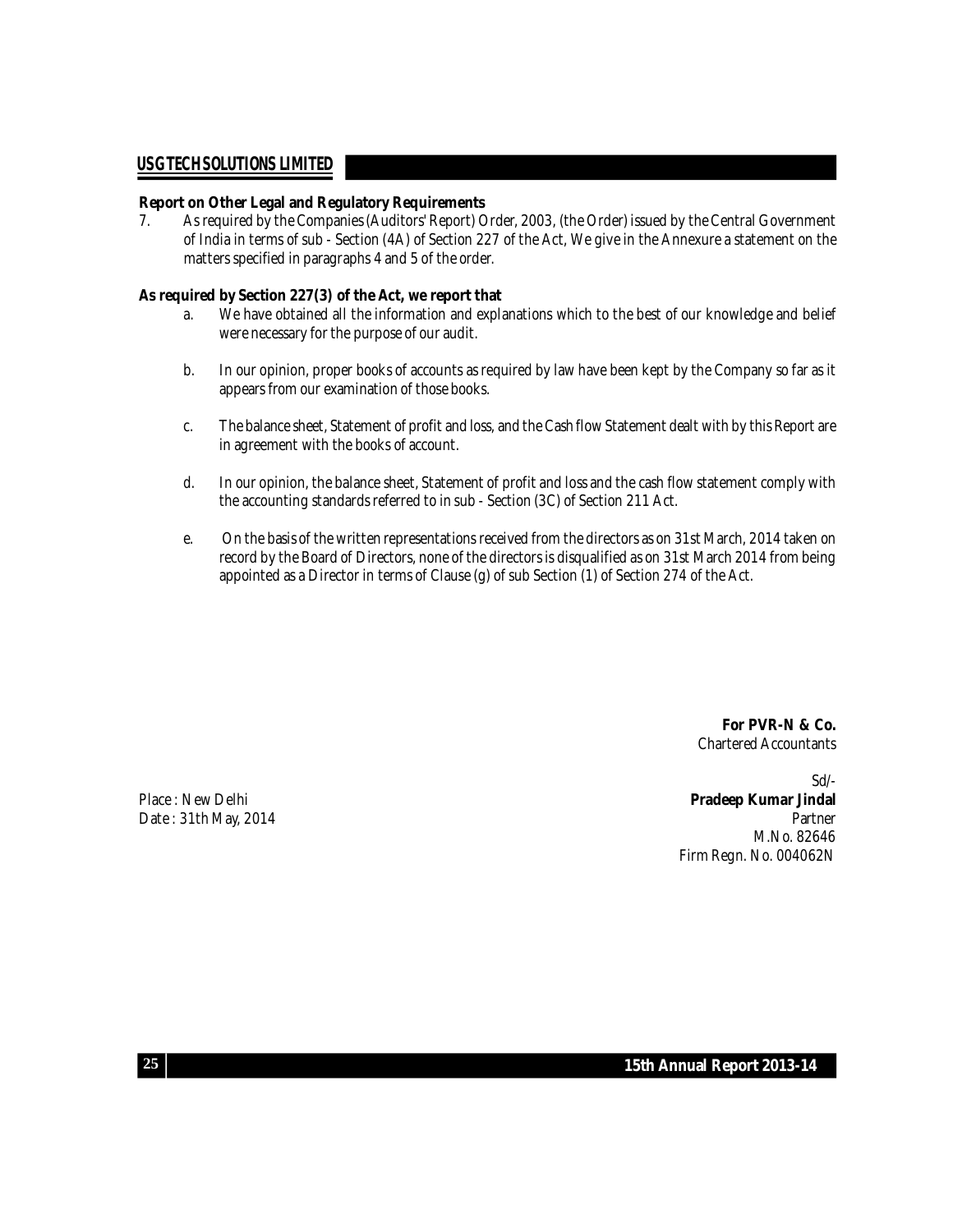**Report on Other Legal and Regulatory Requirements**

7. As required by the Companies (Auditors' Report) Order, 2003, (the Order) issued by the Central Government of India in terms of sub - Section (4A) of Section 227 of the Act, We give in the Annexure a statement on the matters specified in paragraphs 4 and 5 of the order.

**As required by Section 227(3) of the Act, we report that**

a. We have obtained all the information and explanations which to the best of our knowledge and belief were necessary for the purpose of our audit.

b. In our opinion, proper books of accounts as required by law have been kept by the Company so far as it appears from our examination of those books.

c. The balance sheet, Statement of profit and loss, and the Cash flow Statement dealt with by this Report are in agreement with the books of account.

d. In our opinion, the balance sheet, Statement of profit and loss and the cash flow statement comply with the accounting standards referred to in sub - Section (3C) of Section 211 Act.

e. On the basis of the written representations received from the directors as on 31st March, 2014 taken on record by the Board of Directors, none of the directors is disqualified as on 31st March 2014 from being appointed as a Director in terms of Clause (g) of sub Section (1) of Section 274 of the Act.

**For PVR-N & Co.**
Chartered Accountants

Sd/-
**Pradeep Kumar Jindal**
Partner
M.No. 82646
Firm Regn. No. 004062N

Place : New Delhi
Date : 31th May, 2014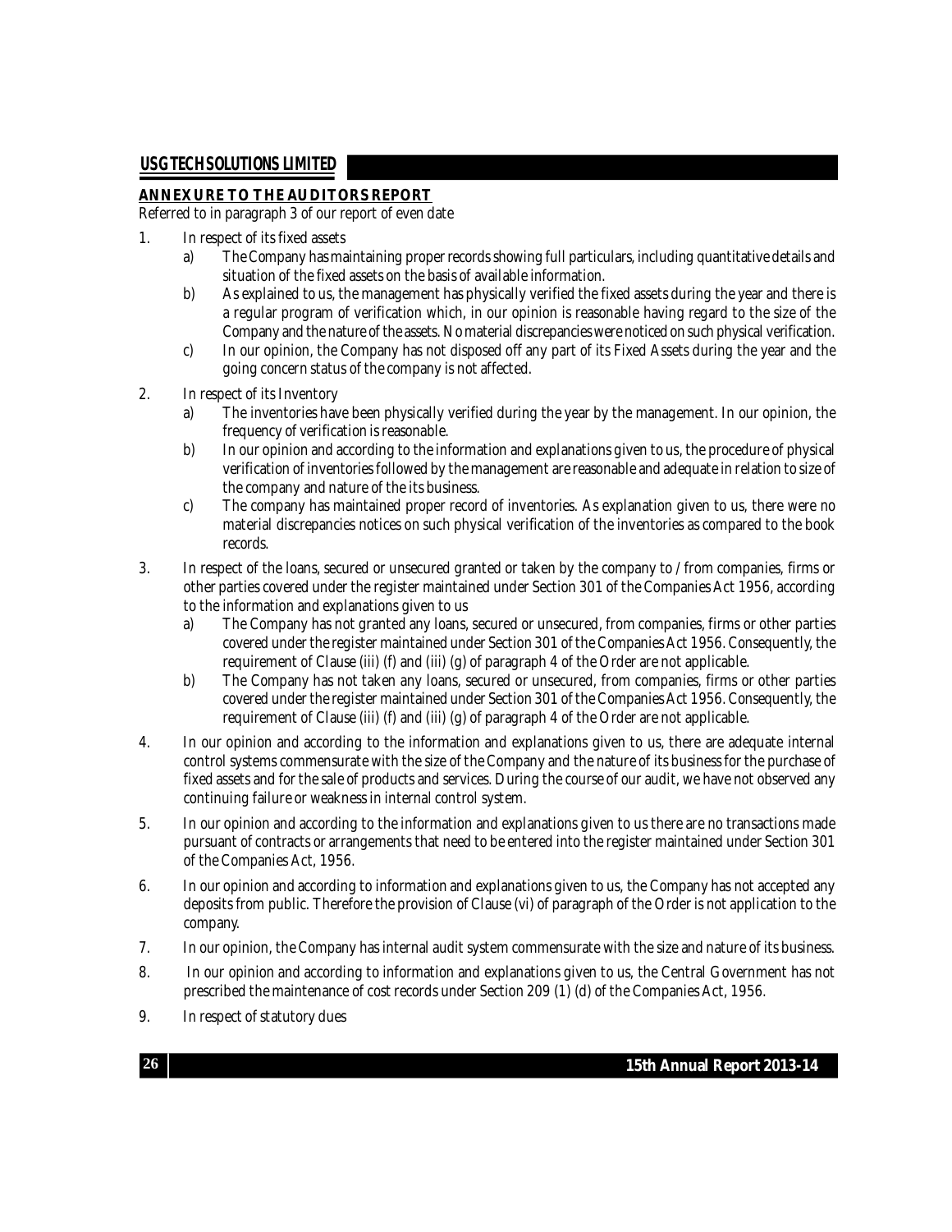## ANNEXURE TO THE AUDITORS REPORT

Referred to in paragraph 3 of our report of even date

1. In respect of its fixed assets
   a) The Company has maintaining proper records showing full particulars, including quantitative details and situation of the fixed assets on the basis of available information.
   b) As explained to us, the management has physically verified the fixed assets during the year and there is a regular program of verification which, in our opinion is reasonable having regard to the size of the Company and the nature of the assets. No material discrepancies were noticed on such physical verification.
   c) In our opinion, the Company has not disposed off any part of its Fixed Assets during the year and the going concern status of the company is not affected.

2. In respect of its Inventory
   a) The inventories have been physically verified during the year by the management. In our opinion, the frequency of verification is reasonable.
   b) In our opinion and according to the information and explanations given to us, the procedure of physical verification of inventories followed by the management are reasonable and adequate in relation to size of the company and nature of the its business.
   c) The company has maintained proper record of inventories. As explanation given to us, there were no material discrepancies notices on such physical verification of the inventories as compared to the book records.

3. In respect of the loans, secured or unsecured granted or taken by the company to / from companies, firms or other parties covered under the register maintained under Section 301 of the Companies Act 1956, according to the information and explanations given to us
   a) The Company has not granted any loans, secured or unsecured, from companies, firms or other parties covered under the register maintained under Section 301 of the Companies Act 1956. Consequently, the requirement of Clause (iii) (f) and (iii) (g) of paragraph 4 of the Order are not applicable.
   b) The Company has not taken any loans, secured or unsecured, from companies, firms or other parties covered under the register maintained under Section 301 of the Companies Act 1956. Consequently, the requirement of Clause (iii) (f) and (iii) (g) of paragraph 4 of the Order are not applicable.

4. In our opinion and according to the information and explanations given to us, there are adequate internal control systems commensurate with the size of the Company and the nature of its business for the purchase of fixed assets and for the sale of products and services. During the course of our audit, we have not observed any continuing failure or weakness in internal control system.

5. In our opinion and according to the information and explanations given to us there are no transactions made pursuant of contracts or arrangements that need to be entered into the register maintained under Section 301 of the Companies Act, 1956.

6. In our opinion and according to information and explanations given to us, the Company has not accepted any deposits from public. Therefore the provision of Clause (vi) of paragraph of the Order is not application to the company.

7. In our opinion, the Company has internal audit system commensurate with the size and nature of its business.

8. In our opinion and according to information and explanations given to us, the Central Government has not prescribed the maintenance of cost records under Section 209 (1) (d) of the Companies Act, 1956.

9. In respect of statutory dues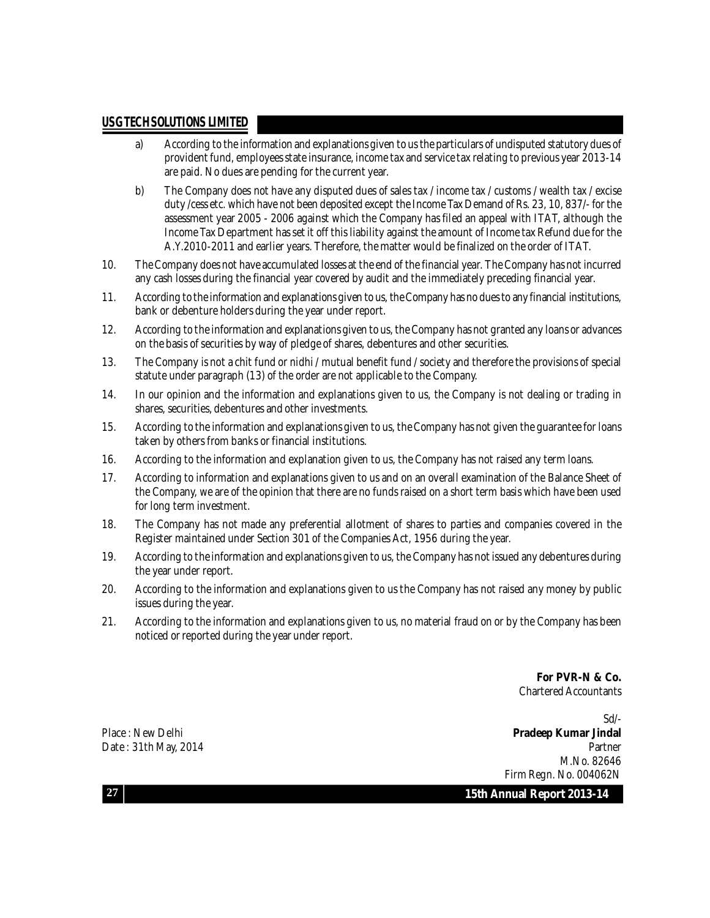a) According to the information and explanations given to us the particulars of undisputed statutory dues of provident fund, employees state insurance, income tax and service tax relating to previous year 2013-14 are paid. No dues are pending for the current year.

b) The Company does not have any disputed dues of sales tax / income tax / customs / wealth tax / excise duty /cess etc. which have not been deposited except the Income Tax Demand of Rs. 23, 10, 837/- for the assessment year 2005 - 2006 against which the Company has filed an appeal with ITAT, although the Income Tax Department has set it off this liability against the amount of Income tax Refund due for the A.Y.2010-2011 and earlier years. Therefore, the matter would be finalized on the order of ITAT.

10. The Company does not have accumulated losses at the end of the financial year. The Company has not incurred any cash losses during the financial year covered by audit and the immediately preceding financial year.

11. According to the information and explanations given to us, the Company has no dues to any financial institutions, bank or debenture holders during the year under report.

12. According to the information and explanations given to us, the Company has not granted any loans or advances on the basis of securities by way of pledge of shares, debentures and other securities.

13. The Company is not a chit fund or nidhi / mutual benefit fund / society and therefore the provisions of special statute under paragraph (13) of the order are not applicable to the Company.

14. In our opinion and the information and explanations given to us, the Company is not dealing or trading in shares, securities, debentures and other investments.

15. According to the information and explanations given to us, the Company has not given the guarantee for loans taken by others from banks or financial institutions.

16. According to the information and explanation given to us, the Company has not raised any term loans.

17. According to information and explanations given to us and on an overall examination of the Balance Sheet of the Company, we are of the opinion that there are no funds raised on a short term basis which have been used for long term investment.

18. The Company has not made any preferential allotment of shares to parties and companies covered in the Register maintained under Section 301 of the Companies Act, 1956 during the year.

19. According to the information and explanations given to us, the Company has not issued any debentures during the year under report.

20. According to the information and explanations given to us the Company has not raised any money by public issues during the year.

21. According to the information and explanations given to us, no material fraud on or by the Company has been noticed or reported during the year under report.

**For PVR-N & Co.**
Chartered Accountants

Sd/-
**Pradeep Kumar Jindal**
Partner
M.No. 82646
Firm Regn. No. 004062N

Place : New Delhi
Date : 31th May, 2014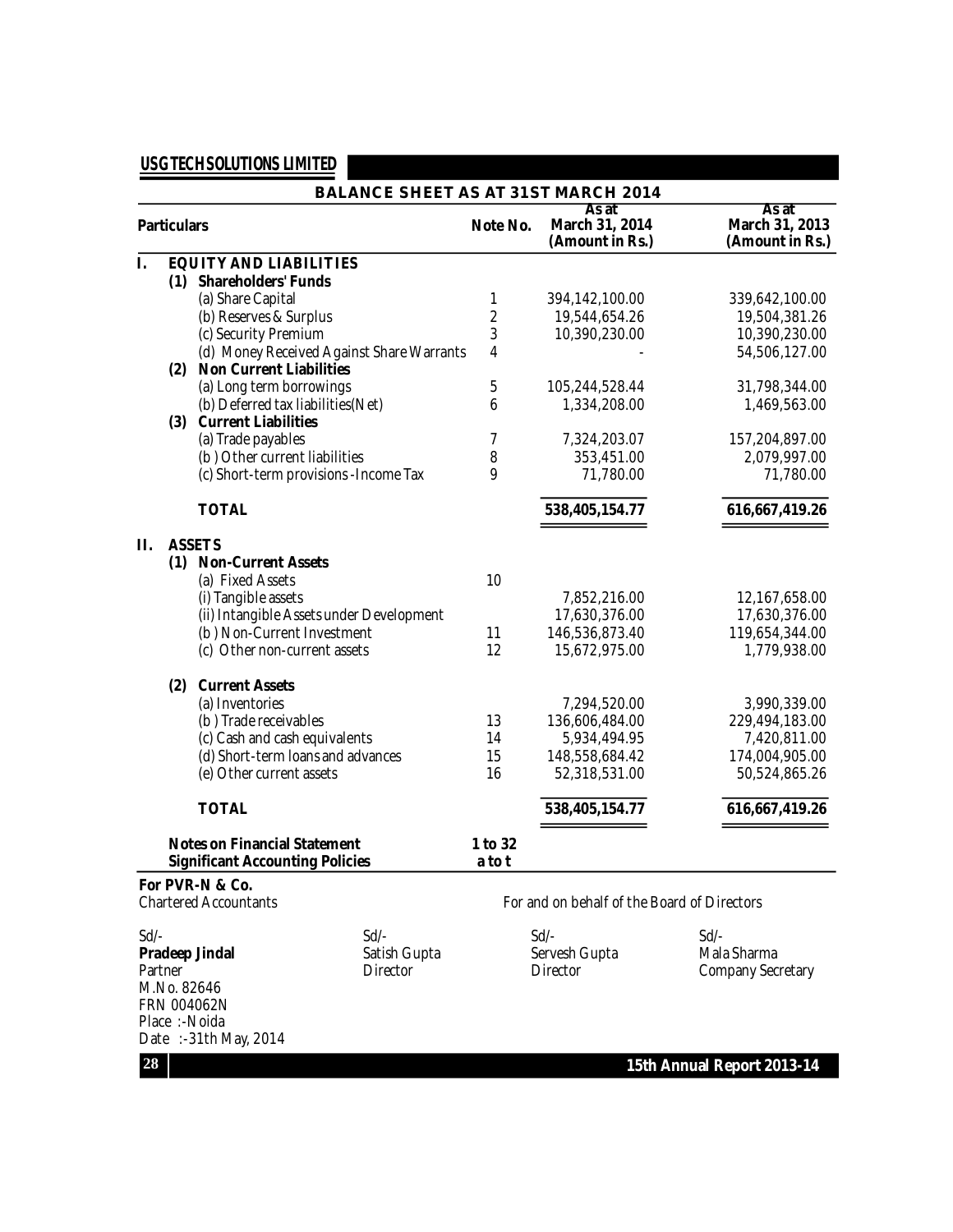**USG TECH SOLUTIONS LIMITED**

## BALANCE SHEET AS AT 31ST MARCH 2014

| Particulars | Note No. | As at March 31, 2014 (Amount in Rs.) | As at March 31, 2013 (Amount in Rs.) |
|---|---|---|---|
| **I. EQUITY AND LIABILITIES** | | | |
| **(1) Shareholders' Funds** | | | |
| (a) Share Capital | 1 | 394,142,100.00 | 339,642,100.00 |
| (b) Reserves & Surplus | 2 | 19,544,654.26 | 19,504,381.26 |
| (c) Security Premium | 3 | 10,390,230.00 | 10,390,230.00 |
| (d) Money Received Against Share Warrants | 4 | - | 54,506,127.00 |
| **(2) Non Current Liabilities** | | | |
| (a) Long term borrowings | 5 | 105,244,528.44 | 31,798,344.00 |
| (b) Deferred tax liabilities(Net) | 6 | 1,334,208.00 | 1,469,563.00 |
| **(3) Current Liabilities** | | | |
| (a) Trade payables | 7 | 7,324,203.07 | 157,204,897.00 |
| (b ) Other current liabilities | 8 | 353,451.00 | 2,079,997.00 |
| (c) Short-term provisions -Income Tax | 9 | 71,780.00 | 71,780.00 |
| **TOTAL** | | **538,405,154.77** | **616,667,419.26** |
| **II. ASSETS** | | | |
| **(1) Non-Current Assets** | | | |
| (a) Fixed Assets | 10 | | |
| (i) Tangible assets | | 7,852,216.00 | 12,167,658.00 |
| (ii) Intangible Assets under Development | | 17,630,376.00 | 17,630,376.00 |
| (b ) Non-Current Investment | 11 | 146,536,873.40 | 119,654,344.00 |
| (c) Other non-current assets | 12 | 15,672,975.00 | 1,779,938.00 |
| **(2) Current Assets** | | | |
| (a) Inventories | | 7,294,520.00 | 3,990,339.00 |
| (b ) Trade receivables | 13 | 136,606,484.00 | 229,494,183.00 |
| (c) Cash and cash equivalents | 14 | 5,934,494.95 | 7,420,811.00 |
| (d) Short-term loans and advances | 15 | 148,558,684.42 | 174,004,905.00 |
| (e) Other current assets | 16 | 52,318,531.00 | 50,524,865.26 |
| **TOTAL** | | **538,405,154.77** | **616,667,419.26** |
| **Notes on Financial Statement** | **1 to 32** | | |
| **Significant Accounting Policies** | **a to t** | | |

**For PVR-N & Co.**
Chartered Accountants

For and on behalf of the Board of Directors

Sd/-
**Pradeep Jindal**
Partner
M.No. 82646
FRN 004062N
Place :-Noida
Date :-31th May, 2014

Sd/-
Satish Gupta
Director

Sd/-
Servesh Gupta
Director

Sd/-
Mala Sharma
Company Secretary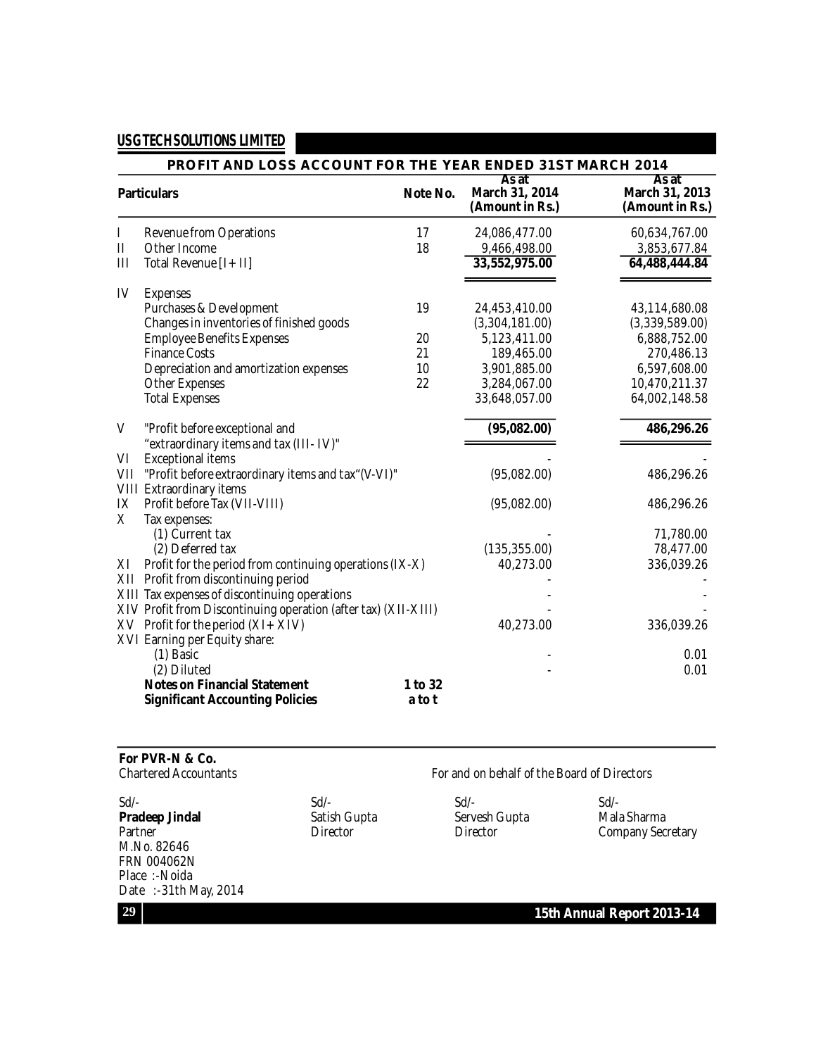## USG TECH SOLUTIONS LIMITED

### PROFIT AND LOSS ACCOUNT FOR THE YEAR ENDED 31ST MARCH 2014

| | Particulars | Note No. | As at March 31, 2014 (Amount in Rs.) | As at March 31, 2013 (Amount in Rs.) |
|---|---|---|---|---|
| I | Revenue from Operations | 17 | 24,086,477.00 | 60,634,767.00 |
| II | Other Income | 18 | 9,466,498.00 | 3,853,677.84 |
| III | Total Revenue [I+ II] | | 33,552,975.00 | 64,488,444.84 |
| IV | Expenses | | | |
| | Purchases & Development | 19 | 24,453,410.00 | 43,114,680.08 |
| | Changes in inventories of finished goods | | (3,304,181.00) | (3,339,589.00) |
| | Employee Benefits Expenses | 20 | 5,123,411.00 | 6,888,752.00 |
| | Finance Costs | 21 | 189,465.00 | 270,486.13 |
| | Depreciation and amortization expenses | 10 | 3,901,885.00 | 6,597,608.00 |
| | Other Expenses | 22 | 3,284,067.00 | 10,470,211.37 |
| | Total Expenses | | 33,648,057.00 | 64,002,148.58 |
| V | "Profit before exceptional and "extraordinary items and tax (III- IV)" | | (95,082.00) | 486,296.26 |
| VI | Exceptional items | | - | - |
| VII | "Profit before extraordinary items and tax"(V-VI)" | | (95,082.00) | 486,296.26 |
| VIII | Extraordinary items | | | |
| IX | Profit before Tax (VII-VIII) | | (95,082.00) | 486,296.26 |
| X | Tax expenses: | | | |
| | (1) Current tax | | - | 71,780.00 |
| | (2) Deferred tax | | (135,355.00) | 78,477.00 |
| XI | Profit for the period from continuing operations (IX-X) | | 40,273.00 | 336,039.26 |
| XII | Profit from discontinuing period | | - | - |
| XIII | Tax expenses of discontinuing operations | | - | - |
| XIV | Profit from Discontinuing operation (after tax) (XII-XIII) | | - | - |
| XV | Profit for the period (XI+ XIV) | | 40,273.00 | 336,039.26 |
| XVI | Earning per Equity share: | | | |
| | (1) Basic | | - | 0.01 |
| | (2) Diluted | | - | 0.01 |
| | **Notes on Financial Statement** | **1 to 32** | | |
| | **Significant Accounting Policies** | **a to t** | | |

**For PVR-N & Co.**
Chartered Accountants

For and on behalf of the Board of Directors

| Sd/- | Sd/- | Sd/- | Sd/- |
|---|---|---|---|
| **Pradeep Jindal** | Satish Gupta | Servesh Gupta | Mala Sharma |
| Partner | Director | Director | Company Secretary |

M.No. 82646
FRN 004062N
Place :-Noida
Date :-31th May, 2014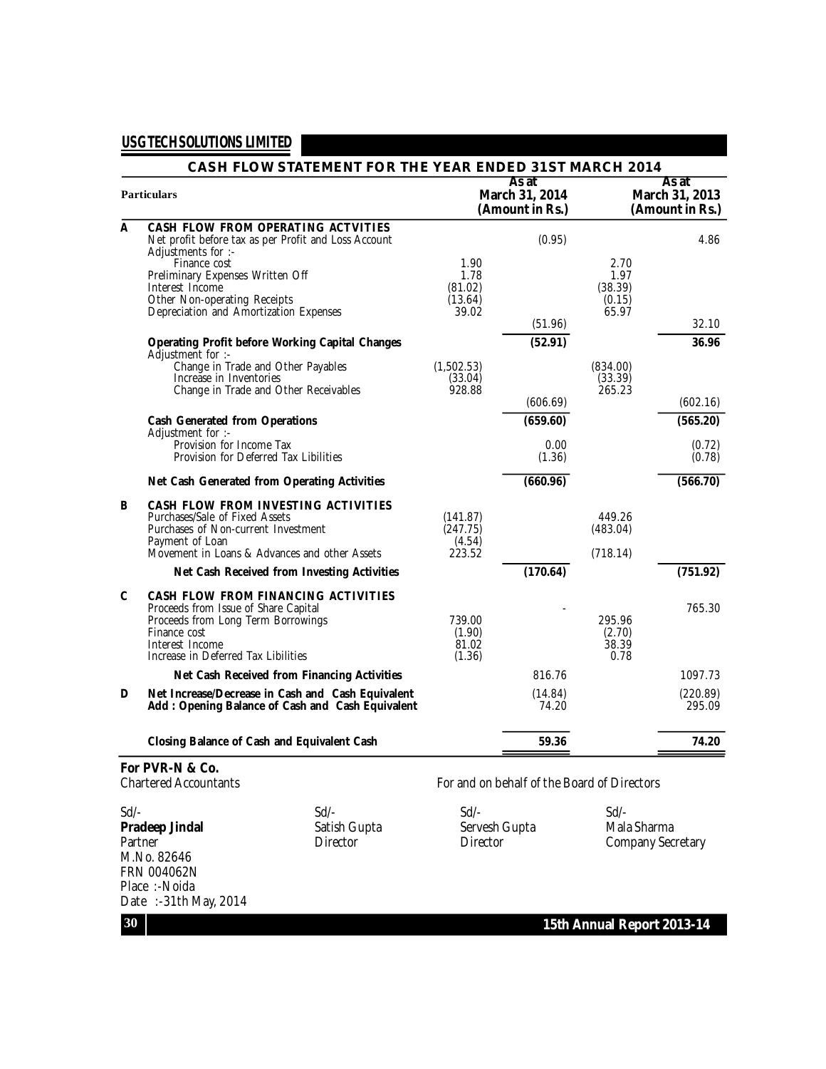## USG TECH SOLUTIONS LIMITED

### CASH FLOW STATEMENT FOR THE YEAR ENDED 31ST MARCH 2014

| | Particulars | As at March 31, 2014 (Amount in Rs.) | | As at March 31, 2013 (Amount in Rs.) | |
|---|---|---|---|---|---|
| **A** | **CASH FLOW FROM OPERATING ACTVITIES** | | | | |
| | Net profit before tax as per Profit and Loss Account | | (0.95) | | 4.86 |
| | Adjustments for :- | | | | |
| | Finance cost | 1.90 | | 2.70 | |
| | Preliminary Expenses Written Off | 1.78 | | 1.97 | |
| | Interest Income | (81.02) | | (38.39) | |
| | Other Non-operating Receipts | (13.64) | | (0.15) | |
| | Depreciation and Amortization Expenses | 39.02 | | 65.97 | |
| | | | (51.96) | | 32.10 |
| | **Operating Profit before Working Capital Changes** | | **(52.91)** | | **36.96** |
| | Adjustment for :- | | | | |
| | Change in Trade and Other Payables | (1,502.53) | | (834.00) | |
| | Increase in Inventories | (33.04) | | (33.39) | |
| | Change in Trade and Other Receivables | 928.88 | | 265.23 | |
| | | | (606.69) | | (602.16) |
| | **Cash Generated from Operations** | | **(659.60)** | | **(565.20)** |
| | Adjustment for :- | | | | |
| | Provision for Income Tax | | 0.00 | | (0.72) |
| | Provision for Deferred Tax Libilities | | (1.36) | | (0.78) |
| | **Net Cash Generated from Operating Activities** | | **(660.96)** | | **(566.70)** |
| **B** | **CASH FLOW FROM INVESTING ACTIVITIES** | | | | |
| | Purchases/Sale of Fixed Assets | (141.87) | | 449.26 | |
| | Purchases of Non-current Investment | (247.75) | | (483.04) | |
| | Payment of Loan | (4.54) | | | |
| | Movement in Loans & Advances and other Assets | 223.52 | | (718.14) | |
| | **Net Cash Received from Investing Activities** | | **(170.64)** | | **(751.92)** |
| **C** | **CASH FLOW FROM FINANCING ACTIVITIES** | | | | |
| | Proceeds from Issue of Share Capital | | - | | 765.30 |
| | Proceeds from Long Term Borrowings | 739.00 | | 295.96 | |
| | Finance cost | (1.90) | | (2.70) | |
| | Interest Income | 81.02 | | 38.39 | |
| | Increase in Deferred Tax Libilities | (1.36) | | 0.78 | |
| | **Net Cash Received from Financing Activities** | | 816.76 | | 1097.73 |
| **D** | **Net Increase/Decrease in Cash and Cash Equivalent** | | (14.84) | | (220.89) |
| | **Add : Opening Balance of Cash and Cash Equivalent** | | 74.20 | | 295.09 |
| | **Closing Balance of Cash and Equivalent Cash** | | **59.36** | | **74.20** |

**For PVR-N & Co.**
Chartered Accountants

For and on behalf of the Board of Directors

| Sd/- | Sd/- | Sd/- | Sd/- |
|---|---|---|---|
| **Pradeep Jindal** | Satish Gupta | Servesh Gupta | Mala Sharma |
| Partner | Director | Director | Company Secretary |

M.No. 82646
FRN 004062N
Place :-Noida
Date :-31th May, 2014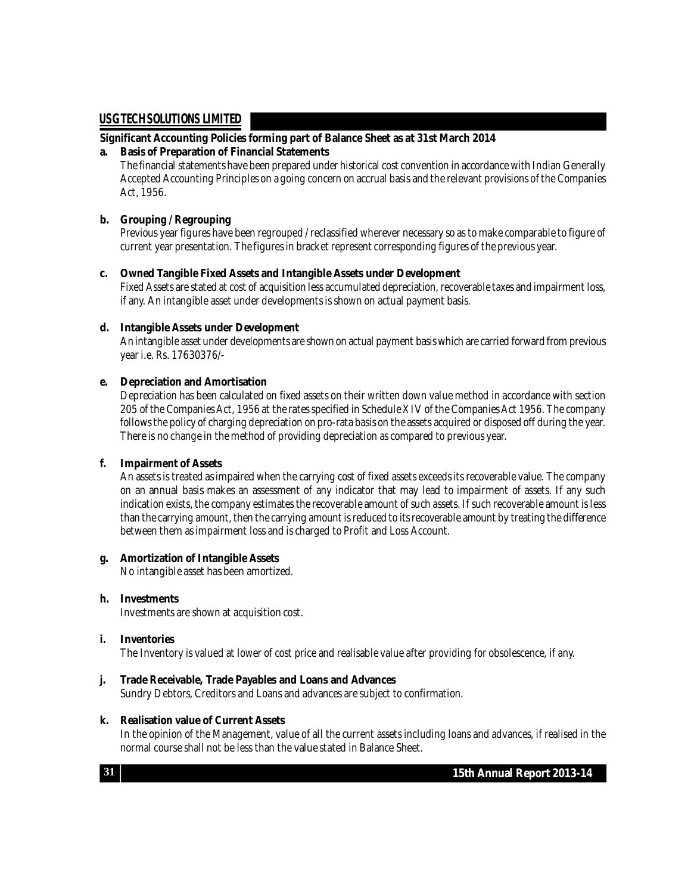## Significant Accounting Policies forming part of Balance Sheet as at 31st March 2014

**a. Basis of Preparation of Financial Statements**

The financial statements have been prepared under historical cost convention in accordance with Indian Generally Accepted Accounting Principles on a going concern on accrual basis and the relevant provisions of the Companies Act, 1956.

**b. Grouping / Regrouping**

Previous year figures have been regrouped / reclassified wherever necessary so as to make comparable to figure of current year presentation. The figures in bracket represent corresponding figures of the previous year.

**c. Owned Tangible Fixed Assets and Intangible Assets under Development**

Fixed Assets are stated at cost of acquisition less accumulated depreciation, recoverable taxes and impairment loss, if any. An intangible asset under developments is shown on actual payment basis.

**d. Intangible Assets under Development**

An intangible asset under developments are shown on actual payment basis which are carried forward from previous year i.e. Rs. 17630376/-

**e. Depreciation and Amortisation**

Depreciation has been calculated on fixed assets on their written down value method in accordance with section 205 of the Companies Act, 1956 at the rates specified in Schedule XIV of the Companies Act 1956. The company follows the policy of charging depreciation on pro-rata basis on the assets acquired or disposed off during the year. There is no change in the method of providing depreciation as compared to previous year.

**f. Impairment of Assets**

An assets is treated as impaired when the carrying cost of fixed assets exceeds its recoverable value. The company on an annual basis makes an assessment of any indicator that may lead to impairment of assets. If any such indication exists, the company estimates the recoverable amount of such assets. If such recoverable amount is less than the carrying amount, then the carrying amount is reduced to its recoverable amount by treating the difference between them as impairment loss and is charged to Profit and Loss Account.

**g. Amortization of Intangible Assets**

No intangible asset has been amortized.

**h. Investments**

Investments are shown at acquisition cost.

**i. Inventories**

The Inventory is valued at lower of cost price and realisable value after providing for obsolescence, if any.

**j. Trade Receivable, Trade Payables and Loans and Advances**

Sundry Debtors, Creditors and Loans and advances are subject to confirmation.

**k. Realisation value of Current Assets**

In the opinion of the Management, value of all the current assets including loans and advances, if realised in the normal course shall not be less than the value stated in Balance Sheet.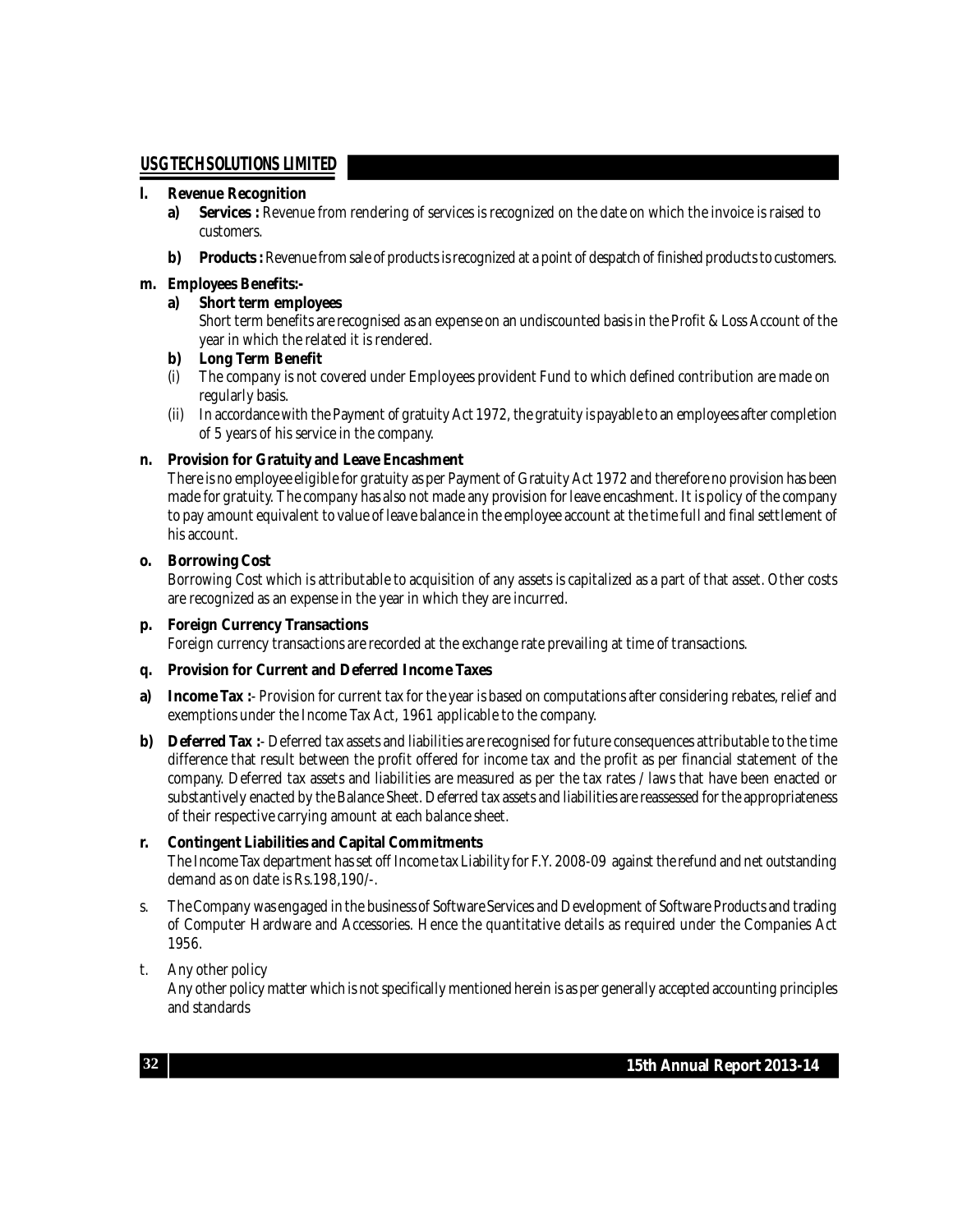**l. Revenue Recognition**

**a) Services :** Revenue from rendering of services is recognized on the date on which the invoice is raised to customers.

**b) Products :** Revenue from sale of products is recognized at a point of despatch of finished products to customers.

**m. Employees Benefits:-**

**a) Short term employees**

Short term benefits are recognised as an expense on an undiscounted basis in the Profit & Loss Account of the year in which the related it is rendered.

**b) Long Term Benefit**

(i) The company is not covered under Employees provident Fund to which defined contribution are made on regularly basis.

(ii) In accordance with the Payment of gratuity Act 1972, the gratuity is payable to an employees after completion of 5 years of his service in the company.

**n. Provision for Gratuity and Leave Encashment**

There is no employee eligible for gratuity as per Payment of Gratuity Act 1972 and therefore no provision has been made for gratuity. The company has also not made any provision for leave encashment. It is policy of the company to pay amount equivalent to value of leave balance in the employee account at the time full and final settlement of his account.

**o. Borrowing Cost**

Borrowing Cost which is attributable to acquisition of any assets is capitalized as a part of that asset. Other costs are recognized as an expense in the year in which they are incurred.

**p. Foreign Currency Transactions**

Foreign currency transactions are recorded at the exchange rate prevailing at time of transactions.

**q. Provision for Current and Deferred Income Taxes**

**a) Income Tax :-** Provision for current tax for the year is based on computations after considering rebates, relief and exemptions under the Income Tax Act, 1961 applicable to the company.

**b) Deferred Tax :-** Deferred tax assets and liabilities are recognised for future consequences attributable to the time difference that result between the profit offered for income tax and the profit as per financial statement of the company. Deferred tax assets and liabilities are measured as per the tax rates / laws that have been enacted or substantively enacted by the Balance Sheet. Deferred tax assets and liabilities are reassessed for the appropriateness of their respective carrying amount at each balance sheet.

**r. Contingent Liabilities and Capital Commitments**

The Income Tax department has set off Income tax Liability for F.Y. 2008-09 against the refund and net outstanding demand as on date is Rs.198,190/-.

s. The Company was engaged in the business of Software Services and Development of Software Products and trading of Computer Hardware and Accessories. Hence the quantitative details as required under the Companies Act 1956.

t. Any other policy

Any other policy matter which is not specifically mentioned herein is as per generally accepted accounting principles and standards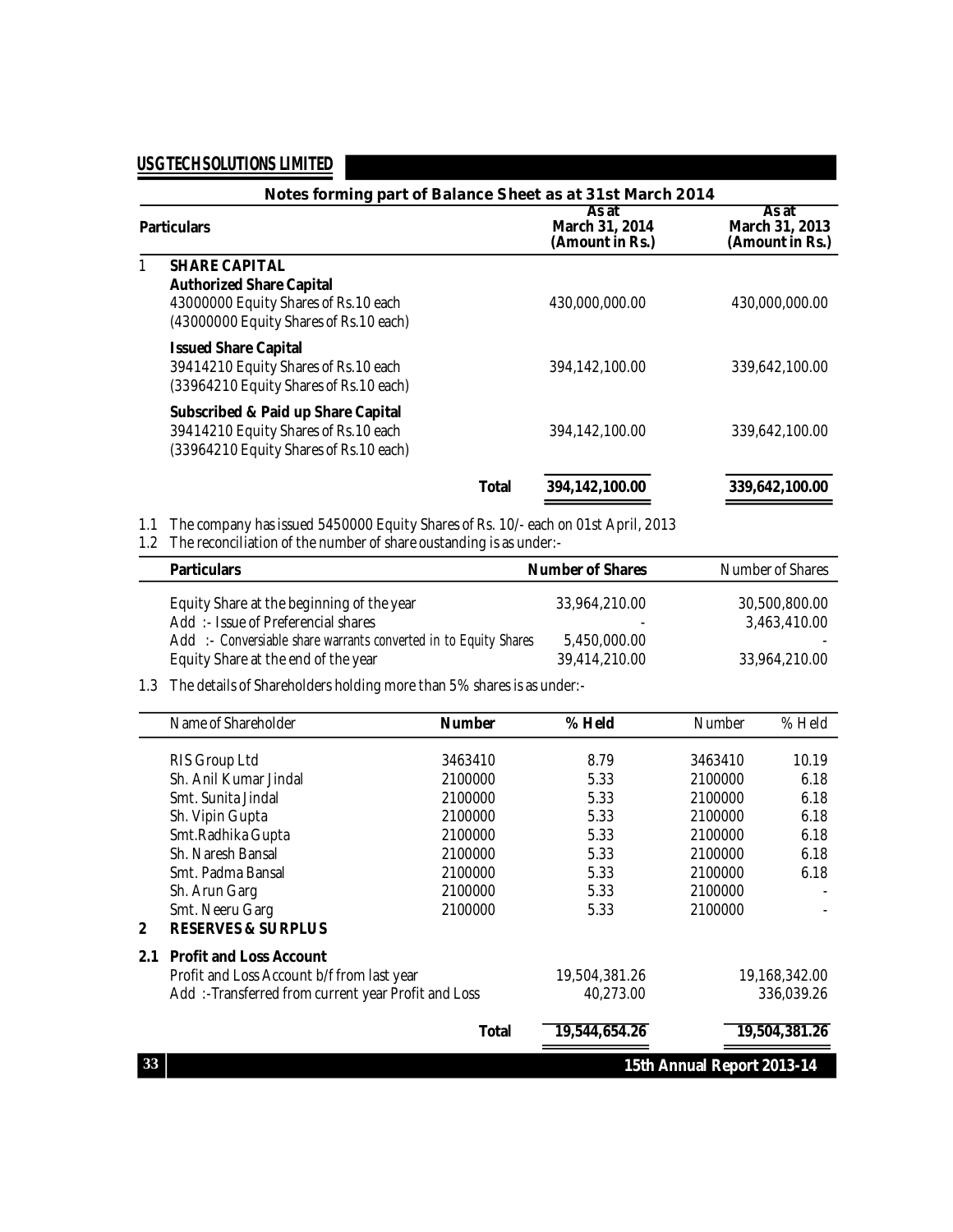## Notes forming part of Balance Sheet as at 31st March 2014

| | Particulars | As at March 31, 2014 (Amount in Rs.) | As at March 31, 2013 (Amount in Rs.) |
|---|---|---|---|
| 1 | **SHARE CAPITAL** | | |
| | **Authorized Share Capital** | | |
| | 43000000 Equity Shares of Rs.10 each (43000000 Equity Shares of Rs.10 each) | 430,000,000.00 | 430,000,000.00 |
| | **Issued Share Capital** | | |
| | 39414210 Equity Shares of Rs.10 each (33964210 Equity Shares of Rs.10 each) | 394,142,100.00 | 339,642,100.00 |
| | **Subscribed & Paid up Share Capital** | | |
| | 39414210 Equity Shares of Rs.10 each (33964210 Equity Shares of Rs.10 each) | 394,142,100.00 | 339,642,100.00 |
| | **Total** | **394,142,100.00** | **339,642,100.00** |

1.1 The company has issued 5450000 Equity Shares of Rs. 10/- each on 01st April, 2013

1.2 The reconciliation of the number of share oustanding is as under:-

| Particulars | Number of Shares | Number of Shares |
|---|---|---|
| Equity Share at the beginning of the year | 33,964,210.00 | 30,500,800.00 |
| Add :- Issue of Preferencial shares | - | 3,463,410.00 |
| Add :- Conversiable share warrants converted in to Equity Shares | 5,450,000.00 | - |
| Equity Share at the end of the year | 39,414,210.00 | 33,964,210.00 |

1.3 The details of Shareholders holding more than 5% shares is as under:-

| Name of Shareholder | Number | % Held | Number | % Held |
|---|---|---|---|---|
| RIS Group Ltd | 3463410 | 8.79 | 3463410 | 10.19 |
| Sh. Anil Kumar Jindal | 2100000 | 5.33 | 2100000 | 6.18 |
| Smt. Sunita Jindal | 2100000 | 5.33 | 2100000 | 6.18 |
| Sh. Vipin Gupta | 2100000 | 5.33 | 2100000 | 6.18 |
| Smt.Radhika Gupta | 2100000 | 5.33 | 2100000 | 6.18 |
| Sh. Naresh Bansal | 2100000 | 5.33 | 2100000 | 6.18 |
| Smt. Padma Bansal | 2100000 | 5.33 | 2100000 | 6.18 |
| Sh. Arun Garg | 2100000 | 5.33 | 2100000 | - |
| Smt. Neeru Garg | 2100000 | 5.33 | 2100000 | - |

| | Particulars | As at March 31, 2014 | As at March 31, 2013 |
|---|---|---|---|
| 2 | **RESERVES & SURPLUS** | | |
| 2.1 | **Profit and Loss Account** | | |
| | Profit and Loss Account b/f from last year | 19,504,381.26 | 19,168,342.00 |
| | Add :-Transferred from current year Profit and Loss | 40,273.00 | 336,039.26 |
| | **Total** | **19,544,654.26** | **19,504,381.26** |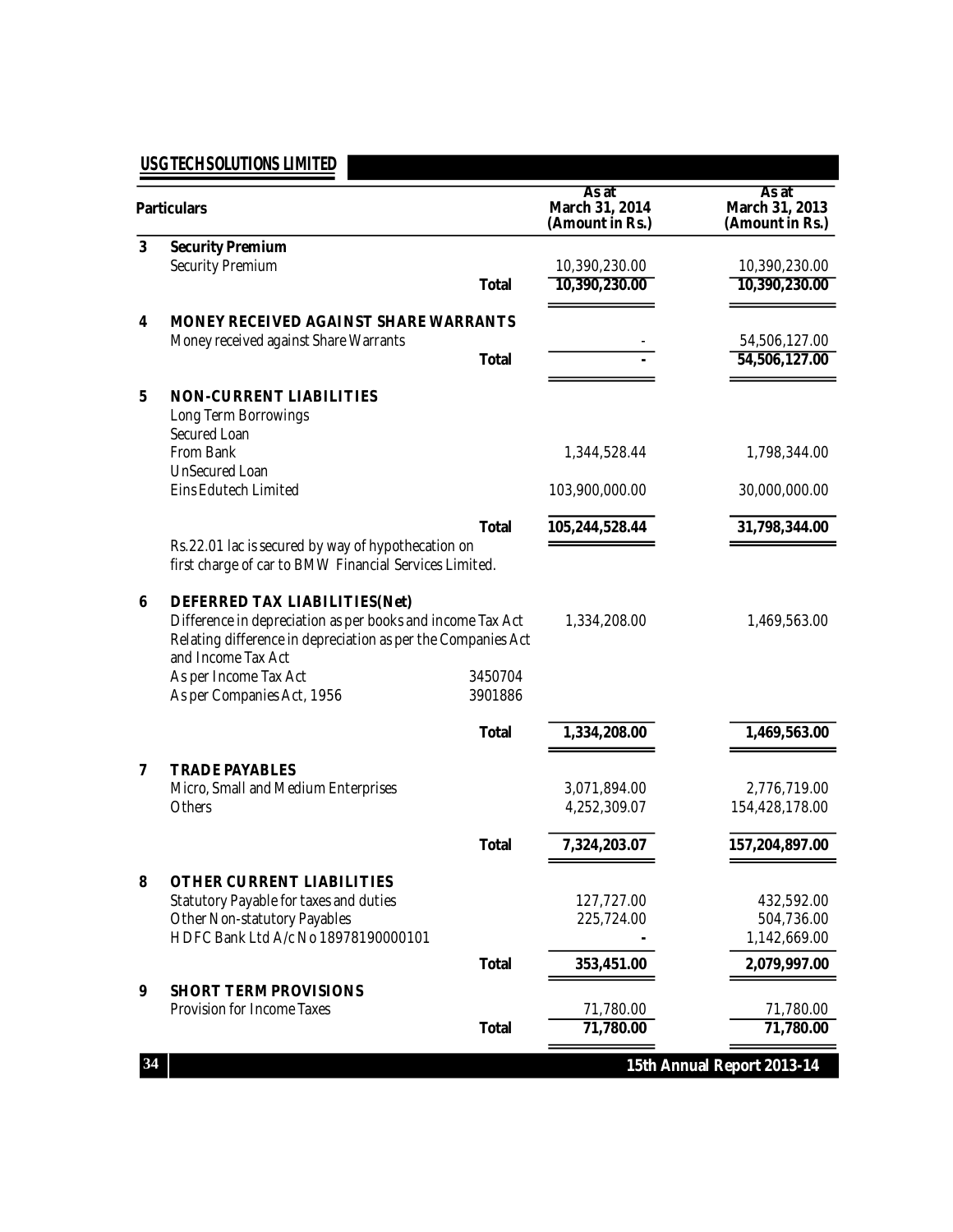| | Particulars | | As at March 31, 2014 (Amount in Rs.) | As at March 31, 2013 (Amount in Rs.) |
|---|---|---|---|---|
| **3** | **Security Premium** | | | |
| | Security Premium | | 10,390,230.00 | 10,390,230.00 |
| | | **Total** | **10,390,230.00** | **10,390,230.00** |
| **4** | **MONEY RECEIVED AGAINST SHARE WARRANTS** | | | |
| | Money received against Share Warrants | | - | 54,506,127.00 |
| | | **Total** | **-** | **54,506,127.00** |
| **5** | **NON-CURRENT LIABILITIES** | | | |
| | Long Term Borrowings | | | |
| | Secured Loan | | | |
| | From Bank | | 1,344,528.44 | 1,798,344.00 |
| | UnSecured Loan | | | |
| | Eins Edutech Limited | | 103,900,000.00 | 30,000,000.00 |
| | | **Total** | **105,244,528.44** | **31,798,344.00** |
| | Rs.22.01 lac is secured by way of hypothecation on first charge of car to BMW Financial Services Limited. | | | |
| **6** | **DEFERRED TAX LIABILITIES(Net)** | | | |
| | Difference in depreciation as per books and income Tax Act | | 1,334,208.00 | 1,469,563.00 |
| | Relating difference in depreciation as per the Companies Act and Income Tax Act | | | |
| | As per Income Tax Act | 3450704 | | |
| | As per Companies Act, 1956 | 3901886 | | |
| | | **Total** | **1,334,208.00** | **1,469,563.00** |
| **7** | **TRADE PAYABLES** | | | |
| | Micro, Small and Medium Enterprises | | 3,071,894.00 | 2,776,719.00 |
| | Others | | 4,252,309.07 | 154,428,178.00 |
| | | **Total** | **7,324,203.07** | **157,204,897.00** |
| **8** | **OTHER CURRENT LIABILITIES** | | | |
| | Statutory Payable for taxes and duties | | 127,727.00 | 432,592.00 |
| | Other Non-statutory Payables | | 225,724.00 | 504,736.00 |
| | HDFC Bank Ltd A/c No 18978190000101 | | - | 1,142,669.00 |
| | | **Total** | **353,451.00** | **2,079,997.00** |
| **9** | **SHORT TERM PROVISIONS** | | | |
| | Provision for Income Taxes | | 71,780.00 | 71,780.00 |
| | | **Total** | **71,780.00** | **71,780.00** |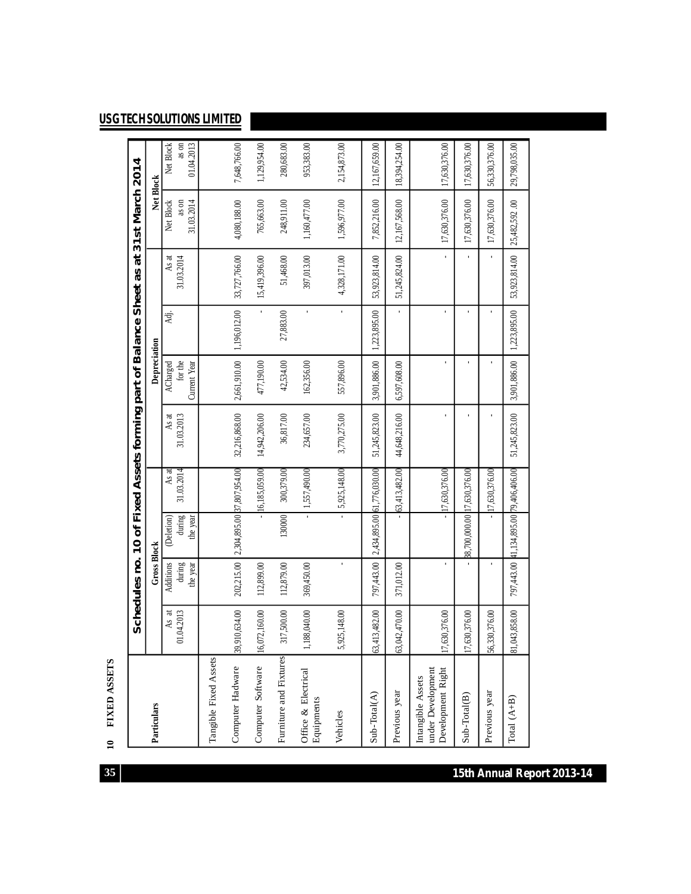## 10 FIXED ASSETS

### Schedules no. 10 of Fixed Assets forming part of Balance Sheet as at 31st March 2014

| Particulars | Gross Block | | | | Depreciation | | | | Net Block | |
|---|---|---|---|---|---|---|---|---|---|---|
| | As at 01.04.2013 | Additions during the year | (Deletion) during the year | As at 31.03.2014 | As at 31.03.2013 | ACharged for the Current Year | Adj. | As at 31.03.2014 | Net Block as on 31.03.2014 | Net Block as on 01.04.2013 |
| Tangible Fixed Assets | | | | | | | | | | |
| Computer Hadware | 39,910,634.00 | 202,215.00 | 2,304,895.00 | 37,807,954.00 | 32,216,868.00 | 2,661,910.00 | 1,196,012.00 | 33,727,766.00 | 4,080,188.00 | 7,648,766.00 |
| Computer Software | 16,072,160.00 | 112,899.00 | - | 16,185,059.00 | 14,942,206.00 | 477,190.00 | - | 15,419,396.00 | 765,663.00 | 1,129,954.00 |
| Furniture and Fixtures | 317,500.00 | 112,879.00 | 130000 | 300,379.00 | 36,817.00 | 42,534.00 | 27,883.00 | 51,468.00 | 248,911.00 | 280,683.00 |
| Office & Electrical Equipments | 1,188,040.00 | 369,450.00 | - | 1,557,490.00 | 234,657.00 | 162,356.00 | - | 397,013.00 | 1,160,477.00 | 953,383.00 |
| Vehicles | 5,925,148.00 | - | - | 5,925,148.00 | 3,770,275.00 | 557,896.00 | - | 4,328,171.00 | 1,596,977.00 | 2,154,873.00 |
| Sub-Total(A) | 63,413,482.00 | 797,443.00 | 2,434,895.00 | 61,776,030.00 | 51,245,823.00 | 3,901,886.00 | 1,223,895.00 | 53,923,814.00 | 7,852,216.00 | 12,167,659.00 |
| Previous year | 63,042,470.00 | 371,012.00 | - | 63,413,482.00 | 44,648,216.00 | 6,597,608.00 | - | 51,245,824.00 | 12,167,568.00 | 18,394,254.00 |
| Intangible Assets under Development Development Right | 17,630,376.00 | - | - | 17,630,376.00 | - | - | - | - | 17,630,376.00 | 17,630,376.00 |
| Sub-Total(B) | 17,630,376.00 | - | 38,700,000.00 | 17,630,376.00 | - | - | - | - | 17,630,376.00 | 17,630,376.00 |
| Previous year | 56,330,376.00 | - | - | 17,630,376.00 | - | - | - | - | 17,630,376.00 | 56,330,376.00 |
| Total (A+B) | 81,043,858.00 | 797,443.00 | 41,134,895.00 | 79,406,406.00 | 51,245,823.00 | 3,901,886.00 | 1,223,895.00 | 53,923,814.00 | 25,482,592 .00 | 29,798,035.00 |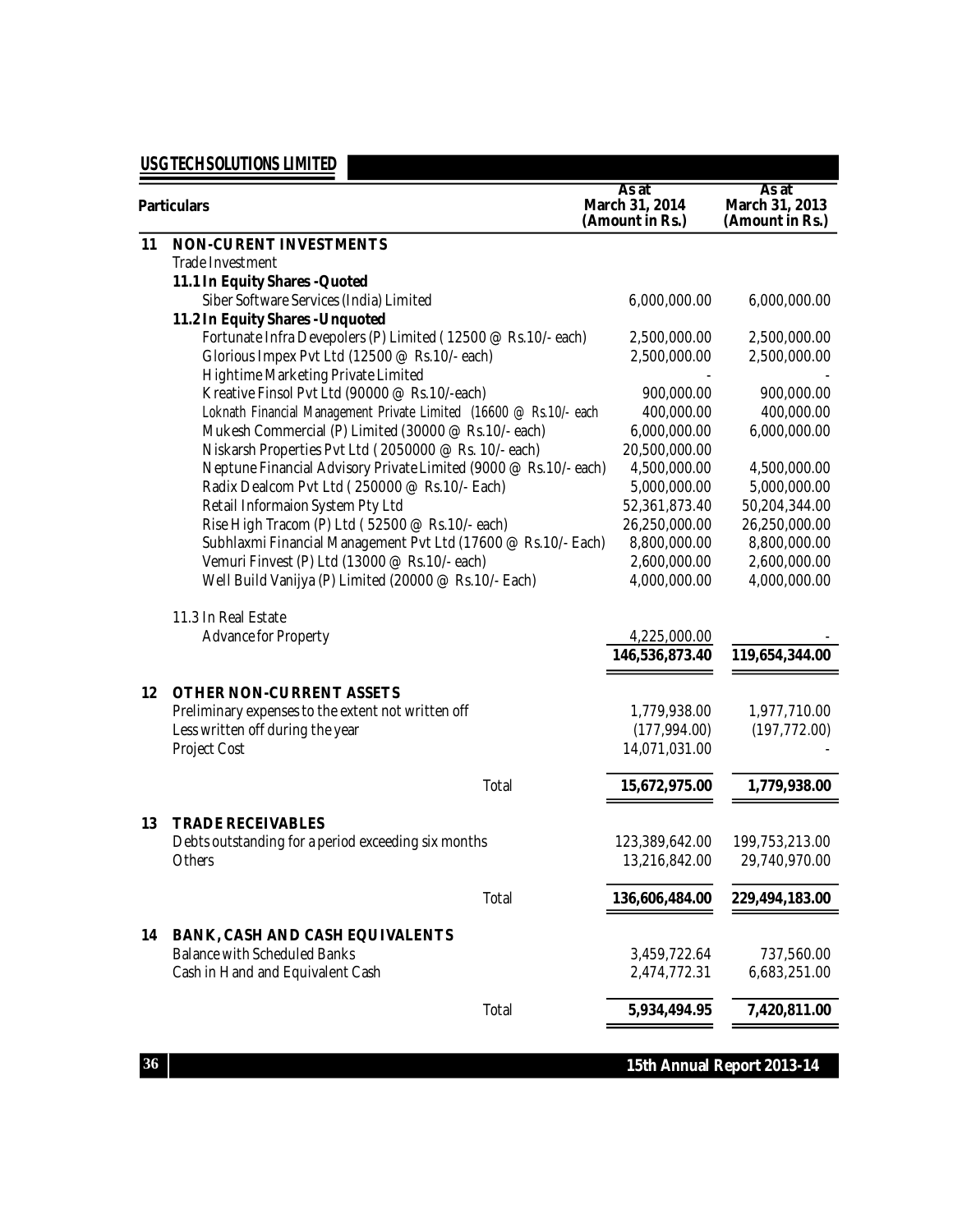| Particulars | As at March 31, 2014 (Amount in Rs.) | As at March 31, 2013 (Amount in Rs.) |
|---|---|---|
| **11 NON-CURENT INVESTMENTS** | | |
| Trade Investment | | |
| **11.1 In Equity Shares -Quoted** | | |
| Siber Software Services (India) Limited | 6,000,000.00 | 6,000,000.00 |
| **11.2 In Equity Shares -Unquoted** | | |
| Fortunate Infra Devepolers (P) Limited ( 12500 @ Rs.10/- each) | 2,500,000.00 | 2,500,000.00 |
| Glorious Impex Pvt Ltd (12500 @ Rs.10/- each) | 2,500,000.00 | 2,500,000.00 |
| Hightime Marketing Private Limited | - | - |
| Kreative Finsol Pvt Ltd (90000 @ Rs.10/-each) | 900,000.00 | 900,000.00 |
| Loknath Financial Management Private Limited (16600 @ Rs.10/- each | 400,000.00 | 400,000.00 |
| Mukesh Commercial (P) Limited (30000 @ Rs.10/- each) | 6,000,000.00 | 6,000,000.00 |
| Niskarsh Properties Pvt Ltd ( 2050000 @ Rs. 10/- each) | 20,500,000.00 | |
| Neptune Financial Advisory Private Limited (9000 @ Rs.10/- each) | 4,500,000.00 | 4,500,000.00 |
| Radix Dealcom Pvt Ltd ( 250000 @ Rs.10/- Each) | 5,000,000.00 | 5,000,000.00 |
| Retail Informaion System Pty Ltd | 52,361,873.40 | 50,204,344.00 |
| Rise High Tracom (P) Ltd ( 52500 @ Rs.10/- each) | 26,250,000.00 | 26,250,000.00 |
| Subhlaxmi Financial Management Pvt Ltd (17600 @ Rs.10/- Each) | 8,800,000.00 | 8,800,000.00 |
| Vemuri Finvest (P) Ltd (13000 @ Rs.10/- each) | 2,600,000.00 | 2,600,000.00 |
| Well Build Vanijya (P) Limited (20000 @ Rs.10/- Each) | 4,000,000.00 | 4,000,000.00 |
| 11.3 In Real Estate | | |
| Advance for Property | 4,225,000.00 | - |
| | **146,536,873.40** | **119,654,344.00** |
| **12 OTHER NON-CURRENT ASSETS** | | |
| Preliminary expenses to the extent not written off | 1,779,938.00 | 1,977,710.00 |
| Less written off during the year | (177,994.00) | (197,772.00) |
| Project Cost | 14,071,031.00 | - |
| Total | **15,672,975.00** | **1,779,938.00** |
| **13 TRADE RECEIVABLES** | | |
| Debts outstanding for a period exceeding six months | 123,389,642.00 | 199,753,213.00 |
| Others | 13,216,842.00 | 29,740,970.00 |
| Total | **136,606,484.00** | **229,494,183.00** |
| **14 BANK, CASH AND CASH EQUIVALENTS** | | |
| Balance with Scheduled Banks | 3,459,722.64 | 737,560.00 |
| Cash in Hand and Equivalent Cash | 2,474,772.31 | 6,683,251.00 |
| Total | **5,934,494.95** | **7,420,811.00** |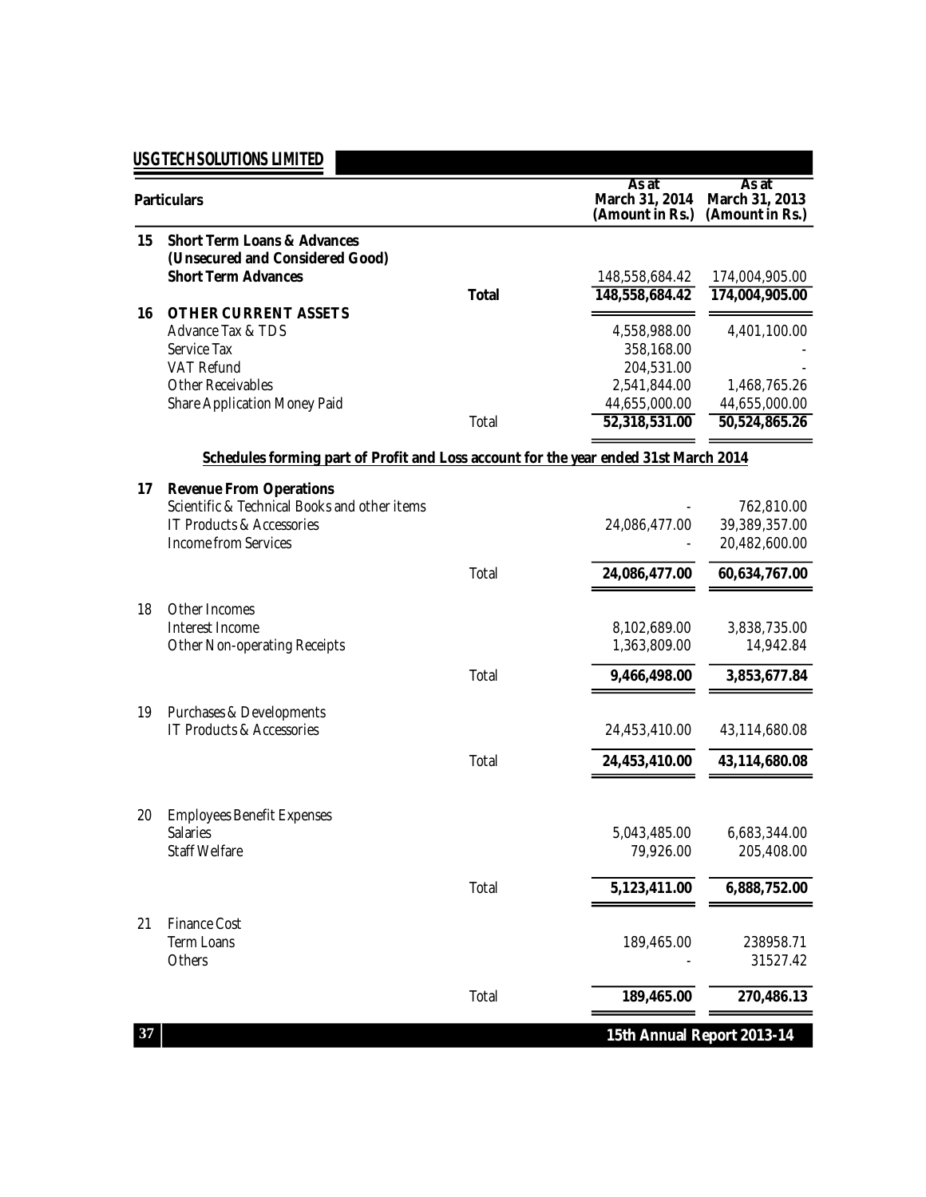| | Particulars | | As at March 31, 2014 (Amount in Rs.) | As at March 31, 2013 (Amount in Rs.) |
|---|---|---|---|---|
| **15** | **Short Term Loans & Advances (Unsecured and Considered Good)** | | | |
| | **Short Term Advances** | | 148,558,684.42 | 174,004,905.00 |
| | | **Total** | **148,558,684.42** | **174,004,905.00** |
| **16** | **OTHER CURRENT ASSETS** | | | |
| | Advance Tax & TDS | | 4,558,988.00 | 4,401,100.00 |
| | Service Tax | | 358,168.00 | - |
| | VAT Refund | | 204,531.00 | - |
| | Other Receivables | | 2,541,844.00 | 1,468,765.26 |
| | Share Application Money Paid | | 44,655,000.00 | 44,655,000.00 |
| | | Total | **52,318,531.00** | **50,524,865.26** |

**Schedules forming part of Profit and Loss account for the year ended 31st March 2014**

| | Particulars | | As at March 31, 2014 (Amount in Rs.) | As at March 31, 2013 (Amount in Rs.) |
|---|---|---|---|---|
| **17** | **Revenue From Operations** | | | |
| | Scientific & Technical Books and other items | | - | 762,810.00 |
| | IT Products & Accessories | | 24,086,477.00 | 39,389,357.00 |
| | Income from Services | | - | 20,482,600.00 |
| | | Total | **24,086,477.00** | **60,634,767.00** |
| 18 | Other Incomes | | | |
| | Interest Income | | 8,102,689.00 | 3,838,735.00 |
| | Other Non-operating Receipts | | 1,363,809.00 | 14,942.84 |
| | | Total | **9,466,498.00** | **3,853,677.84** |
| 19 | Purchases & Developments | | | |
| | IT Products & Accessories | | 24,453,410.00 | 43,114,680.08 |
| | | Total | **24,453,410.00** | **43,114,680.08** |
| 20 | Employees Benefit Expenses | | | |
| | Salaries | | 5,043,485.00 | 6,683,344.00 |
| | Staff Welfare | | 79,926.00 | 205,408.00 |
| | | Total | **5,123,411.00** | **6,888,752.00** |
| 21 | Finance Cost | | | |
| | Term Loans | | 189,465.00 | 238958.71 |
| | Others | | - | 31527.42 |
| | | Total | **189,465.00** | **270,486.13** |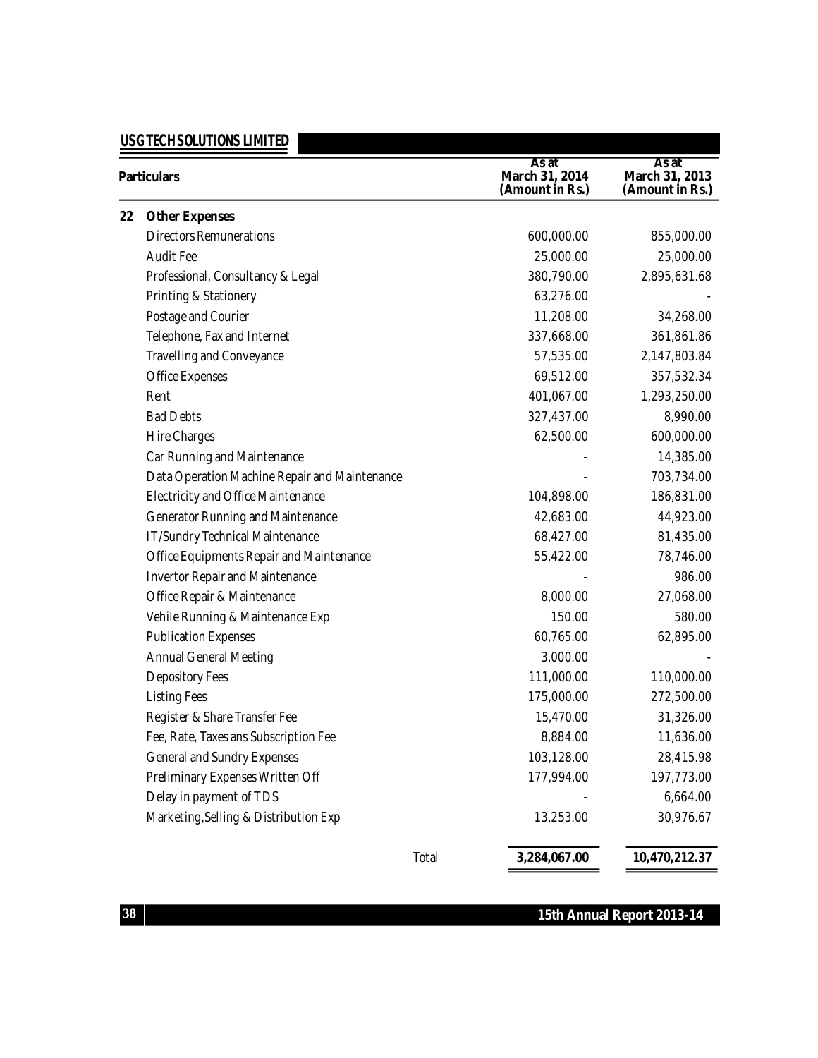| | Particulars | As at March 31, 2014 (Amount in Rs.) | As at March 31, 2013 (Amount in Rs.) |
|---|---|---|---|
| **22** | **Other Expenses** | | |
| | Directors Remunerations | 600,000.00 | 855,000.00 |
| | Audit Fee | 25,000.00 | 25,000.00 |
| | Professional, Consultancy & Legal | 380,790.00 | 2,895,631.68 |
| | Printing & Stationery | 63,276.00 | - |
| | Postage and Courier | 11,208.00 | 34,268.00 |
| | Telephone, Fax and Internet | 337,668.00 | 361,861.86 |
| | Travelling and Conveyance | 57,535.00 | 2,147,803.84 |
| | Office Expenses | 69,512.00 | 357,532.34 |
| | Rent | 401,067.00 | 1,293,250.00 |
| | Bad Debts | 327,437.00 | 8,990.00 |
| | Hire Charges | 62,500.00 | 600,000.00 |
| | Car Running and Maintenance | - | 14,385.00 |
| | Data Operation Machine Repair and Maintenance | - | 703,734.00 |
| | Electricity and Office Maintenance | 104,898.00 | 186,831.00 |
| | Generator Running and Maintenance | 42,683.00 | 44,923.00 |
| | IT/Sundry Technical Maintenance | 68,427.00 | 81,435.00 |
| | Office Equipments Repair and Maintenance | 55,422.00 | 78,746.00 |
| | Invertor Repair and Maintenance | - | 986.00 |
| | Office Repair & Maintenance | 8,000.00 | 27,068.00 |
| | Vehile Running & Maintenance Exp | 150.00 | 580.00 |
| | Publication Expenses | 60,765.00 | 62,895.00 |
| | Annual General Meeting | 3,000.00 | - |
| | Depository Fees | 111,000.00 | 110,000.00 |
| | Listing Fees | 175,000.00 | 272,500.00 |
| | Register & Share Transfer Fee | 15,470.00 | 31,326.00 |
| | Fee, Rate, Taxes ans Subscription Fee | 8,884.00 | 11,636.00 |
| | General and Sundry Expenses | 103,128.00 | 28,415.98 |
| | Preliminary Expenses Written Off | 177,994.00 | 197,773.00 |
| | Delay in payment of TDS | - | 6,664.00 |
| | Marketing,Selling & Distribution Exp | 13,253.00 | 30,976.67 |
| | Total | **3,284,067.00** | **10,470,212.37** |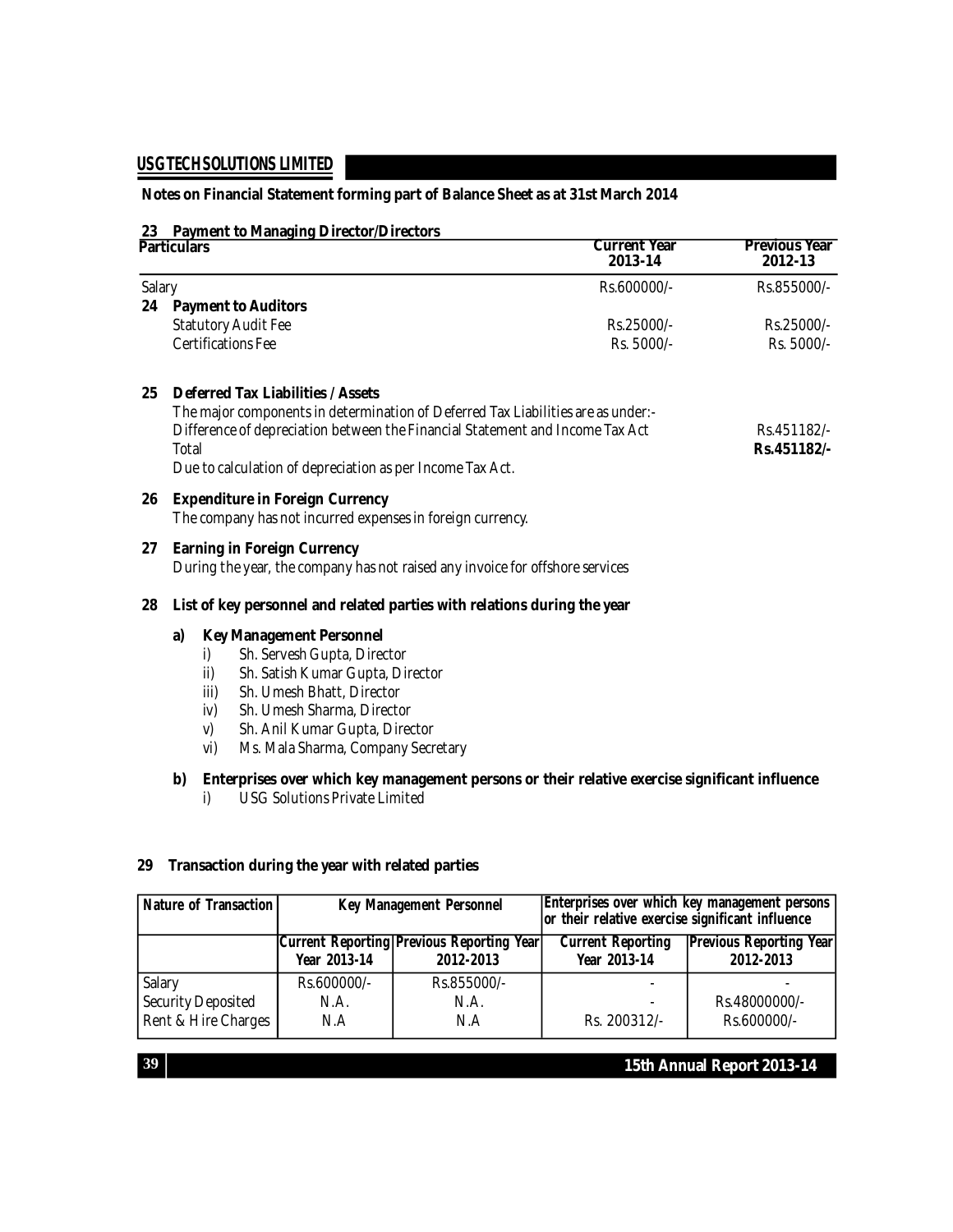**Notes on Financial Statement forming part of Balance Sheet as at 31st March 2014**

**23 Payment to Managing Director/Directors**

| Particulars | Current Year 2013-14 | Previous Year 2012-13 |
|---|---|---|
| Salary | Rs.600000/- | Rs.855000/- |

**24 Payment to Auditors**

| Particulars | Current Year 2013-14 | Previous Year 2012-13 |
|---|---|---|
| Statutory Audit Fee | Rs.25000/- | Rs.25000/- |
| Certifications Fee | Rs. 5000/- | Rs. 5000/- |

**25 Deferred Tax Liabilities / Assets**

The major components in determination of Deferred Tax Liabilities are as under:-

| | |
|---|---|
| Difference of depreciation between the Financial Statement and Income Tax Act | Rs.451182/- |
| Total | **Rs.451182/-** |

Due to calculation of depreciation as per Income Tax Act.

**26 Expenditure in Foreign Currency**

The company has not incurred expenses in foreign currency.

**27 Earning in Foreign Currency**

During the year, the company has not raised any invoice for offshore services

**28 List of key personnel and related parties with relations during the year**

**a) Key Management Personnel**

i) Sh. Servesh Gupta, Director
ii) Sh. Satish Kumar Gupta, Director
iii) Sh. Umesh Bhatt, Director
iv) Sh. Umesh Sharma, Director
v) Sh. Anil Kumar Gupta, Director
vi) Ms. Mala Sharma, Company Secretary

**b) Enterprises over which key management persons or their relative exercise significant influence**

i) USG Solutions Private Limited

**29 Transaction during the year with related parties**

| Nature of Transaction | Key Management Personnel | | Enterprises over which key management persons or their relative exercise significant influence | |
|---|---|---|---|---|
| | Current Reporting Year 2013-14 | Previous Reporting Year 2012-2013 | Current Reporting Year 2013-14 | Previous Reporting Year 2012-2013 |
| Salary | Rs.600000/- | Rs.855000/- | - | - |
| Security Deposited | N.A. | N.A. | - | Rs.48000000/- |
| Rent & Hire Charges | N.A | N.A | Rs. 200312/- | Rs.600000/- |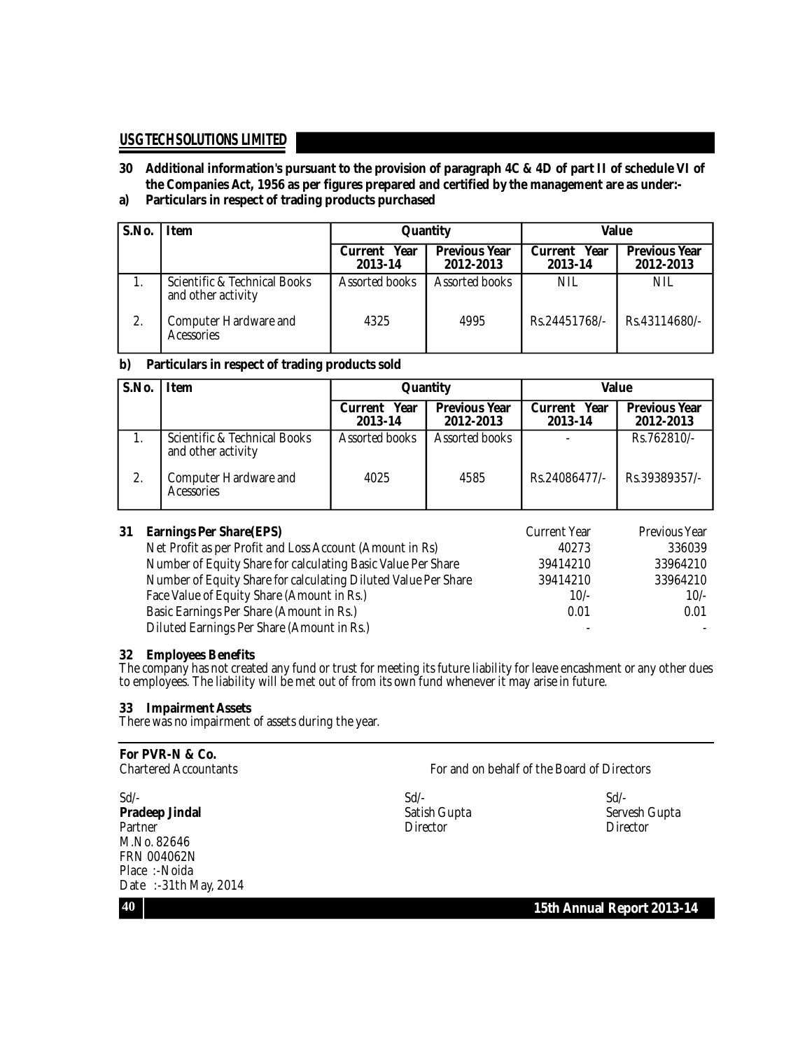**30 Additional information's pursuant to the provision of paragraph 4C & 4D of part II of schedule VI of the Companies Act, 1956 as per figures prepared and certified by the management are as under:-**

**a) Particulars in respect of trading products purchased**

| S.No. | Item | Quantity | | Value | |
|---|---|---|---|---|---|
| | | Current Year 2013-14 | Previous Year 2012-2013 | Current Year 2013-14 | Previous Year 2012-2013 |
| 1. | Scientific & Technical Books and other activity | Assorted books | Assorted books | NIL | NIL |
| 2. | Computer Hardware and Acessories | 4325 | 4995 | Rs.24451768/- | Rs.43114680/- |

**b) Particulars in respect of trading products sold**

| S.No. | Item | Quantity | | Value | |
|---|---|---|---|---|---|
| | | Current Year 2013-14 | Previous Year 2012-2013 | Current Year 2013-14 | Previous Year 2012-2013 |
| 1. | Scientific & Technical Books and other activity | Assorted books | Assorted books | - | Rs.762810/- |
| 2. | Computer Hardware and Acessories | 4025 | 4585 | Rs.24086477/- | Rs.39389357/- |

**31 Earnings Per Share(EPS)**

| | Current Year | Previous Year |
|---|---|---|
| Net Profit as per Profit and Loss Account (Amount in Rs) | 40273 | 336039 |
| Number of Equity Share for calculating Basic Value Per Share | 39414210 | 33964210 |
| Number of Equity Share for calculating Diluted Value Per Share | 39414210 | 33964210 |
| Face Value of Equity Share (Amount in Rs.) | 10/- | 10/- |
| Basic Earnings Per Share (Amount in Rs.) | 0.01 | 0.01 |
| Diluted Earnings Per Share (Amount in Rs.) | - | - |

**32 Employees Benefits**

The company has not created any fund or trust for meeting its future liability for leave encashment or any other dues to employees. The liability will be met out of from its own fund whenever it may arise in future.

**33 Impairment Assets**

There was no impairment of assets during the year.

**For PVR-N & Co.**
Chartered Accountants

For and on behalf of the Board of Directors

Sd/-
**Pradeep Jindal**
Partner
M.No. 82646
FRN 004062N
Place :-Noida
Date :-31th May, 2014

Sd/-
Satish Gupta
Director

Sd/-
Servesh Gupta
Director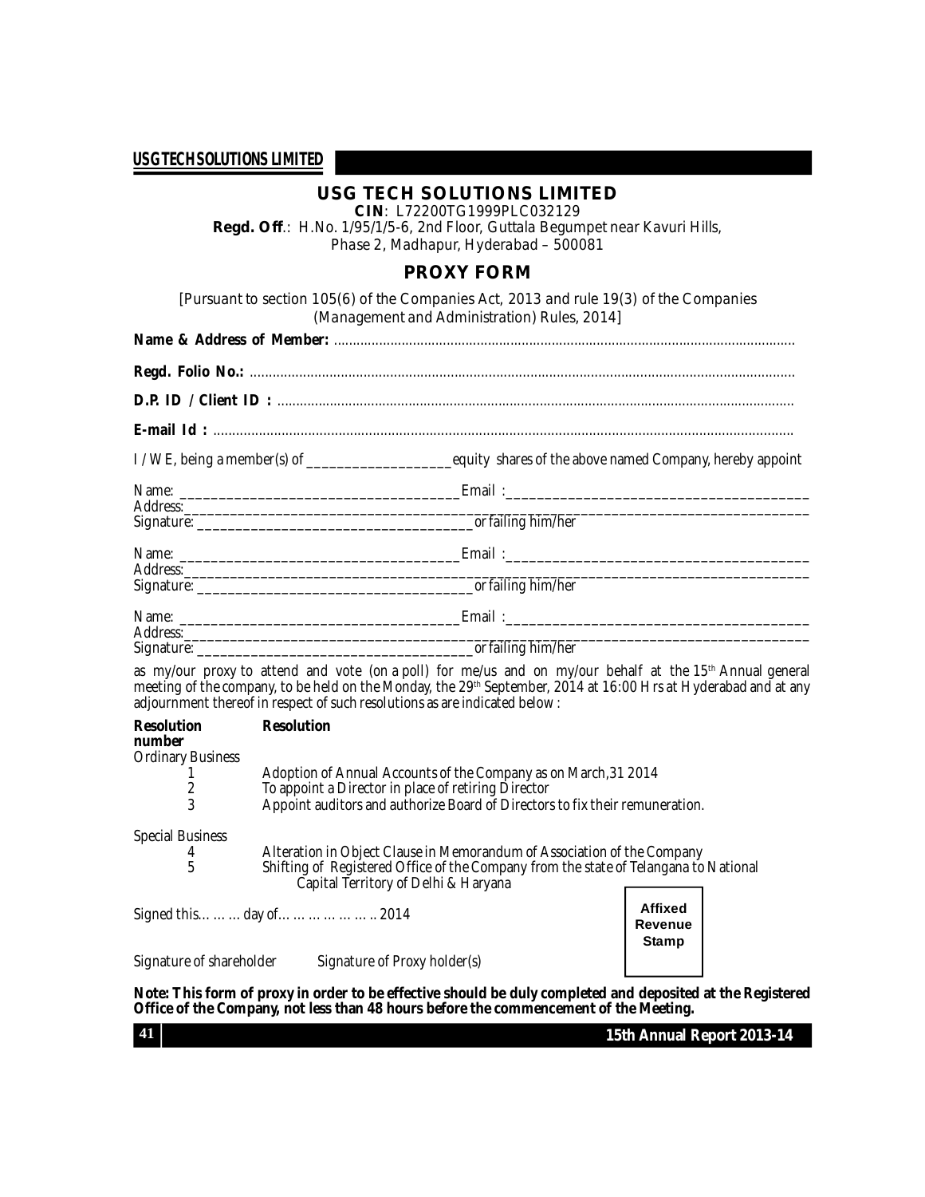# USG TECH SOLUTIONS LIMITED

**CIN**: L72200TG1999PLC032129

**Regd. Off**.: H.No. 1/95/1/5-6, 2nd Floor, Guttala Begumpet near Kavuri Hills, Phase 2, Madhapur, Hyderabad – 500081

## PROXY FORM

[Pursuant to section 105(6) of the Companies Act, 2013 and rule 19(3) of the Companies (Management and Administration) Rules, 2014]

**Name & Address of Member:** ..........................................................................................................................

**Regd. Folio No.:** ..........................................................................................................................

**D.P. ID / Client ID :** ..........................................................................................................................

**E-mail Id :** ..........................................................................................................................

I / WE, being a member(s) of ___________________equity shares of the above named Company, hereby appoint

Name: ____________________________________Email :______________________________________
Address:______________________________________________________________________________
Signature: ____________________________________or failing him/her

Name: ____________________________________Email :______________________________________
Address:______________________________________________________________________________
Signature: ____________________________________or failing him/her

Name: ____________________________________Email :______________________________________
Address:______________________________________________________________________________
Signature: ____________________________________or failing him/her

as my/our proxy to attend and vote (on a poll) for me/us and on my/our behalf at the 15th Annual general meeting of the company, to be held on the Monday, the 29th September, 2014 at 16:00 Hrs at Hyderabad and at any adjournment thereof in respect of such resolutions as are indicated below :

| Resolution number | Resolution |
|---|---|
| Ordinary Business | |
| 1 | Adoption of Annual Accounts of the Company as on March,31 2014 |
| 2 | To appoint a Director in place of retiring Director |
| 3 | Appoint auditors and authorize Board of Directors to fix their remuneration. |
| Special Business | |
| 4 | Alteration in Object Clause in Memorandum of Association of the Company |
| 5 | Shifting of Registered Office of the Company from the state of Telangana to National Capital Territory of Delhi & Haryana |

Signed this……… day of……………….. 2014

Affixed Revenue Stamp

Signature of shareholder        Signature of Proxy holder(s)

**Note: This form of proxy in order to be effective should be duly completed and deposited at the Registered Office of the Company, not less than 48 hours before the commencement of the Meeting.**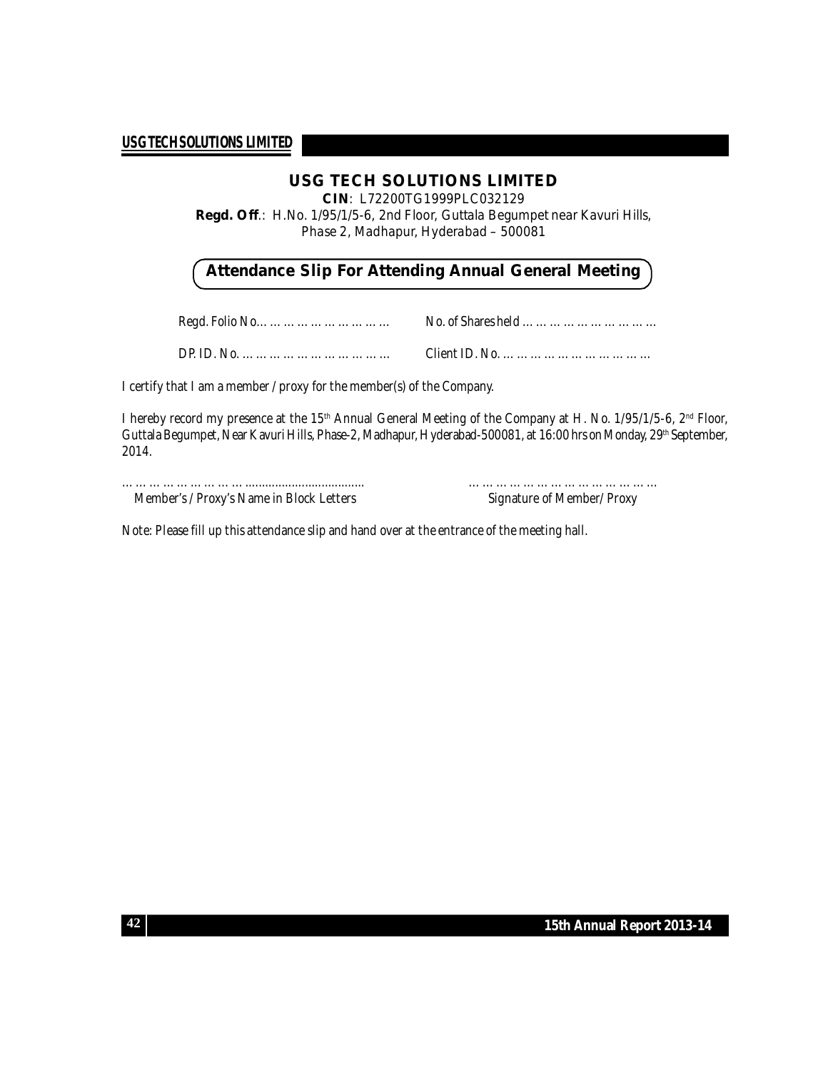# USG TECH SOLUTIONS LIMITED

**CIN**: L72200TG1999PLC032129

**Regd. Off**.: H.No. 1/95/1/5-6, 2nd Floor, Guttala Begumpet near Kavuri Hills, Phase 2, Madhapur, Hyderabad – 500081

## Attendance Slip For Attending Annual General Meeting

Regd. Folio No……………………………… No. of Shares held …………………………………

DP. ID. No. …………………………………… Client ID. No. ……………………………………

I certify that I am a member / proxy for the member(s) of the Company.

I hereby record my presence at the 15th Annual General Meeting of the Company at H. No. 1/95/1/5-6, 2nd Floor, Guttala Begumpet, Near Kavuri Hills, Phase-2, Madhapur, Hyderabad-500081, at 16:00 hrs on Monday, 29th September, 2014.

………………………………........................................ ………………………………………………

Member's / Proxy's Name in Block Letters Signature of Member/ Proxy

Note: Please fill up this attendance slip and hand over at the entrance of the meeting hall.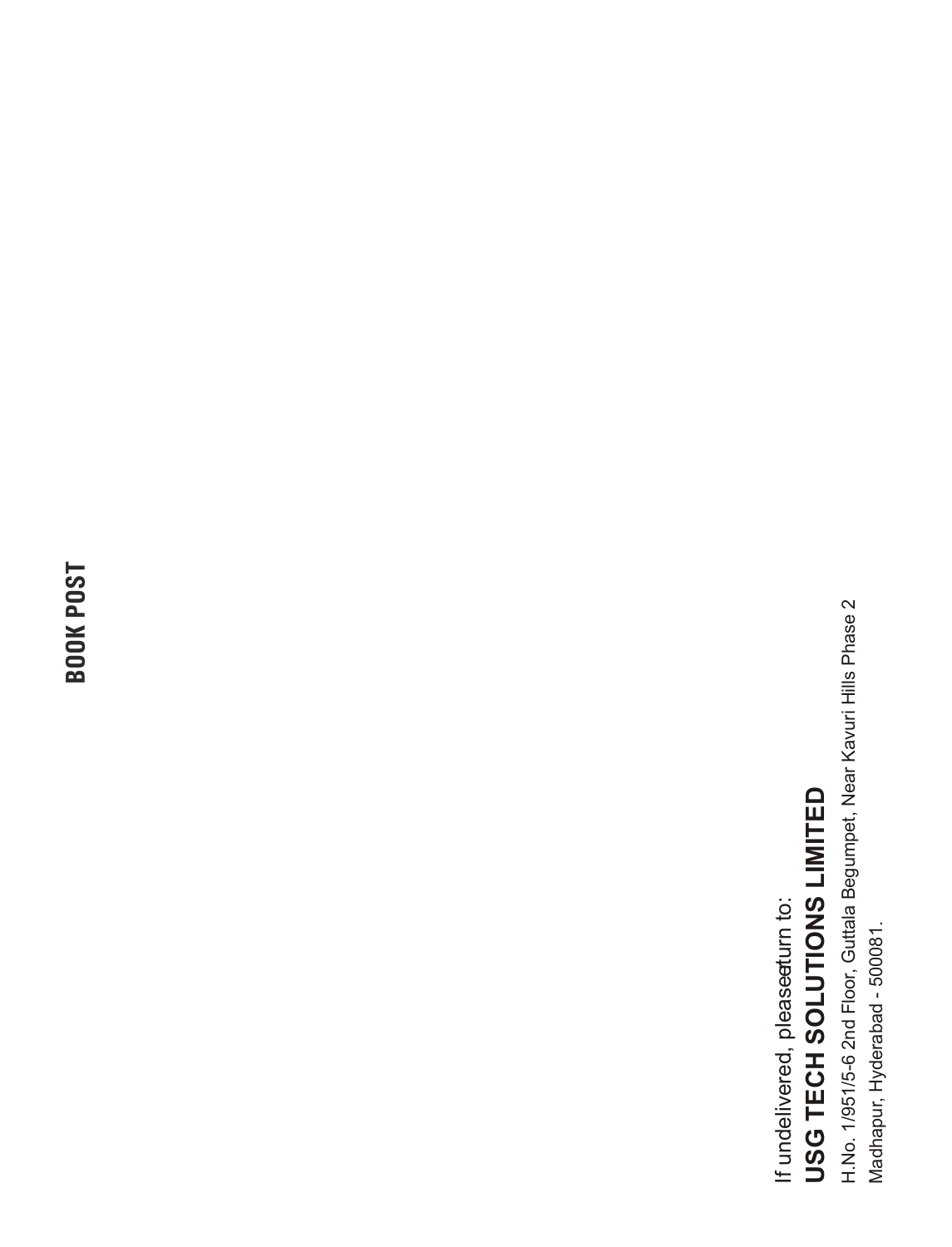**BOOK POST**

If undelivered, please return to:

**USG TECH SOLUTIONS LIMITED**

H.No. 1/951/5-6 2nd Floor, Guttala Begumpet, Near Kavuri Hills Phase 2

Madhapur, Hyderabad - 500081.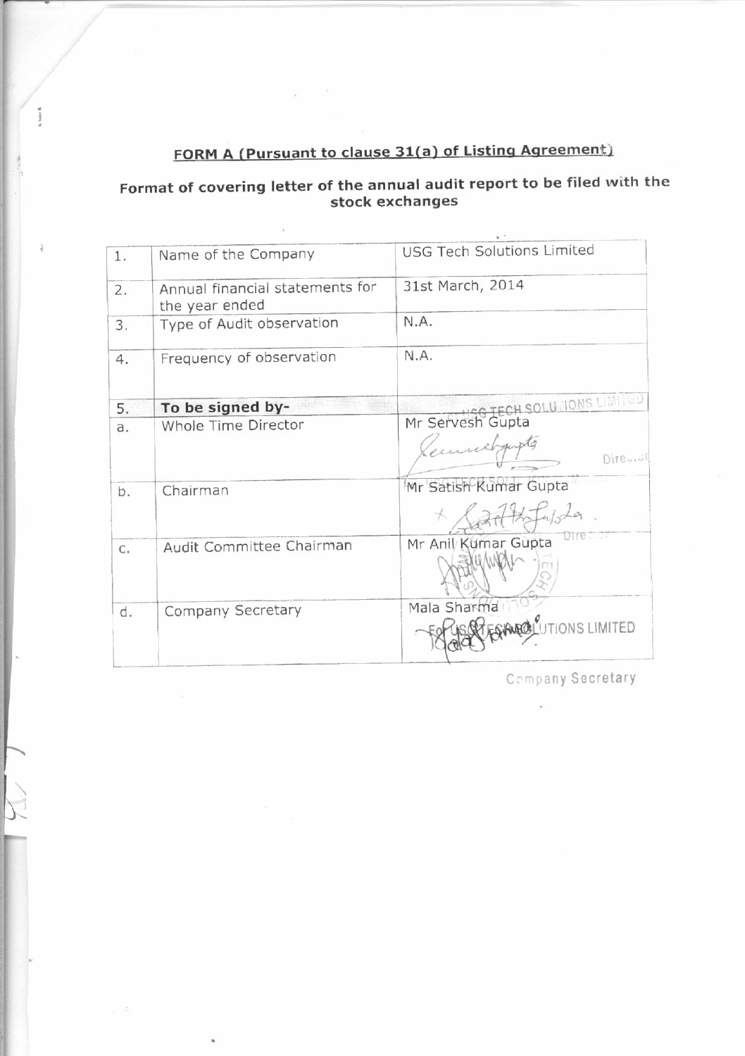## FORM A (Pursuant to clause 31(a) of Listing Agreement)

### Format of covering letter of the annual audit report to be filed with the stock exchanges

| | | |
|---|---|---|
| 1. | Name of the Company | USG Tech Solutions Limited |
| 2. | Annual financial statements for the year ended | 31st March, 2014 |
| 3. | Type of Audit observation | N.A. |
| 4. | Frequency of observation | N.A. |
| 5. | **To be signed by-** | |
| a. | Whole Time Director | Mr Servesh Gupta |
| b. | Chairman | Mr Satish Kumar Gupta |
| c. | Audit Committee Chairman | Mr Anil Kumar Gupta |
| d. | Company Secretary | Mala Sharma |

For USG TECH SOLUTIONS LIMITED

Company Secretary